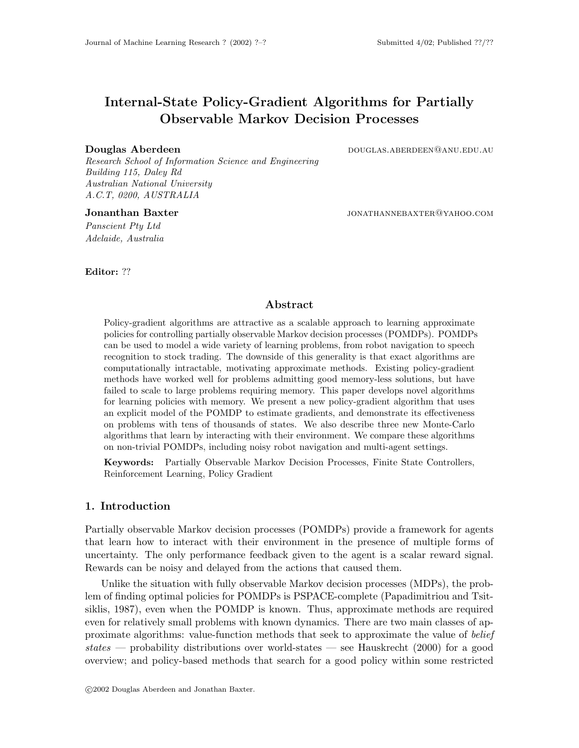# Internal-State Policy-Gradient Algorithms for Partially Observable Markov Decision Processes

**Douglas Aberdeen** DOUGLAS.ABERDEEN@ANU.EDU.AU

*Research School of Information Science and Engineering*
*Building 115, Daley Rd*
*Australian National University*
*A.C.T, 0200, AUSTRALIA*

**Jonanthan Baxter** JONATHANNEBAXTER@YAHOO.COM

*Panscient Pty Ltd*
*Adelaide, Australia*

**Editor:** ??

## Abstract

Policy-gradient algorithms are attractive as a scalable approach to learning approximate policies for controlling partially observable Markov decision processes (POMDPs). POMDPs can be used to model a wide variety of learning problems, from robot navigation to speech recognition to stock trading. The downside of this generality is that exact algorithms are computationally intractable, motivating approximate methods. Existing policy-gradient methods have worked well for problems admitting good memory-less solutions, but have failed to scale to large problems requiring memory. This paper develops novel algorithms for learning policies with memory. We present a new policy-gradient algorithm that uses an explicit model of the POMDP to estimate gradients, and demonstrate its effectiveness on problems with tens of thousands of states. We also describe three new Monte-Carlo algorithms that learn by interacting with their environment. We compare these algorithms on non-trivial POMDPs, including noisy robot navigation and multi-agent settings.

**Keywords:** Partially Observable Markov Decision Processes, Finite State Controllers, Reinforcement Learning, Policy Gradient

## 1. Introduction

Partially observable Markov decision processes (POMDPs) provide a framework for agents that learn how to interact with their environment in the presence of multiple forms of uncertainty. The only performance feedback given to the agent is a scalar reward signal. Rewards can be noisy and delayed from the actions that caused them.

Unlike the situation with fully observable Markov decision processes (MDPs), the problem of finding optimal policies for POMDPs is PSPACE-complete (Papadimitriou and Tsitsiklis, 1987), even when the POMDP is known. Thus, approximate methods are required even for relatively small problems with known dynamics. There are two main classes of approximate algorithms: value-function methods that seek to approximate the value of *belief states* — probability distributions over world-states — see Hauskrecht (2000) for a good overview; and policy-based methods that search for a good policy within some restricted

©2002 Douglas Aberdeen and Jonathan Baxter.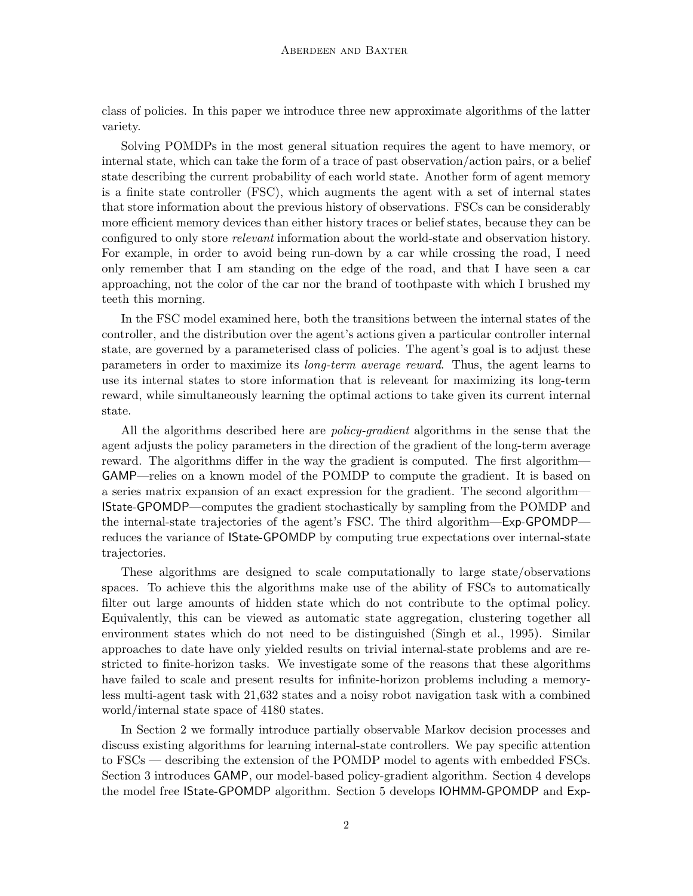class of policies. In this paper we introduce three new approximate algorithms of the latter variety.

Solving POMDPs in the most general situation requires the agent to have memory, or internal state, which can take the form of a trace of past observation/action pairs, or a belief state describing the current probability of each world state. Another form of agent memory is a finite state controller (FSC), which augments the agent with a set of internal states that store information about the previous history of observations. FSCs can be considerably more efficient memory devices than either history traces or belief states, because they can be configured to only store *relevant* information about the world-state and observation history. For example, in order to avoid being run-down by a car while crossing the road, I need only remember that I am standing on the edge of the road, and that I have seen a car approaching, not the color of the car nor the brand of toothpaste with which I brushed my teeth this morning.

In the FSC model examined here, both the transitions between the internal states of the controller, and the distribution over the agent's actions given a particular controller internal state, are governed by a parameterised class of policies. The agent's goal is to adjust these parameters in order to maximize its *long-term average reward*. Thus, the agent learns to use its internal states to store information that is releveant for maximizing its long-term reward, while simultaneously learning the optimal actions to take given its current internal state.

All the algorithms described here are *policy-gradient* algorithms in the sense that the agent adjusts the policy parameters in the direction of the gradient of the long-term average reward. The algorithms differ in the way the gradient is computed. The first algorithm—GAMP—relies on a known model of the POMDP to compute the gradient. It is based on a series matrix expansion of an exact expression for the gradient. The second algorithm—IState-GPOMDP—computes the gradient stochastically by sampling from the POMDP and the internal-state trajectories of the agent's FSC. The third algorithm—Exp-GPOMDP—reduces the variance of IState-GPOMDP by computing true expectations over internal-state trajectories.

These algorithms are designed to scale computationally to large state/observations spaces. To achieve this the algorithms make use of the ability of FSCs to automatically filter out large amounts of hidden state which do not contribute to the optimal policy. Equivalently, this can be viewed as automatic state aggregation, clustering together all environment states which do not need to be distinguished (Singh et al., 1995). Similar approaches to date have only yielded results on trivial internal-state problems and are restricted to finite-horizon tasks. We investigate some of the reasons that these algorithms have failed to scale and present results for infinite-horizon problems including a memory-less multi-agent task with 21,632 states and a noisy robot navigation task with a combined world/internal state space of 4180 states.

In Section 2 we formally introduce partially observable Markov decision processes and discuss existing algorithms for learning internal-state controllers. We pay specific attention to FSCs — describing the extension of the POMDP model to agents with embedded FSCs. Section 3 introduces GAMP, our model-based policy-gradient algorithm. Section 4 develops the model free IState-GPOMDP algorithm. Section 5 develops IOHMM-GPOMDP and Exp-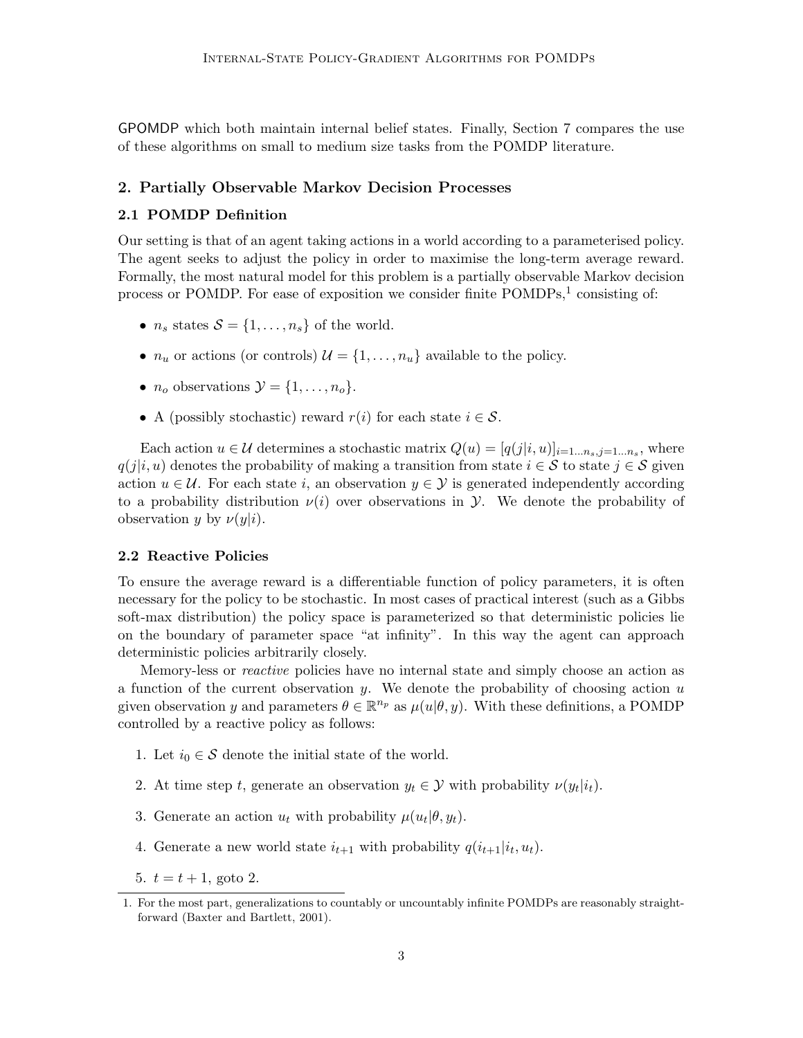GPOMDP which both maintain internal belief states. Finally, Section 7 compares the use of these algorithms on small to medium size tasks from the POMDP literature.

## 2. Partially Observable Markov Decision Processes

### 2.1 POMDP Definition

Our setting is that of an agent taking actions in a world according to a parameterised policy. The agent seeks to adjust the policy in order to maximise the long-term average reward. Formally, the most natural model for this problem is a partially observable Markov decision process or POMDP. For ease of exposition we consider finite POMDPs,[1] consisting of:

- $n_s$ states $\mathcal{S} = \{1, \ldots, n_s\}$ of the world.
- $n_u$ or actions (or controls) $\mathcal{U} = \{1, \ldots, n_u\}$ available to the policy.
- $n_o$ observations $\mathcal{Y} = \{1, \ldots, n_o\}$.
- A (possibly stochastic) reward $r(i)$ for each state $i \in \mathcal{S}$.

Each action $u \in \mathcal{U}$ determines a stochastic matrix $Q(u) = [q(j|i,u)]_{i=1\ldots n_s, j=1\ldots n_s}$, where $q(j|i,u)$ denotes the probability of making a transition from state $i \in \mathcal{S}$ to state $j \in \mathcal{S}$ given action $u \in \mathcal{U}$. For each state $i$, an observation $y \in \mathcal{Y}$ is generated independently according to a probability distribution $\nu(i)$ over observations in $\mathcal{Y}$. We denote the probability of observation $y$ by $\nu(y|i)$.

### 2.2 Reactive Policies

To ensure the average reward is a differentiable function of policy parameters, it is often necessary for the policy to be stochastic. In most cases of practical interest (such as a Gibbs soft-max distribution) the policy space is parameterized so that deterministic policies lie on the boundary of parameter space "at infinity". In this way the agent can approach deterministic policies arbitrarily closely.

Memory-less or *reactive* policies have no internal state and simply choose an action as a function of the current observation $y$. We denote the probability of choosing action $u$ given observation $y$ and parameters $\theta \in \mathbb{R}^{n_p}$ as $\mu(u|\theta, y)$. With these definitions, a POMDP controlled by a reactive policy as follows:

1. Let $i_0 \in \mathcal{S}$ denote the initial state of the world.
2. At time step $t$, generate an observation $y_t \in \mathcal{Y}$ with probability $\nu(y_t|i_t)$.
3. Generate an action $u_t$ with probability $\mu(u_t|\theta, y_t)$.
4. Generate a new world state $i_{t+1}$ with probability $q(i_{t+1}|i_t, u_t)$.
5. $t = t + 1$, goto 2.

1. For the most part, generalizations to countably or uncountably infinite POMDPs are reasonably straightforward (Baxter and Bartlett, 2001).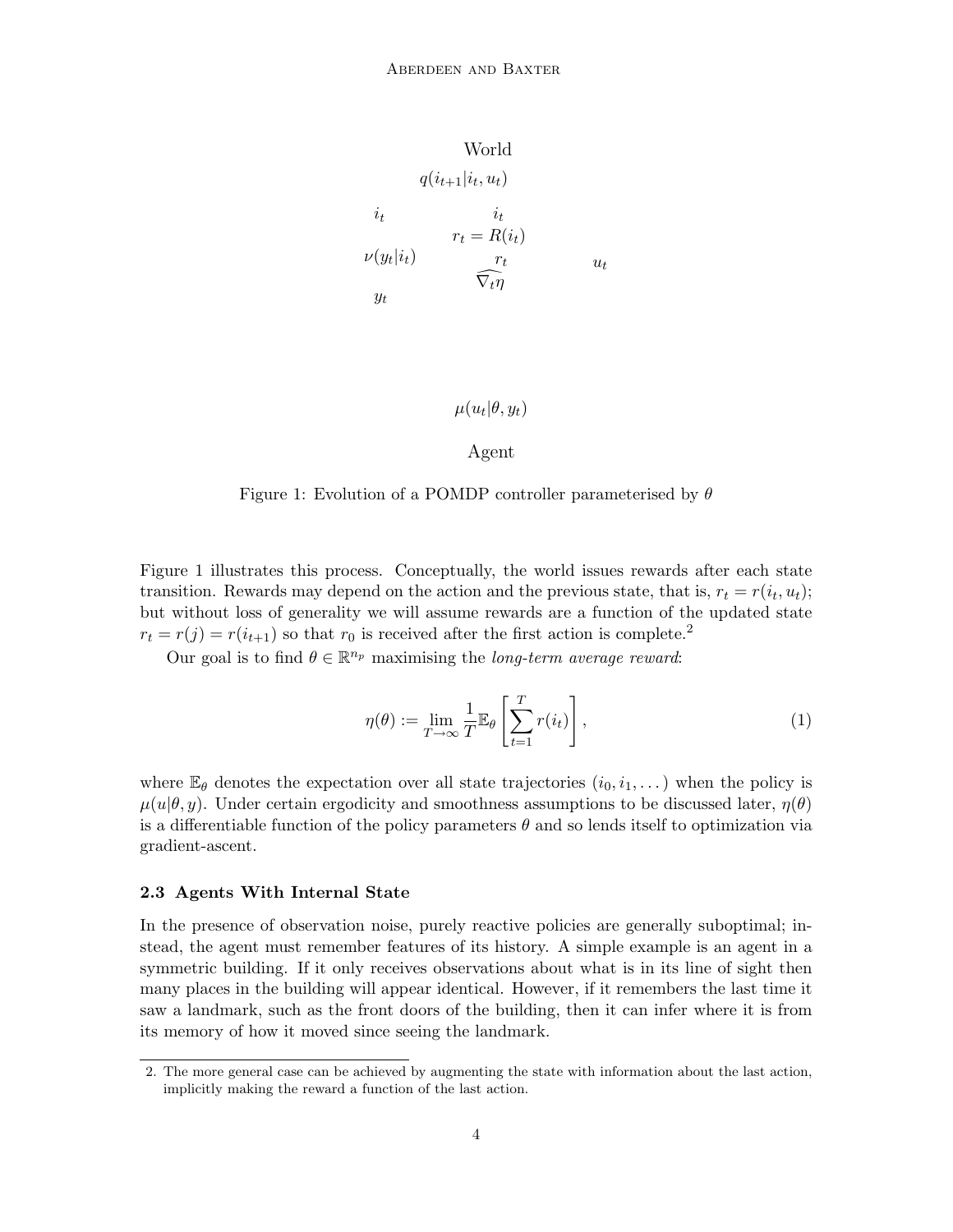World

$q(i_{t+1}|i_t, u_t)$

$i_t$ $i_t$

$r_t = R(i_t)$

$\nu(y_t|i_t)$ $r_t$ $u_t$

$\widehat{\nabla_t \eta}$

$y_t$

$\mu(u_t|\theta, y_t)$

Agent

Figure 1: Evolution of a POMDP controller parameterised by $\theta$

Figure 1 illustrates this process. Conceptually, the world issues rewards after each state transition. Rewards may depend on the action and the previous state, that is, $r_t = r(i_t, u_t)$; but without loss of generality we will assume rewards are a function of the updated state $r_t = r(j) = r(i_{t+1})$ so that $r_0$ is received after the first action is complete.[2]

Our goal is to find $\theta \in \mathbb{R}^{n_p}$ maximising the *long-term average reward*:

$$\eta(\theta) := \lim_{T \to \infty} \frac{1}{T} \mathbb{E}_\theta \left[ \sum_{t=1}^{T} r(i_t) \right], \tag{1}$$

where $\mathbb{E}_\theta$ denotes the expectation over all state trajectories $(i_0, i_1, \dots)$ when the policy is $\mu(u|\theta, y)$. Under certain ergodicity and smoothness assumptions to be discussed later, $\eta(\theta)$ is a differentiable function of the policy parameters $\theta$ and so lends itself to optimization via gradient-ascent.

### 2.3 Agents With Internal State

In the presence of observation noise, purely reactive policies are generally suboptimal; instead, the agent must remember features of its history. A simple example is an agent in a symmetric building. If it only receives observations about what is in its line of sight then many places in the building will appear identical. However, if it remembers the last time it saw a landmark, such as the front doors of the building, then it can infer where it is from its memory of how it moved since seeing the landmark.

2. The more general case can be achieved by augmenting the state with information about the last action, implicitly making the reward a function of the last action.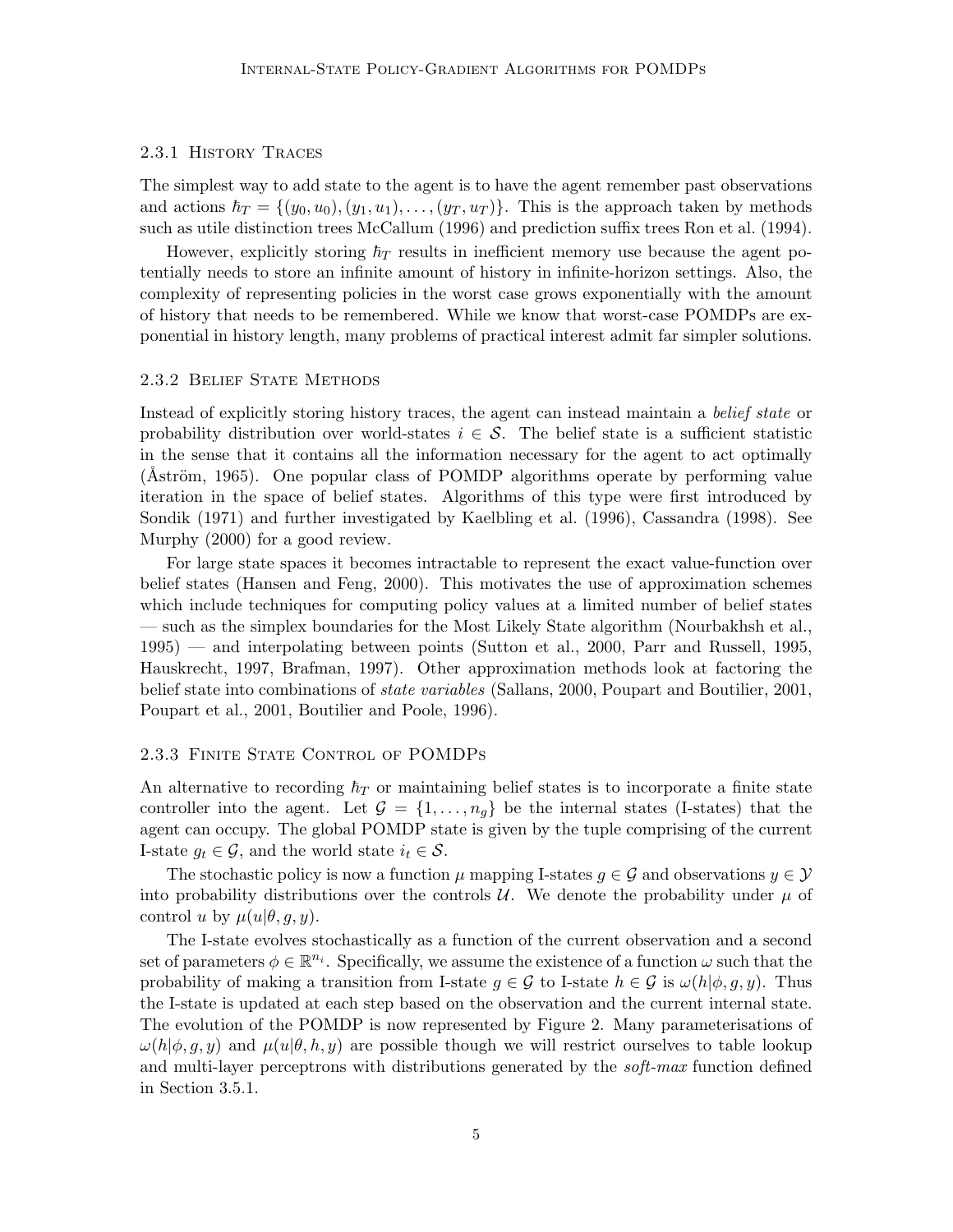### 2.3.1 History Traces

The simplest way to add state to the agent is to have the agent remember past observations and actions $\hbar_T = \{(y_0, u_0), (y_1, u_1), \ldots, (y_T, u_T)\}$. This is the approach taken by methods such as utile distinction trees McCallum (1996) and prediction suffix trees Ron et al. (1994).

However, explicitly storing $\hbar_T$ results in inefficient memory use because the agent potentially needs to store an infinite amount of history in infinite-horizon settings. Also, the complexity of representing policies in the worst case grows exponentially with the amount of history that needs to be remembered. While we know that worst-case POMDPs are exponential in history length, many problems of practical interest admit far simpler solutions.

### 2.3.2 Belief State Methods

Instead of explicitly storing history traces, the agent can instead maintain a *belief state* or probability distribution over world-states $i \in \mathcal{S}$. The belief state is a sufficient statistic in the sense that it contains all the information necessary for the agent to act optimally (Åström, 1965). One popular class of POMDP algorithms operate by performing value iteration in the space of belief states. Algorithms of this type were first introduced by Sondik (1971) and further investigated by Kaelbling et al. (1996), Cassandra (1998). See Murphy (2000) for a good review.

For large state spaces it becomes intractable to represent the exact value-function over belief states (Hansen and Feng, 2000). This motivates the use of approximation schemes which include techniques for computing policy values at a limited number of belief states — such as the simplex boundaries for the Most Likely State algorithm (Nourbakhsh et al., 1995) — and interpolating between points (Sutton et al., 2000, Parr and Russell, 1995, Hauskrecht, 1997, Brafman, 1997). Other approximation methods look at factoring the belief state into combinations of *state variables* (Sallans, 2000, Poupart and Boutilier, 2001, Poupart et al., 2001, Boutilier and Poole, 1996).

### 2.3.3 Finite State Control of POMDPs

An alternative to recording $\hbar_T$ or maintaining belief states is to incorporate a finite state controller into the agent. Let $\mathcal{G} = \{1, \ldots, n_g\}$ be the internal states (I-states) that the agent can occupy. The global POMDP state is given by the tuple comprising of the current I-state $g_t \in \mathcal{G}$, and the world state $i_t \in \mathcal{S}$.

The stochastic policy is now a function $\mu$ mapping I-states $g \in \mathcal{G}$ and observations $y \in \mathcal{Y}$ into probability distributions over the controls $\mathcal{U}$. We denote the probability under $\mu$ of control $u$ by $\mu(u|\theta, g, y)$.

The I-state evolves stochastically as a function of the current observation and a second set of parameters $\phi \in \mathbb{R}^{n_i}$. Specifically, we assume the existence of a function $\omega$ such that the probability of making a transition from I-state $g \in \mathcal{G}$ to I-state $h \in \mathcal{G}$ is $\omega(h|\phi, g, y)$. Thus the I-state is updated at each step based on the observation and the current internal state. The evolution of the POMDP is now represented by Figure 2. Many parameterisations of $\omega(h|\phi, g, y)$ and $\mu(u|\theta, h, y)$ are possible though we will restrict ourselves to table lookup and multi-layer perceptrons with distributions generated by the *soft-max* function defined in Section 3.5.1.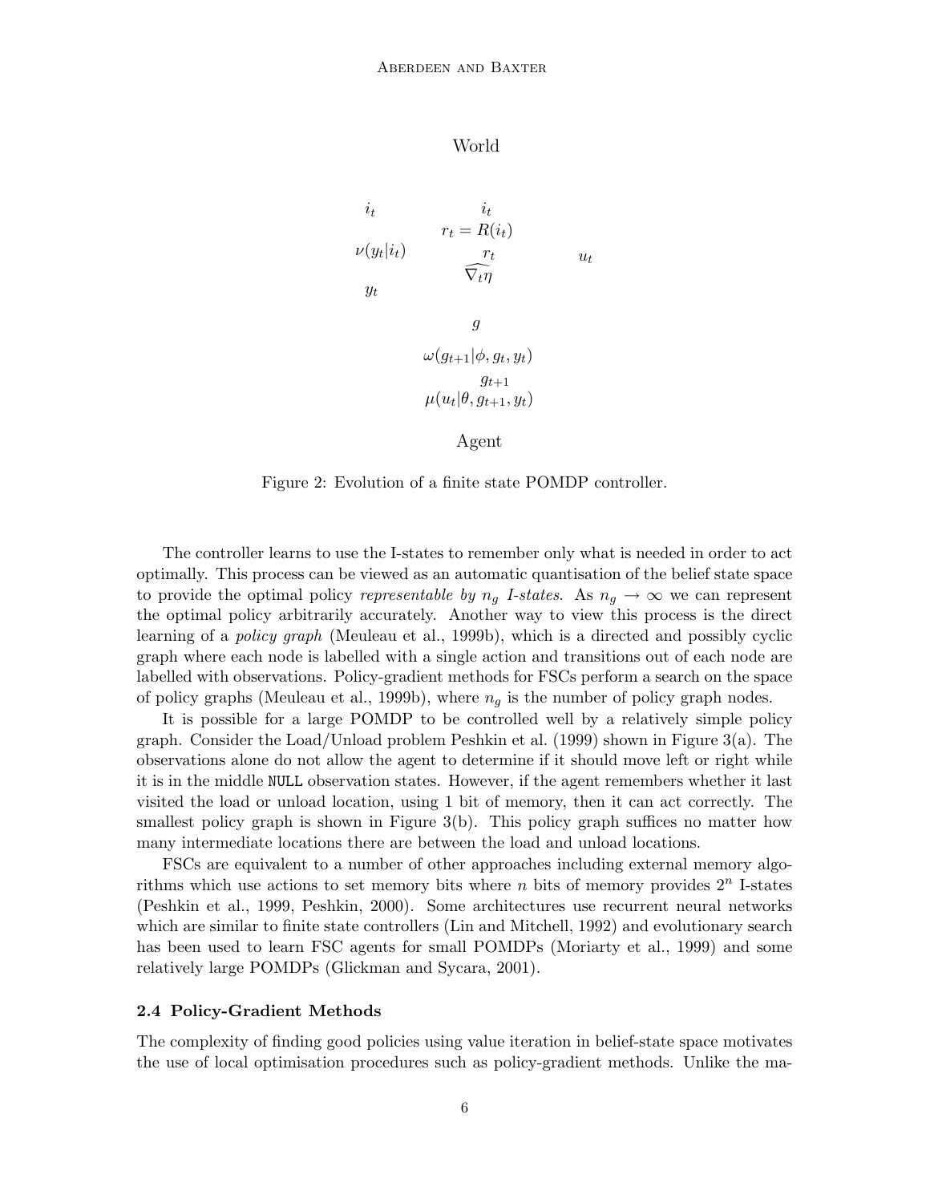World

$i_t$

$i_t$

$r_t = R(i_t)$

$\nu(y_t|i_t)$

$r_t$

$u_t$

$\widehat{\nabla_t \eta}$

$y_t$

$g$

$\omega(g_{t+1}|\phi, g_t, y_t)$

$g_{t+1}$

$\mu(u_t|\theta, g_{t+1}, y_t)$

Agent

Figure 2: Evolution of a finite state POMDP controller.

The controller learns to use the I-states to remember only what is needed in order to act optimally. This process can be viewed as an automatic quantisation of the belief state space to provide the optimal policy *representable by $n_g$ I-states*. As $n_g \to \infty$ we can represent the optimal policy arbitrarily accurately. Another way to view this process is the direct learning of a *policy graph* (Meuleau et al., 1999b), which is a directed and possibly cyclic graph where each node is labelled with a single action and transitions out of each node are labelled with observations. Policy-gradient methods for FSCs perform a search on the space of policy graphs (Meuleau et al., 1999b), where $n_g$ is the number of policy graph nodes.

It is possible for a large POMDP to be controlled well by a relatively simple policy graph. Consider the Load/Unload problem Peshkin et al. (1999) shown in Figure 3(a). The observations alone do not allow the agent to determine if it should move left or right while it is in the middle `NULL` observation states. However, if the agent remembers whether it last visited the load or unload location, using 1 bit of memory, then it can act correctly. The smallest policy graph is shown in Figure 3(b). This policy graph suffices no matter how many intermediate locations there are between the load and unload locations.

FSCs are equivalent to a number of other approaches including external memory algorithms which use actions to set memory bits where $n$ bits of memory provides $2^n$ I-states (Peshkin et al., 1999, Peshkin, 2000). Some architectures use recurrent neural networks which are similar to finite state controllers (Lin and Mitchell, 1992) and evolutionary search has been used to learn FSC agents for small POMDPs (Moriarty et al., 1999) and some relatively large POMDPs (Glickman and Sycara, 2001).

### 2.4 Policy-Gradient Methods

The complexity of finding good policies using value iteration in belief-state space motivates the use of local optimisation procedures such as policy-gradient methods. Unlike the ma-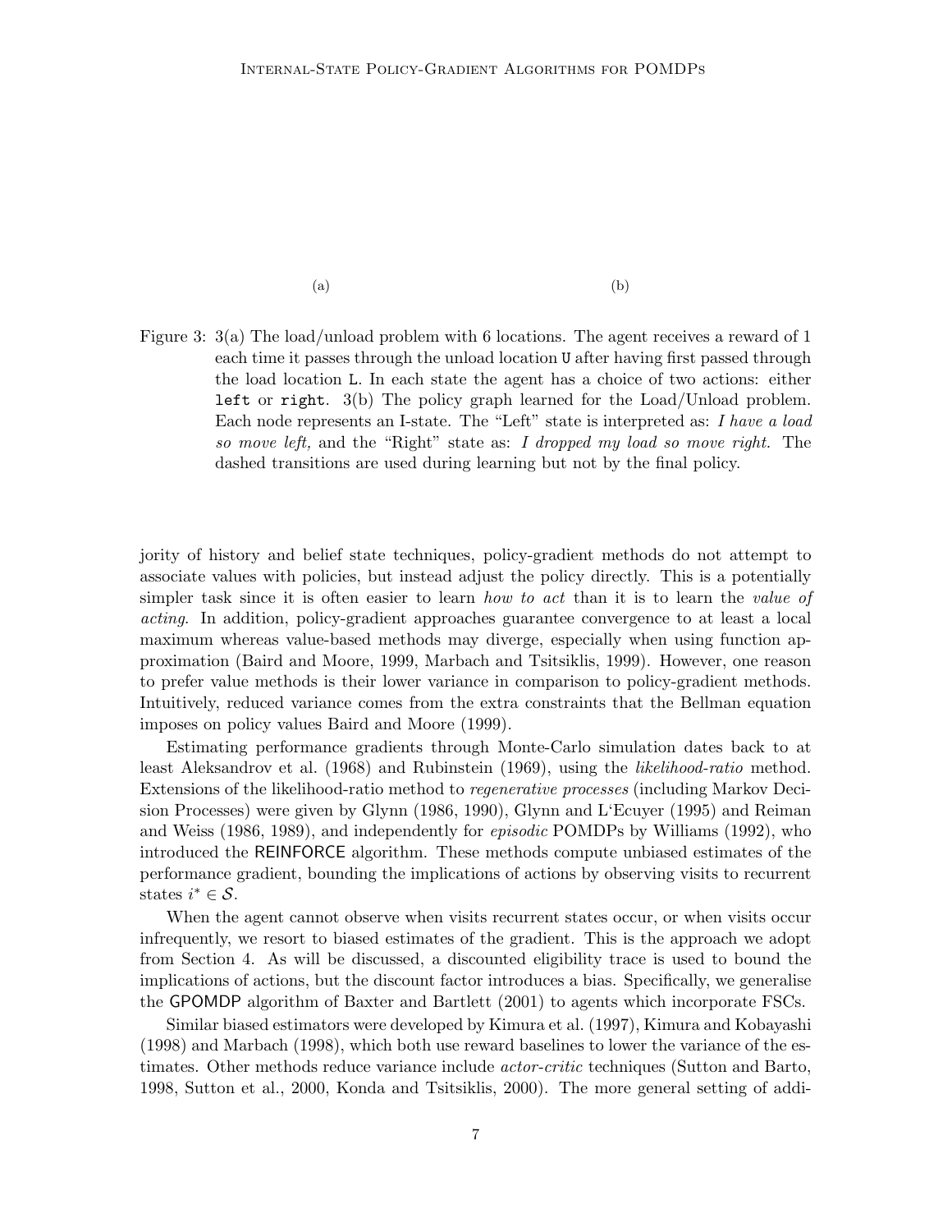(a) (b)

Figure 3: 3(a) The load/unload problem with 6 locations. The agent receives a reward of 1 each time it passes through the unload location `U` after having first passed through the load location `L`. In each state the agent has a choice of two actions: either `left` or `right`. 3(b) The policy graph learned for the Load/Unload problem. Each node represents an I-state. The "Left" state is interpreted as: *I have a load so move left,* and the "Right" state as: *I dropped my load so move right.* The dashed transitions are used during learning but not by the final policy.

jority of history and belief state techniques, policy-gradient methods do not attempt to associate values with policies, but instead adjust the policy directly. This is a potentially simpler task since it is often easier to learn *how to act* than it is to learn the *value of acting*. In addition, policy-gradient approaches guarantee convergence to at least a local maximum whereas value-based methods may diverge, especially when using function approximation (Baird and Moore, 1999, Marbach and Tsitsiklis, 1999). However, one reason to prefer value methods is their lower variance in comparison to policy-gradient methods. Intuitively, reduced variance comes from the extra constraints that the Bellman equation imposes on policy values Baird and Moore (1999).

Estimating performance gradients through Monte-Carlo simulation dates back to at least Aleksandrov et al. (1968) and Rubinstein (1969), using the *likelihood-ratio* method. Extensions of the likelihood-ratio method to *regenerative processes* (including Markov Decision Processes) were given by Glynn (1986, 1990), Glynn and L'Ecuyer (1995) and Reiman and Weiss (1986, 1989), and independently for *episodic* POMDPs by Williams (1992), who introduced the REINFORCE algorithm. These methods compute unbiased estimates of the performance gradient, bounding the implications of actions by observing visits to recurrent states $i^* \in \mathcal{S}$.

When the agent cannot observe when visits recurrent states occur, or when visits occur infrequently, we resort to biased estimates of the gradient. This is the approach we adopt from Section 4. As will be discussed, a discounted eligibility trace is used to bound the implications of actions, but the discount factor introduces a bias. Specifically, we generalise the GPOMDP algorithm of Baxter and Bartlett (2001) to agents which incorporate FSCs.

Similar biased estimators were developed by Kimura et al. (1997), Kimura and Kobayashi (1998) and Marbach (1998), which both use reward baselines to lower the variance of the estimates. Other methods reduce variance include *actor-critic* techniques (Sutton and Barto, 1998, Sutton et al., 2000, Konda and Tsitsiklis, 2000). The more general setting of addi-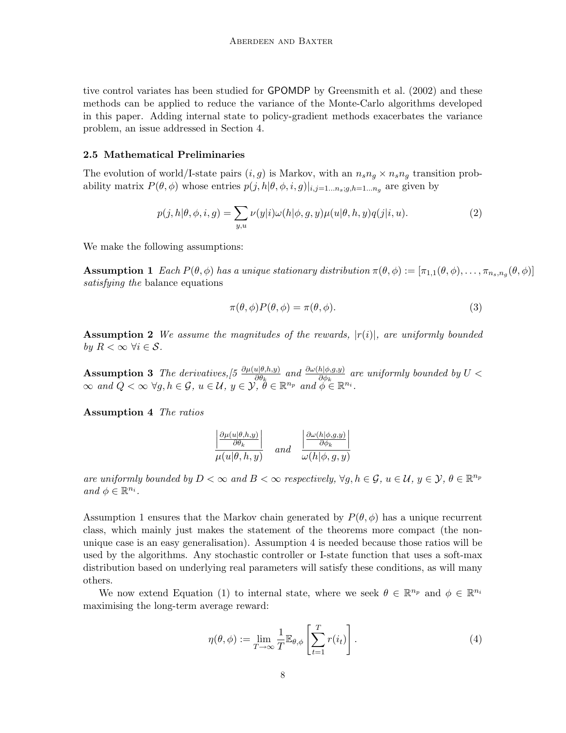tive control variates has been studied for GPOMDP by Greensmith et al. (2002) and these methods can be applied to reduce the variance of the Monte-Carlo algorithms developed in this paper. Adding internal state to policy-gradient methods exacerbates the variance problem, an issue addressed in Section 4.

### 2.5 Mathematical Preliminaries

The evolution of world/I-state pairs $(i, g)$ is Markov, with an $n_s n_g \times n_s n_g$ transition probability matrix $P(\theta, \phi)$ whose entries $p(j, h|\theta, \phi, i, g)|_{i,j=1\dots n_s; g,h=1\dots n_g}$ are given by

$$p(j, h|\theta, \phi, i, g) = \sum_{y,u} \nu(y|i)\omega(h|\phi, g, y)\mu(u|\theta, h, y)q(j|i, u). \tag{2}$$

We make the following assumptions:

**Assumption 1** *Each $P(\theta, \phi)$ has a unique stationary distribution $\pi(\theta, \phi) := [\pi_{1,1}(\theta, \phi), \dots, \pi_{n_s,n_g}(\theta, \phi)]$ satisfying the* balance equations

$$\pi(\theta, \phi)P(\theta, \phi) = \pi(\theta, \phi). \tag{3}$$

**Assumption 2** *We assume the magnitudes of the rewards, $|r(i)|$, are uniformly bounded by $R < \infty$ $\forall i \in \mathcal{S}$.*

**Assumption 3** *The derivatives,[5 $\frac{\partial \mu(u|\theta,h,y)}{\partial \theta_k}$ and $\frac{\partial \omega(h|\phi,g,y)}{\partial \phi_k}$ are uniformly bounded by $U < \infty$ and $Q < \infty$ $\forall g, h \in \mathcal{G}$, $u \in \mathcal{U}$, $y \in \mathcal{Y}$, $\theta \in \mathbb{R}^{n_p}$ and $\phi \in \mathbb{R}^{n_i}$.*

**Assumption 4** *The ratios*

$$\frac{\left|\frac{\partial \mu(u|\theta,h,y)}{\partial \theta_k}\right|}{\mu(u|\theta, h, y)} \quad \text{and} \quad \frac{\left|\frac{\partial \omega(h|\phi,g,y)}{\partial \phi_k}\right|}{\omega(h|\phi, g, y)}$$

*are uniformly bounded by $D < \infty$ and $B < \infty$ respectively, $\forall g, h \in \mathcal{G}$, $u \in \mathcal{U}$, $y \in \mathcal{Y}$, $\theta \in \mathbb{R}^{n_p}$ and $\phi \in \mathbb{R}^{n_i}$.*

Assumption 1 ensures that the Markov chain generated by $P(\theta, \phi)$ has a unique recurrent class, which mainly just makes the statement of the theorems more compact (the non-unique case is an easy generalisation). Assumption 4 is needed because those ratios will be used by the algorithms. Any stochastic controller or I-state function that uses a soft-max distribution based on underlying real parameters will satisfy these conditions, as will many others.

We now extend Equation (1) to internal state, where we seek $\theta \in \mathbb{R}^{n_p}$ and $\phi \in \mathbb{R}^{n_i}$ maximising the long-term average reward:

$$\eta(\theta, \phi) := \lim_{T \to \infty} \frac{1}{T} \mathbb{E}_{\theta,\phi} \left[ \sum_{t=1}^{T} r(i_t) \right]. \tag{4}$$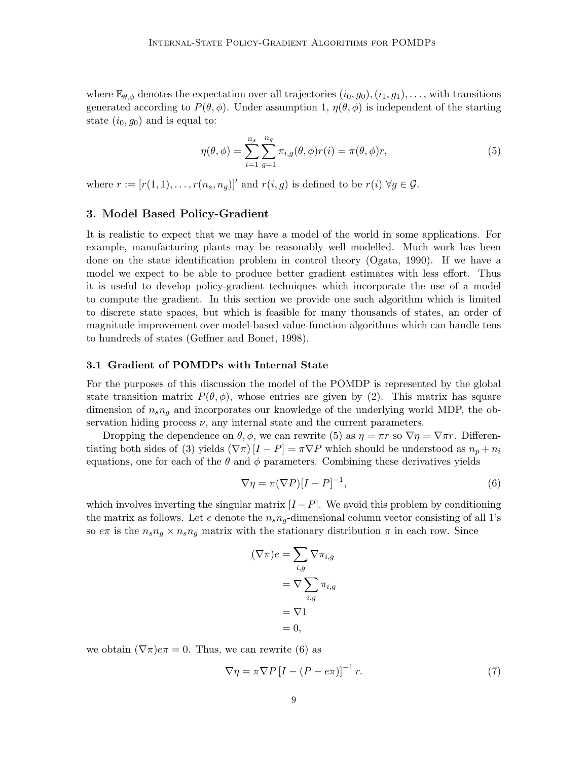where $\mathbb{E}_{\theta,\phi}$ denotes the expectation over all trajectories $(i_0, g_0), (i_1, g_1), \ldots$, with transitions generated according to $P(\theta, \phi)$. Under assumption 1, $\eta(\theta, \phi)$ is independent of the starting state $(i_0, g_0)$ and is equal to:

$$\eta(\theta, \phi) = \sum_{i=1}^{n_s} \sum_{g=1}^{n_g} \pi_{i,g}(\theta, \phi) r(i) = \pi(\theta, \phi) r, \tag{5}$$

where $r := [r(1,1), \ldots, r(n_s, n_g)]'$ and $r(i,g)$ is defined to be $r(i)$ $\forall g \in \mathcal{G}$.

## 3. Model Based Policy-Gradient

It is realistic to expect that we may have a model of the world in some applications. For example, manufacturing plants may be reasonably well modelled. Much work has been done on the state identification problem in control theory (Ogata, 1990). If we have a model we expect to be able to produce better gradient estimates with less effort. Thus it is useful to develop policy-gradient techniques which incorporate the use of a model to compute the gradient. In this section we provide one such algorithm which is limited to discrete state spaces, but which is feasible for many thousands of states, an order of magnitude improvement over model-based value-function algorithms which can handle tens to hundreds of states (Geffner and Bonet, 1998).

### 3.1 Gradient of POMDPs with Internal State

For the purposes of this discussion the model of the POMDP is represented by the global state transition matrix $P(\theta, \phi)$, whose entries are given by (2). This matrix has square dimension of $n_s n_g$ and incorporates our knowledge of the underlying world MDP, the observation hiding process $\nu$, any internal state and the current parameters.

Dropping the dependence on $\theta, \phi$, we can rewrite (5) as $\eta = \pi r$ so $\nabla \eta = \nabla \pi r$. Differentiating both sides of (3) yields $(\nabla \pi)[I - P] = \pi \nabla P$ which should be understood as $n_p + n_i$ equations, one for each of the $\theta$ and $\phi$ parameters. Combining these derivatives yields

$$\nabla \eta = \pi (\nabla P) [I - P]^{-1}, \tag{6}$$

which involves inverting the singular matrix $[I - P]$. We avoid this problem by conditioning the matrix as follows. Let $e$ denote the $n_s n_g$-dimensional column vector consisting of all 1's so $e\pi$ is the $n_s n_g \times n_s n_g$ matrix with the stationary distribution $\pi$ in each row. Since

$$\begin{aligned}
(\nabla \pi) e &= \sum_{i,g} \nabla \pi_{i,g} \\
&= \nabla \sum_{i,g} \pi_{i,g} \\
&= \nabla 1 \\
&= 0,
\end{aligned}$$

we obtain $(\nabla \pi) e \pi = 0$. Thus, we can rewrite (6) as

$$\nabla \eta = \pi \nabla P \left[ I - (P - e\pi) \right]^{-1} r. \tag{7}$$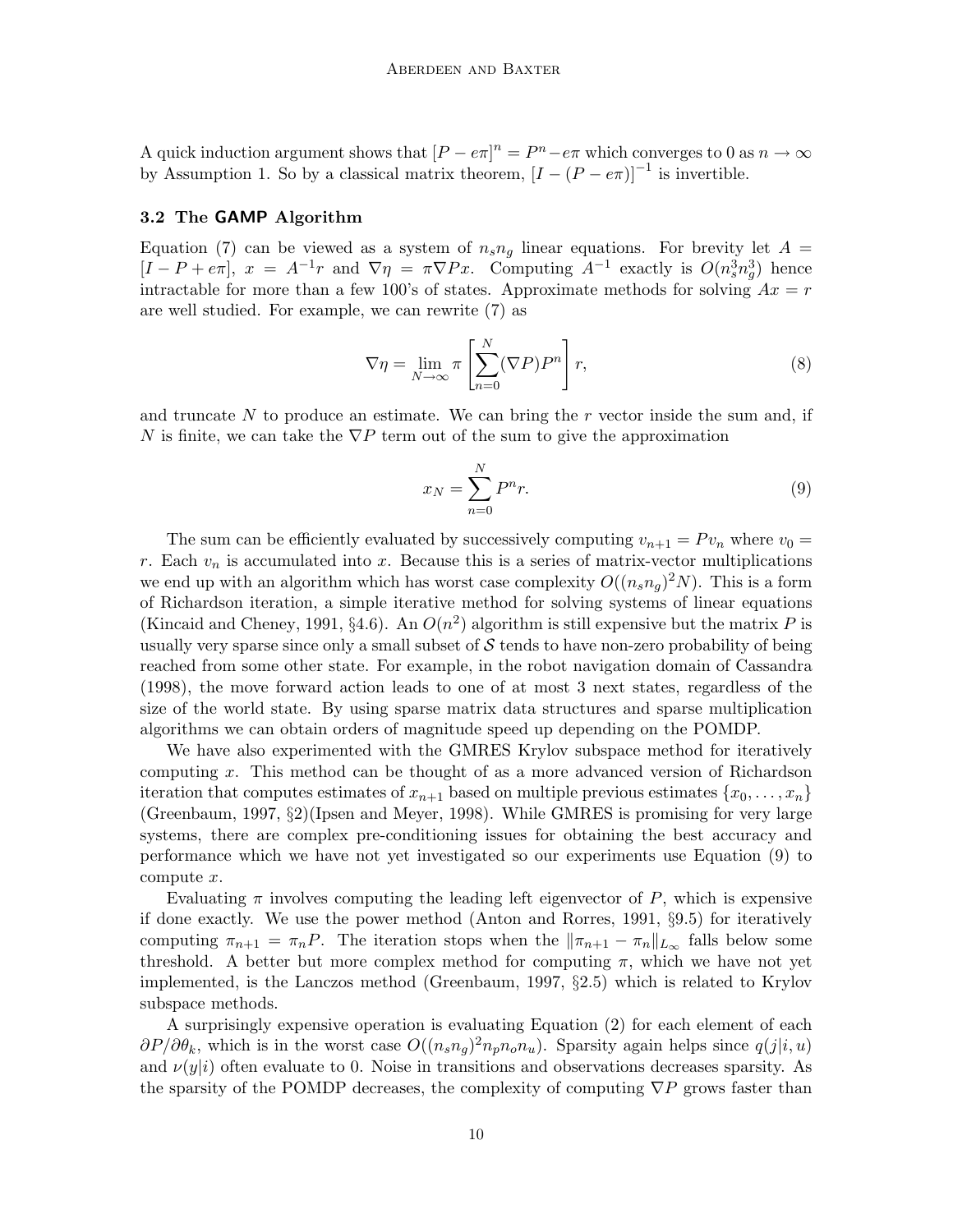A quick induction argument shows that $[P - e\pi]^n = P^n - e\pi$ which converges to 0 as $n \to \infty$ by Assumption 1. So by a classical matrix theorem, $[I - (P - e\pi)]^{-1}$ is invertible.

### 3.2 The GAMP Algorithm

Equation (7) can be viewed as a system of $n_s n_g$ linear equations. For brevity let $A = [I - P + e\pi]$, $x = A^{-1}r$ and $\nabla\eta = \pi\nabla P x$. Computing $A^{-1}$ exactly is $O(n_s^3 n_g^3)$ hence intractable for more than a few 100's of states. Approximate methods for solving $Ax = r$ are well studied. For example, we can rewrite (7) as

$$\nabla\eta = \lim_{N\to\infty} \pi \left[\sum_{n=0}^{N} (\nabla P) P^n\right] r, \tag{8}$$

and truncate $N$ to produce an estimate. We can bring the $r$ vector inside the sum and, if $N$ is finite, we can take the $\nabla P$ term out of the sum to give the approximation

$$x_N = \sum_{n=0}^{N} P^n r. \tag{9}$$

The sum can be efficiently evaluated by successively computing $v_{n+1} = Pv_n$ where $v_0 = r$. Each $v_n$ is accumulated into $x$. Because this is a series of matrix-vector multiplications we end up with an algorithm which has worst case complexity $O((n_s n_g)^2 N)$. This is a form of Richardson iteration, a simple iterative method for solving systems of linear equations (Kincaid and Cheney, 1991, §4.6). An $O(n^2)$ algorithm is still expensive but the matrix $P$ is usually very sparse since only a small subset of $\mathcal{S}$ tends to have non-zero probability of being reached from some other state. For example, in the robot navigation domain of Cassandra (1998), the move forward action leads to one of at most 3 next states, regardless of the size of the world state. By using sparse matrix data structures and sparse multiplication algorithms we can obtain orders of magnitude speed up depending on the POMDP.

We have also experimented with the GMRES Krylov subspace method for iteratively computing $x$. This method can be thought of as a more advanced version of Richardson iteration that computes estimates of $x_{n+1}$ based on multiple previous estimates $\{x_0, \ldots, x_n\}$ (Greenbaum, 1997, §2)(Ipsen and Meyer, 1998). While GMRES is promising for very large systems, there are complex pre-conditioning issues for obtaining the best accuracy and performance which we have not yet investigated so our experiments use Equation (9) to compute $x$.

Evaluating $\pi$ involves computing the leading left eigenvector of $P$, which is expensive if done exactly. We use the power method (Anton and Rorres, 1991, §9.5) for iteratively computing $\pi_{n+1} = \pi_n P$. The iteration stops when the $\|\pi_{n+1} - \pi_n\|_{L_\infty}$ falls below some threshold. A better but more complex method for computing $\pi$, which we have not yet implemented, is the Lanczos method (Greenbaum, 1997, §2.5) which is related to Krylov subspace methods.

A surprisingly expensive operation is evaluating Equation (2) for each element of each $\partial P/\partial\theta_k$, which is in the worst case $O((n_s n_g)^2 n_p n_o n_u)$. Sparsity again helps since $q(j|i,u)$ and $\nu(y|i)$ often evaluate to 0. Noise in transitions and observations decreases sparsity. As the sparsity of the POMDP decreases, the complexity of computing $\nabla P$ grows faster than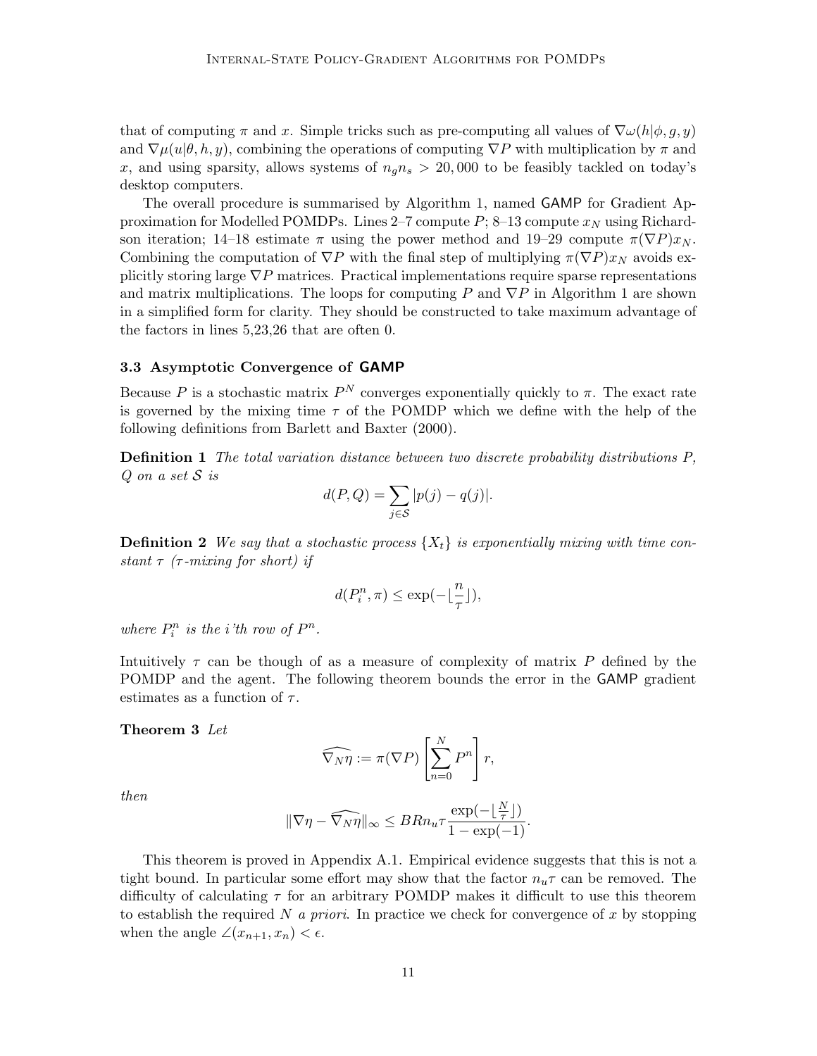that of computing $\pi$ and $x$. Simple tricks such as pre-computing all values of $\nabla\omega(h|\phi, g, y)$ and $\nabla\mu(u|\theta, h, y)$, combining the operations of computing $\nabla P$ with multiplication by $\pi$ and $x$, and using sparsity, allows systems of $n_g n_s > 20,000$ to be feasibly tackled on today's desktop computers.

The overall procedure is summarised by Algorithm 1, named GAMP for Gradient Approximation for Modelled POMDPs. Lines 2–7 compute $P$; 8–13 compute $x_N$ using Richardson iteration; 14–18 estimate $\pi$ using the power method and 19–29 compute $\pi(\nabla P)x_N$. Combining the computation of $\nabla P$ with the final step of multiplying $\pi(\nabla P)x_N$ avoids explicitly storing large $\nabla P$ matrices. Practical implementations require sparse representations and matrix multiplications. The loops for computing $P$ and $\nabla P$ in Algorithm 1 are shown in a simplified form for clarity. They should be constructed to take maximum advantage of the factors in lines 5,23,26 that are often 0.

### 3.3 Asymptotic Convergence of GAMP

Because $P$ is a stochastic matrix $P^N$ converges exponentially quickly to $\pi$. The exact rate is governed by the mixing time $\tau$ of the POMDP which we define with the help of the following definitions from Barlett and Baxter (2000).

**Definition 1** *The total variation distance between two discrete probability distributions $P$, $Q$ on a set $\mathcal{S}$ is*

$$d(P, Q) = \sum_{j \in \mathcal{S}} |p(j) - q(j)|.$$

**Definition 2** *We say that a stochastic process $\{X_t\}$ is exponentially mixing with time constant $\tau$ ($\tau$-mixing for short) if*

$$d(P_i^n, \pi) \leq \exp(-\lfloor \frac{n}{\tau} \rfloor),$$

*where $P_i^n$ is the i'th row of $P^n$.*

Intuitively $\tau$ can be though of as a measure of complexity of matrix $P$ defined by the POMDP and the agent. The following theorem bounds the error in the GAMP gradient estimates as a function of $\tau$.

**Theorem 3** *Let*

$$\widehat{\nabla_N \eta} := \pi(\nabla P) \left[ \sum_{n=0}^{N} P^n \right] r,$$

*then*

$$\|\nabla \eta - \widehat{\nabla_N \eta}\|_\infty \leq BRn_u\tau \frac{\exp(-\lfloor \frac{N}{\tau} \rfloor)}{1 - \exp(-1)}.$$

This theorem is proved in Appendix A.1. Empirical evidence suggests that this is not a tight bound. In particular some effort may show that the factor $n_u \tau$ can be removed. The difficulty of calculating $\tau$ for an arbitrary POMDP makes it difficult to use this theorem to establish the required $N$ *a priori*. In practice we check for convergence of $x$ by stopping when the angle $\angle(x_{n+1}, x_n) < \epsilon$.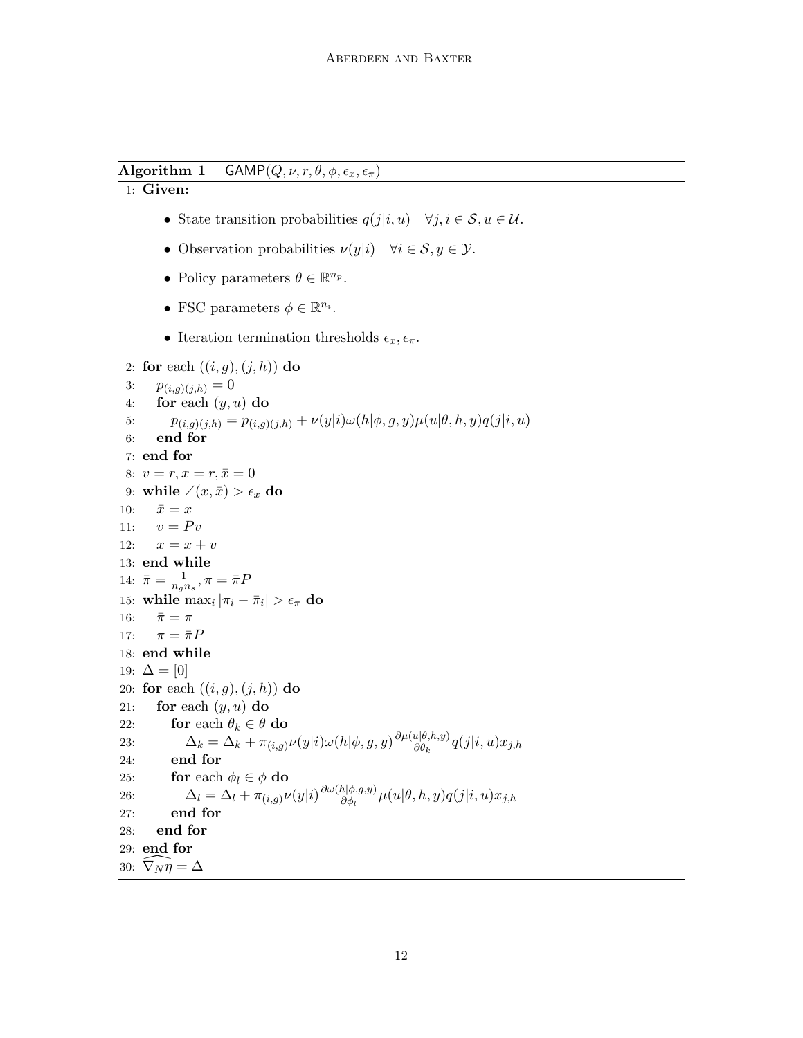**Algorithm 1** GAMP$(Q, \nu, r, \theta, \phi, \epsilon_x, \epsilon_\pi)$

1: **Given:**

- State transition probabilities $q(j|i, u) \quad \forall j, i \in \mathcal{S}, u \in \mathcal{U}$.
- Observation probabilities $\nu(y|i) \quad \forall i \in \mathcal{S}, y \in \mathcal{Y}$.
- Policy parameters $\theta \in \mathbb{R}^{n_p}$.
- FSC parameters $\phi \in \mathbb{R}^{n_i}$.
- Iteration termination thresholds $\epsilon_x, \epsilon_\pi$.

2: **for** each $((i, g), (j, h))$ **do**
3: $\quad p_{(i,g)(j,h)} = 0$
4: $\quad$ **for** each $(y, u)$ **do**
5: $\quad\quad p_{(i,g)(j,h)} = p_{(i,g)(j,h)} + \nu(y|i)\omega(h|\phi, g, y)\mu(u|\theta, h, y)q(j|i, u)$
6: $\quad$ **end for**
7: **end for**
8: $v = r, x = r, \bar{x} = 0$
9: **while** $\angle(x, \bar{x}) > \epsilon_x$ **do**
10: $\quad \bar{x} = x$
11: $\quad v = Pv$
12: $\quad x = x + v$
13: **end while**
14: $\bar{\pi} = \frac{1}{n_g n_s}, \pi = \bar{\pi}P$
15: **while** $\max_i |\pi_i - \bar{\pi}_i| > \epsilon_\pi$ **do**
16: $\quad \bar{\pi} = \pi$
17: $\quad \pi = \bar{\pi}P$
18: **end while**
19: $\Delta = [0]$
20: **for** each $((i, g), (j, h))$ **do**
21: $\quad$ **for** each $(y, u)$ **do**
22: $\quad\quad$ **for** each $\theta_k \in \theta$ **do**
23: $\quad\quad\quad \Delta_k = \Delta_k + \pi_{(i,g)}\nu(y|i)\omega(h|\phi, g, y)\frac{\partial \mu(u|\theta,h,y)}{\partial \theta_k}q(j|i, u)x_{j,h}$
24: $\quad\quad$ **end for**
25: $\quad\quad$ **for** each $\phi_l \in \phi$ **do**
26: $\quad\quad\quad \Delta_l = \Delta_l + \pi_{(i,g)}\nu(y|i)\frac{\partial \omega(h|\phi,g,y)}{\partial \phi_l}\mu(u|\theta, h, y)q(j|i, u)x_{j,h}$
27: $\quad\quad$ **end for**
28: $\quad$ **end for**
29: **end for**
30: $\widehat{\nabla_N \eta} = \Delta$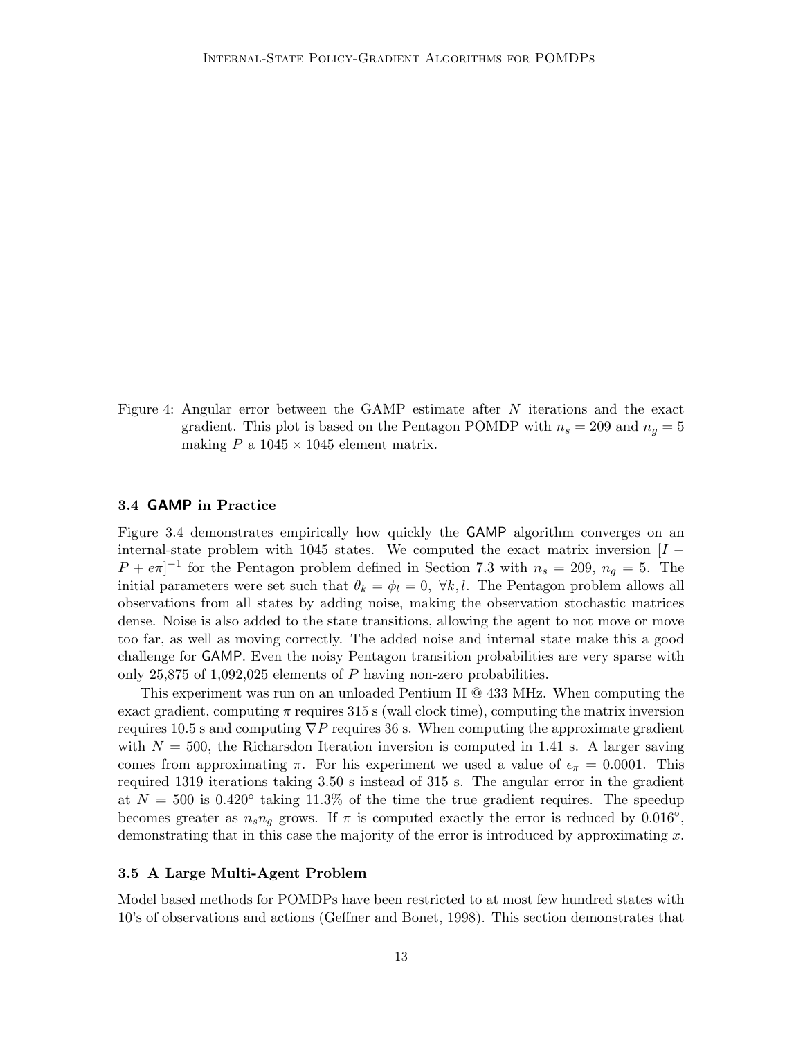Figure 4: Angular error between the GAMP estimate after $N$ iterations and the exact gradient. This plot is based on the Pentagon POMDP with $n_s = 209$ and $n_g = 5$ making $P$ a $1045 \times 1045$ element matrix.

### 3.4 GAMP in Practice

Figure 3.4 demonstrates empirically how quickly the GAMP algorithm converges on an internal-state problem with 1045 states. We computed the exact matrix inversion $[I - P + e\pi]^{-1}$ for the Pentagon problem defined in Section 7.3 with $n_s = 209$, $n_g = 5$. The initial parameters were set such that $\theta_k = \phi_l = 0, \; \forall k, l$. The Pentagon problem allows all observations from all states by adding noise, making the observation stochastic matrices dense. Noise is also added to the state transitions, allowing the agent to not move or move too far, as well as moving correctly. The added noise and internal state make this a good challenge for GAMP. Even the noisy Pentagon transition probabilities are very sparse with only 25,875 of 1,092,025 elements of $P$ having non-zero probabilities.

This experiment was run on an unloaded Pentium II @ 433 MHz. When computing the exact gradient, computing $\pi$ requires 315 s (wall clock time), computing the matrix inversion requires 10.5 s and computing $\nabla P$ requires 36 s. When computing the approximate gradient with $N = 500$, the Richardson Iteration inversion is computed in 1.41 s. A larger saving comes from approximating $\pi$. For his experiment we used a value of $\epsilon_\pi = 0.0001$. This required 1319 iterations taking 3.50 s instead of 315 s. The angular error in the gradient at $N = 500$ is $0.420°$ taking 11.3% of the time the true gradient requires. The speedup becomes greater as $n_s n_g$ grows. If $\pi$ is computed exactly the error is reduced by $0.016°$, demonstrating that in this case the majority of the error is introduced by approximating $x$.

### 3.5 A Large Multi-Agent Problem

Model based methods for POMDPs have been restricted to at most few hundred states with 10's of observations and actions (Geffner and Bonet, 1998). This section demonstrates that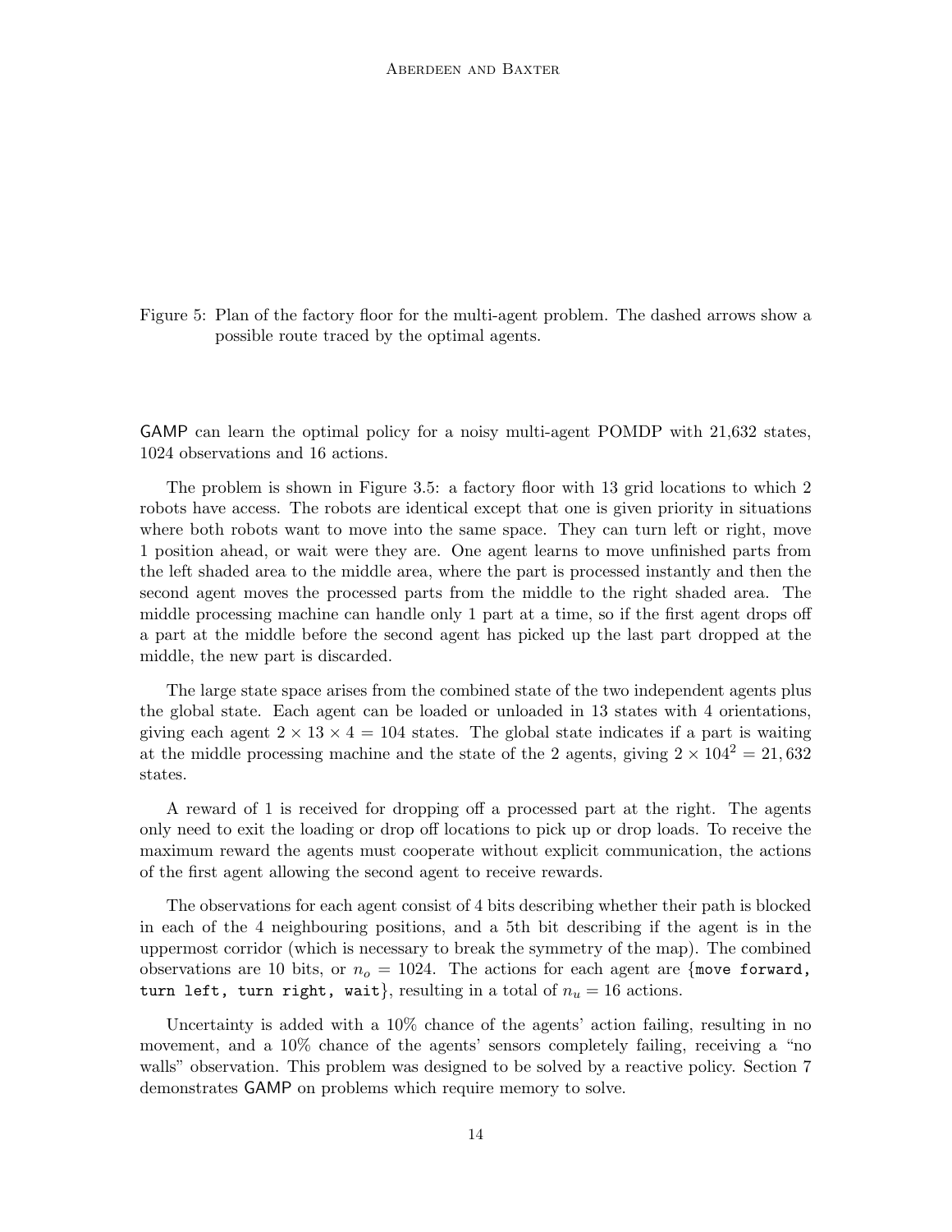Figure 5: Plan of the factory floor for the multi-agent problem. The dashed arrows show a possible route traced by the optimal agents.

GAMP can learn the optimal policy for a noisy multi-agent POMDP with 21,632 states, 1024 observations and 16 actions.

The problem is shown in Figure 3.5: a factory floor with 13 grid locations to which 2 robots have access. The robots are identical except that one is given priority in situations where both robots want to move into the same space. They can turn left or right, move 1 position ahead, or wait were they are. One agent learns to move unfinished parts from the left shaded area to the middle area, where the part is processed instantly and then the second agent moves the processed parts from the middle to the right shaded area. The middle processing machine can handle only 1 part at a time, so if the first agent drops off a part at the middle before the second agent has picked up the last part dropped at the middle, the new part is discarded.

The large state space arises from the combined state of the two independent agents plus the global state. Each agent can be loaded or unloaded in 13 states with 4 orientations, giving each agent $2 \times 13 \times 4 = 104$ states. The global state indicates if a part is waiting at the middle processing machine and the state of the 2 agents, giving $2 \times 104^2 = 21,632$ states.

A reward of 1 is received for dropping off a processed part at the right. The agents only need to exit the loading or drop off locations to pick up or drop loads. To receive the maximum reward the agents must cooperate without explicit communication, the actions of the first agent allowing the second agent to receive rewards.

The observations for each agent consist of 4 bits describing whether their path is blocked in each of the 4 neighbouring positions, and a 5th bit describing if the agent is in the uppermost corridor (which is necessary to break the symmetry of the map). The combined observations are 10 bits, or $n_o = 1024$. The actions for each agent are {`move forward, turn left, turn right, wait`}, resulting in a total of $n_u = 16$ actions.

Uncertainty is added with a 10% chance of the agents' action failing, resulting in no movement, and a 10% chance of the agents' sensors completely failing, receiving a "no walls" observation. This problem was designed to be solved by a reactive policy. Section 7 demonstrates GAMP on problems which require memory to solve.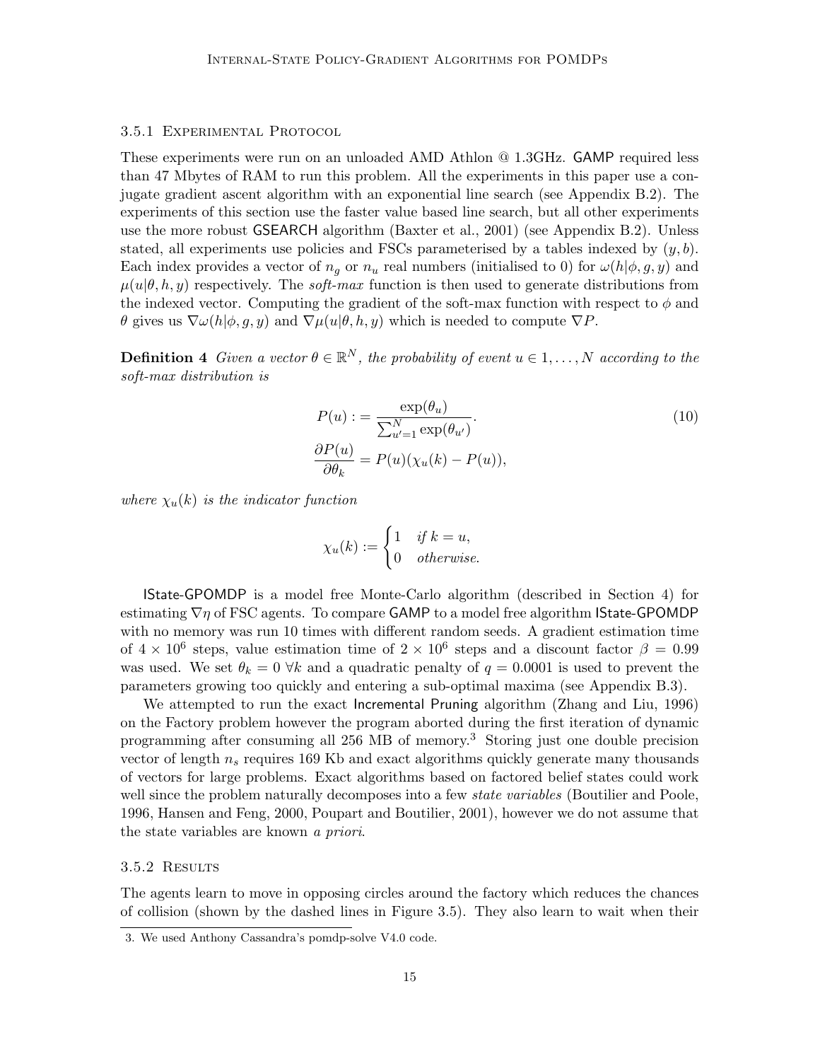### 3.5.1 Experimental Protocol

These experiments were run on an unloaded AMD Athlon @ 1.3GHz. GAMP required less than 47 Mbytes of RAM to run this problem. All the experiments in this paper use a conjugate gradient ascent algorithm with an exponential line search (see Appendix B.2). The experiments of this section use the faster value based line search, but all other experiments use the more robust GSEARCH algorithm (Baxter et al., 2001) (see Appendix B.2). Unless stated, all experiments use policies and FSCs parameterised by a tables indexed by $(y, b)$. Each index provides a vector of $n_g$ or $n_u$ real numbers (initialised to 0) for $\omega(h|\phi, g, y)$ and $\mu(u|\theta, h, y)$ respectively. The *soft-max* function is then used to generate distributions from the indexed vector. Computing the gradient of the soft-max function with respect to $\phi$ and $\theta$ gives us $\nabla\omega(h|\phi, g, y)$ and $\nabla\mu(u|\theta, h, y)$ which is needed to compute $\nabla P$.

**Definition 4** *Given a vector $\theta \in \mathbb{R}^N$, the probability of event $u \in 1, \ldots, N$ according to the soft-max distribution is*

$$
\begin{aligned}
P(u) &:= \frac{\exp(\theta_u)}{\sum_{u'=1}^{N} \exp(\theta_{u'})}. \\
\frac{\partial P(u)}{\partial \theta_k} &= P(u)(\chi_u(k) - P(u)),
\end{aligned}
\tag{10}
$$

*where $\chi_u(k)$ is the indicator function*

$$
\chi_u(k) := \begin{cases} 1 & \textit{if } k = u, \\ 0 & \textit{otherwise.} \end{cases}
$$

IState-GPOMDP is a model free Monte-Carlo algorithm (described in Section 4) for estimating $\nabla\eta$ of FSC agents. To compare GAMP to a model free algorithm IState-GPOMDP with no memory was run 10 times with different random seeds. A gradient estimation time of $4 \times 10^6$ steps, value estimation time of $2 \times 10^6$ steps and a discount factor $\beta = 0.99$ was used. We set $\theta_k = 0 \; \forall k$ and a quadratic penalty of $q = 0.0001$ is used to prevent the parameters growing too quickly and entering a sub-optimal maxima (see Appendix B.3).

We attempted to run the exact Incremental Pruning algorithm (Zhang and Liu, 1996) on the Factory problem however the program aborted during the first iteration of dynamic programming after consuming all 256 MB of memory.[3] Storing just one double precision vector of length $n_s$ requires 169 Kb and exact algorithms quickly generate many thousands of vectors for large problems. Exact algorithms based on factored belief states could work well since the problem naturally decomposes into a few *state variables* (Boutilier and Poole, 1996, Hansen and Feng, 2000, Poupart and Boutilier, 2001), however we do not assume that the state variables are known *a priori*.

### 3.5.2 Results

The agents learn to move in opposing circles around the factory which reduces the chances of collision (shown by the dashed lines in Figure 3.5). They also learn to wait when their

3. We used Anthony Cassandra's pomdp-solve V4.0 code.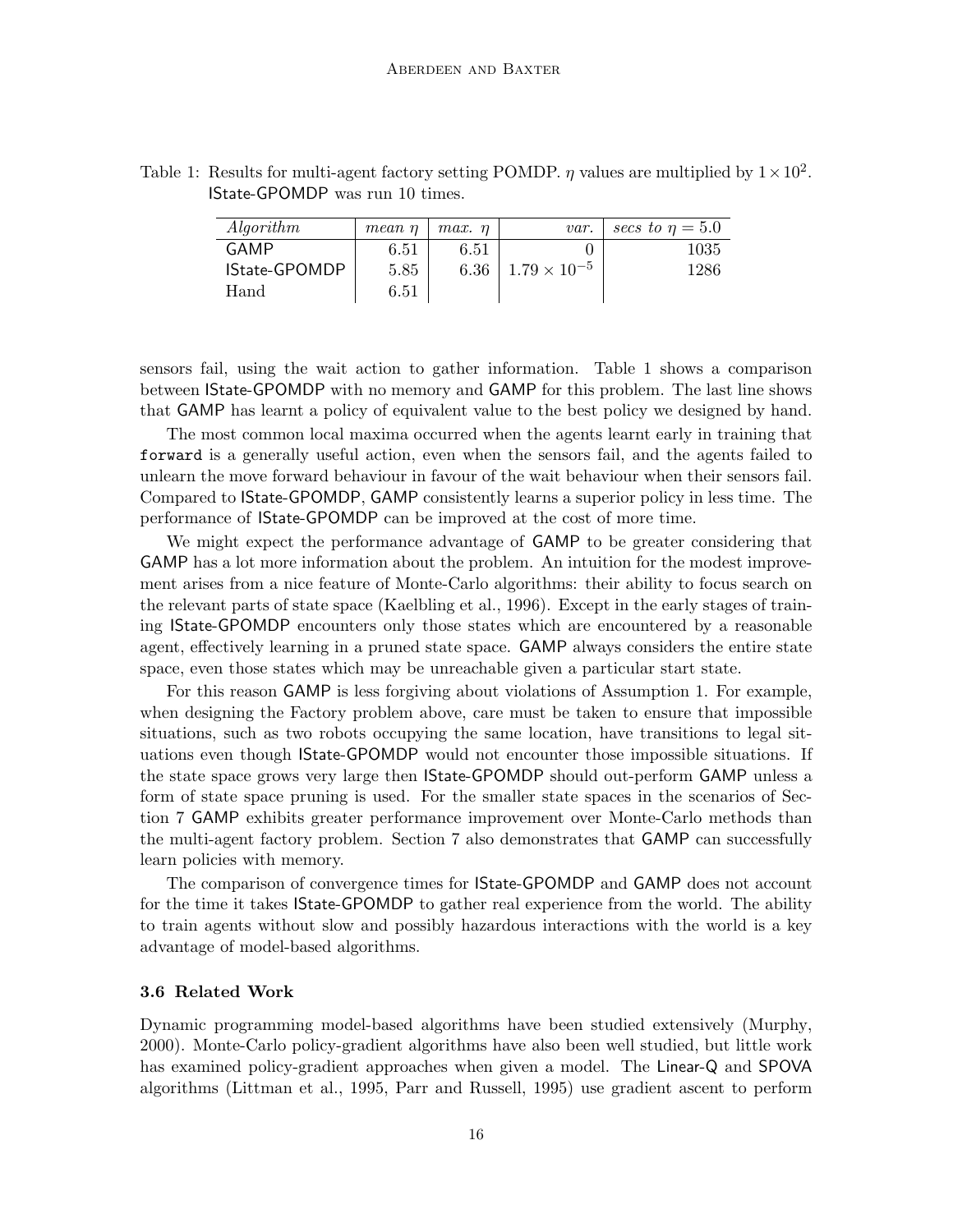Table 1: Results for multi-agent factory setting POMDP. $\eta$ values are multiplied by $1 \times 10^2$. IState-GPOMDP was run 10 times.

| *Algorithm* | *mean* $\eta$ | *max.* $\eta$ | *var.* | *secs to* $\eta = 5.0$ |
|---|---|---|---|---|
| GAMP | 6.51 | 6.51 | 0 | 1035 |
| IState-GPOMDP | 5.85 | 6.36 | $1.79 \times 10^{-5}$ | 1286 |
| Hand | 6.51 | | | |

sensors fail, using the wait action to gather information. Table 1 shows a comparison between IState-GPOMDP with no memory and GAMP for this problem. The last line shows that GAMP has learnt a policy of equivalent value to the best policy we designed by hand.

The most common local maxima occurred when the agents learnt early in training that `forward` is a generally useful action, even when the sensors fail, and the agents failed to unlearn the move forward behaviour in favour of the wait behaviour when their sensors fail. Compared to IState-GPOMDP, GAMP consistently learns a superior policy in less time. The performance of IState-GPOMDP can be improved at the cost of more time.

We might expect the performance advantage of GAMP to be greater considering that GAMP has a lot more information about the problem. An intuition for the modest improvement arises from a nice feature of Monte-Carlo algorithms: their ability to focus search on the relevant parts of state space (Kaelbling et al., 1996). Except in the early stages of training IState-GPOMDP encounters only those states which are encountered by a reasonable agent, effectively learning in a pruned state space. GAMP always considers the entire state space, even those states which may be unreachable given a particular start state.

For this reason GAMP is less forgiving about violations of Assumption 1. For example, when designing the Factory problem above, care must be taken to ensure that impossible situations, such as two robots occupying the same location, have transitions to legal situations even though IState-GPOMDP would not encounter those impossible situations. If the state space grows very large then IState-GPOMDP should out-perform GAMP unless a form of state space pruning is used. For the smaller state spaces in the scenarios of Section 7 GAMP exhibits greater performance improvement over Monte-Carlo methods than the multi-agent factory problem. Section 7 also demonstrates that GAMP can successfully learn policies with memory.

The comparison of convergence times for IState-GPOMDP and GAMP does not account for the time it takes IState-GPOMDP to gather real experience from the world. The ability to train agents without slow and possibly hazardous interactions with the world is a key advantage of model-based algorithms.

### 3.6 Related Work

Dynamic programming model-based algorithms have been studied extensively (Murphy, 2000). Monte-Carlo policy-gradient algorithms have also been well studied, but little work has examined policy-gradient approaches when given a model. The Linear-Q and SPOVA algorithms (Littman et al., 1995, Parr and Russell, 1995) use gradient ascent to perform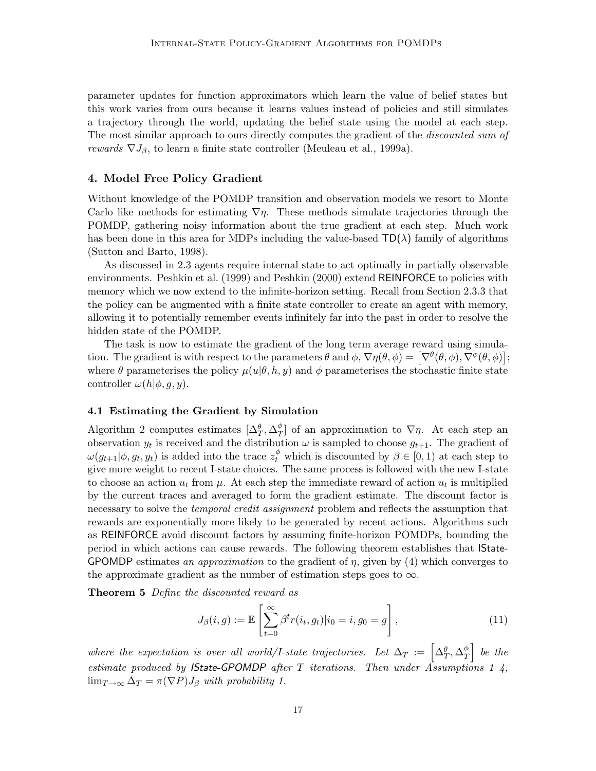parameter updates for function approximators which learn the value of belief states but this work varies from ours because it learns values instead of policies and still simulates a trajectory through the world, updating the belief state using the model at each step. The most similar approach to ours directly computes the gradient of the *discounted sum of rewards* $\nabla J_\beta$, to learn a finite state controller (Meuleau et al., 1999a).

## 4. Model Free Policy Gradient

Without knowledge of the POMDP transition and observation models we resort to Monte Carlo like methods for estimating $\nabla\eta$. These methods simulate trajectories through the POMDP, gathering noisy information about the true gradient at each step. Much work has been done in this area for MDPs including the value-based $\mathsf{TD}(\lambda)$ family of algorithms (Sutton and Barto, 1998).

As discussed in 2.3 agents require internal state to act optimally in partially observable environments. Peshkin et al. (1999) and Peshkin (2000) extend REINFORCE to policies with memory which we now extend to the infinite-horizon setting. Recall from Section 2.3.3 that the policy can be augmented with a finite state controller to create an agent with memory, allowing it to potentially remember events infinitely far into the past in order to resolve the hidden state of the POMDP.

The task is now to estimate the gradient of the long term average reward using simulation. The gradient is with respect to the parameters $\theta$ and $\phi$, $\nabla\eta(\theta,\phi) = \left[\nabla^\theta(\theta,\phi), \nabla^\phi(\theta,\phi)\right]$; where $\theta$ parameterises the policy $\mu(u|\theta,h,y)$ and $\phi$ parameterises the stochastic finite state controller $\omega(h|\phi,g,y)$.

### 4.1 Estimating the Gradient by Simulation

Algorithm 2 computes estimates $[\Delta_T^\theta, \Delta_T^\phi]$ of an approximation to $\nabla\eta$. At each step an observation $y_t$ is received and the distribution $\omega$ is sampled to choose $g_{t+1}$. The gradient of $\omega(g_{t+1}|\phi,g_t,y_t)$ is added into the trace $z_t^\phi$ which is discounted by $\beta \in [0,1)$ at each step to give more weight to recent I-state choices. The same process is followed with the new I-state to choose an action $u_t$ from $\mu$. At each step the immediate reward of action $u_t$ is multiplied by the current traces and averaged to form the gradient estimate. The discount factor is necessary to solve the *temporal credit assignment* problem and reflects the assumption that rewards are exponentially more likely to be generated by recent actions. Algorithms such as REINFORCE avoid discount factors by assuming finite-horizon POMDPs, bounding the period in which actions can cause rewards. The following theorem establishes that IState-GPOMDP estimates *an approximation* to the gradient of $\eta$, given by (4) which converges to the approximate gradient as the number of estimation steps goes to $\infty$.

**Theorem 5** *Define the discounted reward as*

$$J_\beta(i,g) := \mathbb{E}\left[\sum_{t=0}^{\infty} \beta^t r(i_t,g_t) | i_0 = i, g_0 = g\right], \tag{11}$$

*where the expectation is over all world/I-state trajectories. Let $\Delta_T := \left[\Delta_T^\theta, \Delta_T^\phi\right]$ be the estimate produced by IState-GPOMDP after $T$ iterations. Then under Assumptions 1–4, $\lim_{T\to\infty} \Delta_T = \pi(\nabla P)J_\beta$ with probability 1.*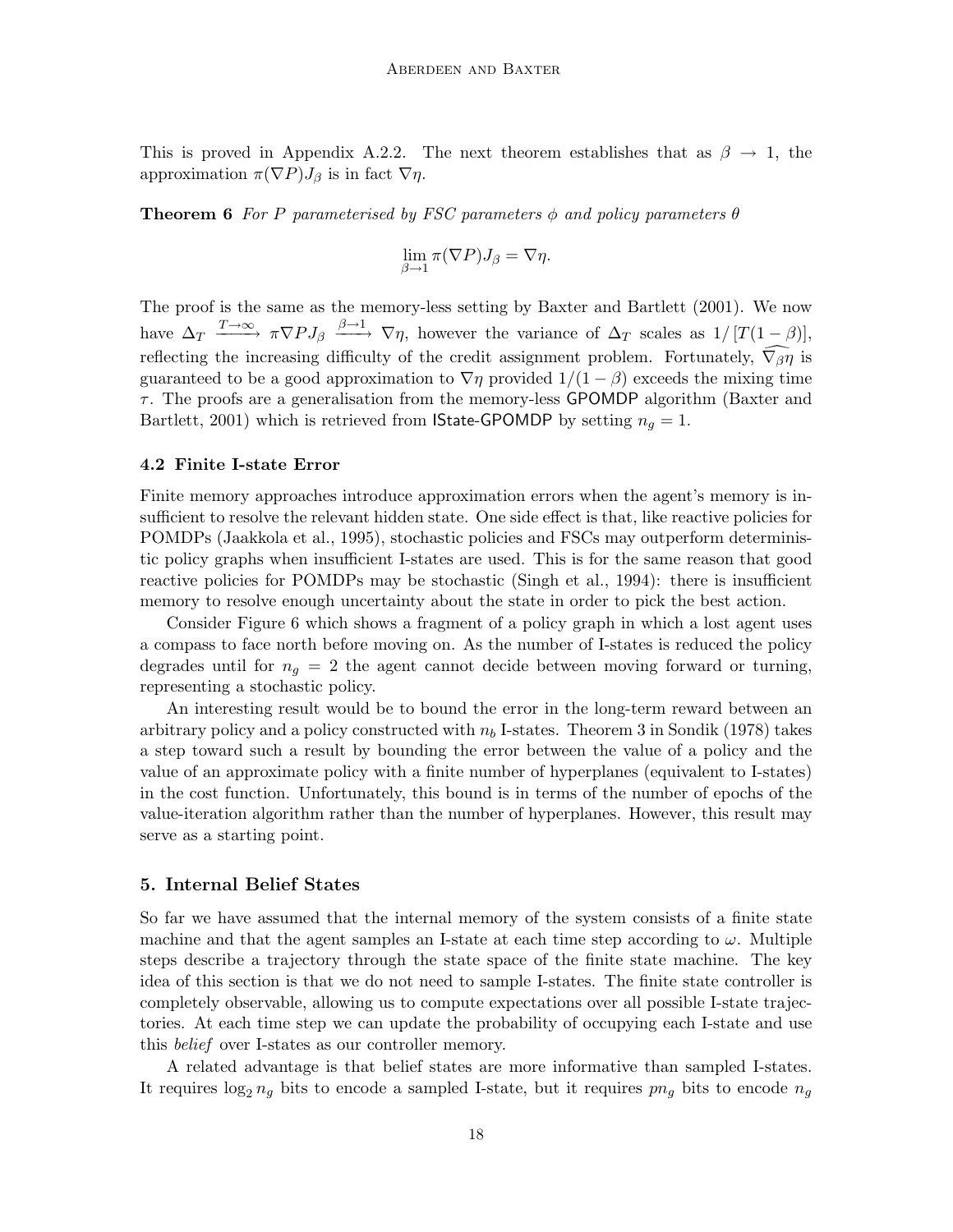This is proved in Appendix A.2.2. The next theorem establishes that as $\beta \to 1$, the approximation $\pi(\nabla P)J_\beta$ is in fact $\nabla\eta$.

**Theorem 6** *For $P$ parameterised by FSC parameters $\phi$ and policy parameters $\theta$*

$$\lim_{\beta\to 1} \pi(\nabla P)J_\beta = \nabla\eta.$$

The proof is the same as the memory-less setting by Baxter and Bartlett (2001). We now have $\Delta_T \xrightarrow{T\to\infty} \pi\nabla P J_\beta \xrightarrow{\beta\to 1} \nabla\eta$, however the variance of $\Delta_T$ scales as $1/[T(1-\beta)]$, reflecting the increasing difficulty of the credit assignment problem. Fortunately, $\widehat{\nabla_\beta\eta}$ is guaranteed to be a good approximation to $\nabla\eta$ provided $1/(1-\beta)$ exceeds the mixing time $\tau$. The proofs are a generalisation from the memory-less GPOMDP algorithm (Baxter and Bartlett, 2001) which is retrieved from IState-GPOMDP by setting $n_g = 1$.

### 4.2 Finite I-state Error

Finite memory approaches introduce approximation errors when the agent's memory is insufficient to resolve the relevant hidden state. One side effect is that, like reactive policies for POMDPs (Jaakkola et al., 1995), stochastic policies and FSCs may outperform deterministic policy graphs when insufficient I-states are used. This is for the same reason that good reactive policies for POMDPs may be stochastic (Singh et al., 1994): there is insufficient memory to resolve enough uncertainty about the state in order to pick the best action.

Consider Figure 6 which shows a fragment of a policy graph in which a lost agent uses a compass to face north before moving on. As the number of I-states is reduced the policy degrades until for $n_g = 2$ the agent cannot decide between moving forward or turning, representing a stochastic policy.

An interesting result would be to bound the error in the long-term reward between an arbitrary policy and a policy constructed with $n_b$ I-states. Theorem 3 in Sondik (1978) takes a step toward such a result by bounding the error between the value of a policy and the value of an approximate policy with a finite number of hyperplanes (equivalent to I-states) in the cost function. Unfortunately, this bound is in terms of the number of epochs of the value-iteration algorithm rather than the number of hyperplanes. However, this result may serve as a starting point.

## 5. Internal Belief States

So far we have assumed that the internal memory of the system consists of a finite state machine and that the agent samples an I-state at each time step according to $\omega$. Multiple steps describe a trajectory through the state space of the finite state machine. The key idea of this section is that we do not need to sample I-states. The finite state controller is completely observable, allowing us to compute expectations over all possible I-state trajectories. At each time step we can update the probability of occupying each I-state and use this *belief* over I-states as our controller memory.

A related advantage is that belief states are more informative than sampled I-states. It requires $\log_2 n_g$ bits to encode a sampled I-state, but it requires $pn_g$ bits to encode $n_g$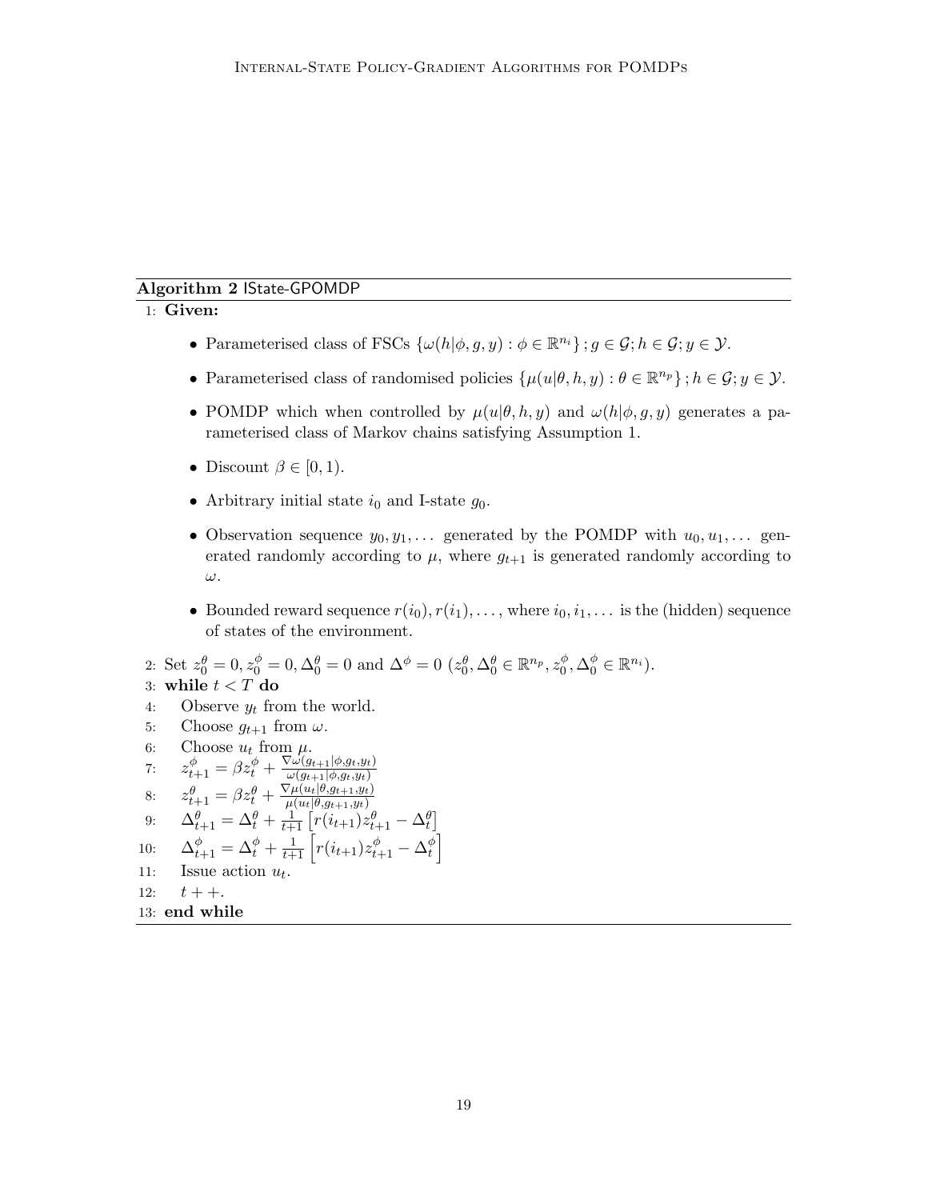**Algorithm 2** IState-GPOMDP

1: **Given:**

- Parameterised class of FSCs $\{\omega(h|\phi, g, y) : \phi \in \mathbb{R}^{n_i}\}; g \in \mathcal{G}; h \in \mathcal{G}; y \in \mathcal{Y}$.
- Parameterised class of randomised policies $\{\mu(u|\theta, h, y) : \theta \in \mathbb{R}^{n_p}\}; h \in \mathcal{G}; y \in \mathcal{Y}$.
- POMDP which when controlled by $\mu(u|\theta, h, y)$ and $\omega(h|\phi, g, y)$ generates a parameterised class of Markov chains satisfying Assumption 1.
- Discount $\beta \in [0, 1)$.
- Arbitrary initial state $i_0$ and I-state $g_0$.
- Observation sequence $y_0, y_1, \ldots$ generated by the POMDP with $u_0, u_1, \ldots$ generated randomly according to $\mu$, where $g_{t+1}$ is generated randomly according to $\omega$.
- Bounded reward sequence $r(i_0), r(i_1), \ldots$, where $i_0, i_1, \ldots$ is the (hidden) sequence of states of the environment.

2: Set $z_0^\theta = 0, z_0^\phi = 0, \Delta_0^\theta = 0$ and $\Delta^\phi = 0$ ($z_0^\theta, \Delta_0^\theta \in \mathbb{R}^{n_p}, z_0^\phi, \Delta_0^\phi \in \mathbb{R}^{n_i}$).
3: **while** $t < T$ **do**
4: Observe $y_t$ from the world.
5: Choose $g_{t+1}$ from $\omega$.
6: Choose $u_t$ from $\mu$.
7: $z_{t+1}^\phi = \beta z_t^\phi + \frac{\nabla \omega(g_{t+1}|\phi, g_t, y_t)}{\omega(g_{t+1}|\phi, g_t, y_t)}$
8: $z_{t+1}^\theta = \beta z_t^\theta + \frac{\nabla \mu(u_t|\theta, g_{t+1}, y_t)}{\mu(u_t|\theta, g_{t+1}, y_t)}$
9: $\Delta_{t+1}^\theta = \Delta_t^\theta + \frac{1}{t+1}\left[r(i_{t+1}) z_{t+1}^\theta - \Delta_t^\theta\right]$
10: $\Delta_{t+1}^\phi = \Delta_t^\phi + \frac{1}{t+1}\left[r(i_{t+1}) z_{t+1}^\phi - \Delta_t^\phi\right]$
11: Issue action $u_t$.
12: $t{+}{+}$.
13: **end while**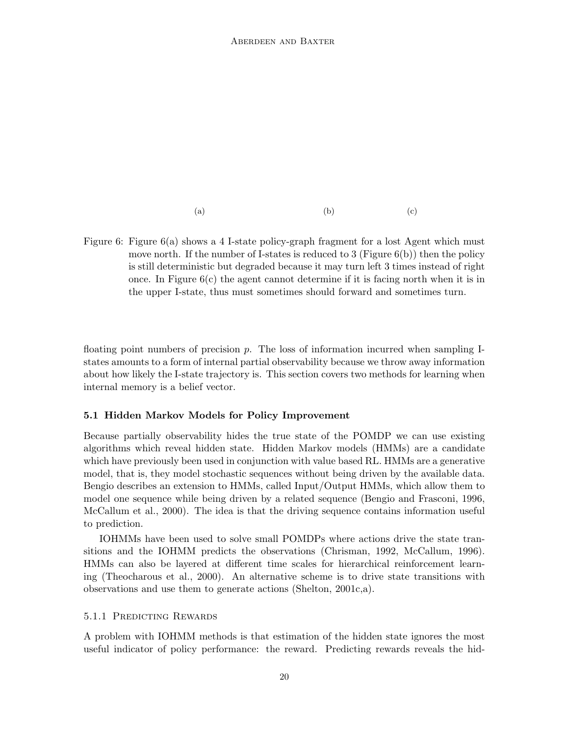(a) (b) (c)

Figure 6: Figure 6(a) shows a 4 I-state policy-graph fragment for a lost Agent which must move north. If the number of I-states is reduced to 3 (Figure 6(b)) then the policy is still deterministic but degraded because it may turn left 3 times instead of right once. In Figure 6(c) the agent cannot determine if it is facing north when it is in the upper I-state, thus must sometimes should forward and sometimes turn.

floating point numbers of precision $p$. The loss of information incurred when sampling I-states amounts to a form of internal partial observability because we throw away information about how likely the I-state trajectory is. This section covers two methods for learning when internal memory is a belief vector.

### 5.1 Hidden Markov Models for Policy Improvement

Because partially observability hides the true state of the POMDP we can use existing algorithms which reveal hidden state. Hidden Markov models (HMMs) are a candidate which have previously been used in conjunction with value based RL. HMMs are a generative model, that is, they model stochastic sequences without being driven by the available data. Bengio describes an extension to HMMs, called Input/Output HMMs, which allow them to model one sequence while being driven by a related sequence (Bengio and Frasconi, 1996, McCallum et al., 2000). The idea is that the driving sequence contains information useful to prediction.

IOHMMs have been used to solve small POMDPs where actions drive the state transitions and the IOHMM predicts the observations (Chrisman, 1992, McCallum, 1996). HMMs can also be layered at different time scales for hierarchical reinforcement learning (Theocharous et al., 2000). An alternative scheme is to drive state transitions with observations and use them to generate actions (Shelton, 2001c,a).

#### 5.1.1 Predicting Rewards

A problem with IOHMM methods is that estimation of the hidden state ignores the most useful indicator of policy performance: the reward. Predicting rewards reveals the hid-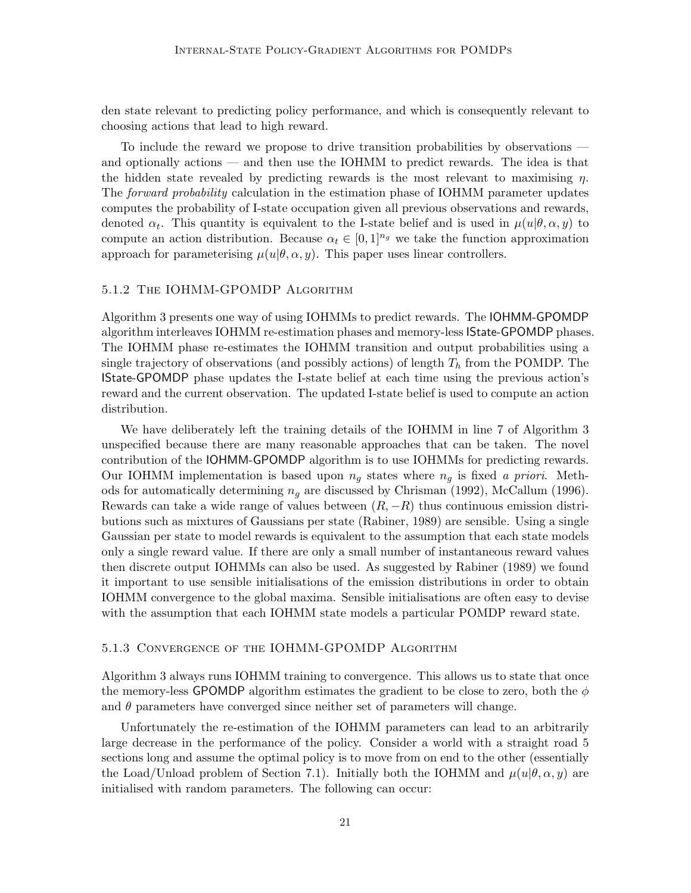den state relevant to predicting policy performance, and which is consequently relevant to choosing actions that lead to high reward.

To include the reward we propose to drive transition probabilities by observations — and optionally actions — and then use the IOHMM to predict rewards. The idea is that the hidden state revealed by predicting rewards is the most relevant to maximising $\eta$. The *forward probability* calculation in the estimation phase of IOHMM parameter updates computes the probability of I-state occupation given all previous observations and rewards, denoted $\alpha_t$. This quantity is equivalent to the I-state belief and is used in $\mu(u|\theta, \alpha, y)$ to compute an action distribution. Because $\alpha_t \in [0, 1]^{n_g}$ we take the function approximation approach for parameterising $\mu(u|\theta, \alpha, y)$. This paper uses linear controllers.

### 5.1.2 The IOHMM-GPOMDP Algorithm

Algorithm 3 presents one way of using IOHMMs to predict rewards. The IOHMM-GPOMDP algorithm interleaves IOHMM re-estimation phases and memory-less IState-GPOMDP phases. The IOHMM phase re-estimates the IOHMM transition and output probabilities using a single trajectory of observations (and possibly actions) of length $T_h$ from the POMDP. The IState-GPOMDP phase updates the I-state belief at each time using the previous action's reward and the current observation. The updated I-state belief is used to compute an action distribution.

We have deliberately left the training details of the IOHMM in line 7 of Algorithm 3 unspecified because there are many reasonable approaches that can be taken. The novel contribution of the IOHMM-GPOMDP algorithm is to use IOHMMs for predicting rewards. Our IOHMM implementation is based upon $n_g$ states where $n_g$ is fixed *a priori*. Methods for automatically determining $n_g$ are discussed by Chrisman (1992), McCallum (1996). Rewards can take a wide range of values between $(R, -R)$ thus continuous emission distributions such as mixtures of Gaussians per state (Rabiner, 1989) are sensible. Using a single Gaussian per state to model rewards is equivalent to the assumption that each state models only a single reward value. If there are only a small number of instantaneous reward values then discrete output IOHMMs can also be used. As suggested by Rabiner (1989) we found it important to use sensible initialisations of the emission distributions in order to obtain IOHMM convergence to the global maxima. Sensible initialisations are often easy to devise with the assumption that each IOHMM state models a particular POMDP reward state.

### 5.1.3 Convergence of the IOHMM-GPOMDP Algorithm

Algorithm 3 always runs IOHMM training to convergence. This allows us to state that once the memory-less GPOMDP algorithm estimates the gradient to be close to zero, both the $\phi$ and $\theta$ parameters have converged since neither set of parameters will change.

Unfortunately the re-estimation of the IOHMM parameters can lead to an arbitrarily large decrease in the performance of the policy. Consider a world with a straight road 5 sections long and assume the optimal policy is to move from on end to the other (essentially the Load/Unload problem of Section 7.1). Initially both the IOHMM and $\mu(u|\theta, \alpha, y)$ are initialised with random parameters. The following can occur: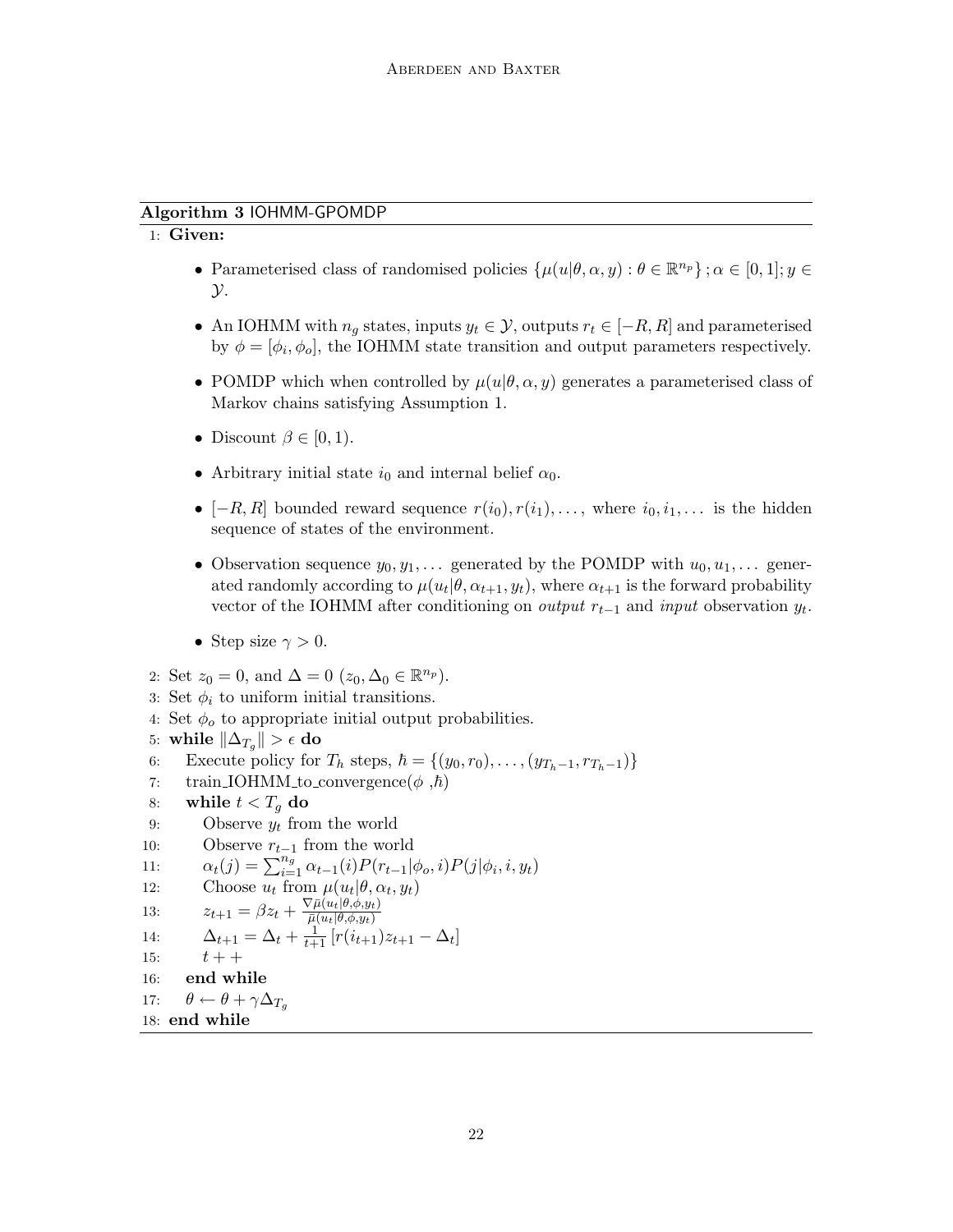**Algorithm 3** IOHMM-GPOMDP

1: **Given:**

- Parameterised class of randomised policies $\{\mu(u|\theta, \alpha, y) : \theta \in \mathbb{R}^{n_p}\}; \alpha \in [0, 1]; y \in \mathcal{Y}$.
- An IOHMM with $n_g$ states, inputs $y_t \in \mathcal{Y}$, outputs $r_t \in [-R, R]$ and parameterised by $\phi = [\phi_i, \phi_o]$, the IOHMM state transition and output parameters respectively.
- POMDP which when controlled by $\mu(u|\theta, \alpha, y)$ generates a parameterised class of Markov chains satisfying Assumption 1.
- Discount $\beta \in [0, 1)$.
- Arbitrary initial state $i_0$ and internal belief $\alpha_0$.
- $[-R, R]$ bounded reward sequence $r(i_0), r(i_1), \dots$, where $i_0, i_1, \dots$ is the hidden sequence of states of the environment.
- Observation sequence $y_0, y_1, \dots$ generated by the POMDP with $u_0, u_1, \dots$ generated randomly according to $\mu(u_t|\theta, \alpha_{t+1}, y_t)$, where $\alpha_{t+1}$ is the forward probability vector of the IOHMM after conditioning on *output* $r_{t-1}$ and *input* observation $y_t$.
- Step size $\gamma > 0$.

2: Set $z_0 = 0$, and $\Delta = 0$ ($z_0, \Delta_0 \in \mathbb{R}^{n_p}$).
3: Set $\phi_i$ to uniform initial transitions.
4: Set $\phi_o$ to appropriate initial output probabilities.
5: **while** $\|\Delta_{T_g}\| > \epsilon$ **do**
6: &nbsp;&nbsp;&nbsp;&nbsp;Execute policy for $T_h$ steps, $\hbar = \{(y_0, r_0), \dots, (y_{T_h-1}, r_{T_h-1})\}$
7: &nbsp;&nbsp;&nbsp;&nbsp;train_IOHMM_to_convergence($\phi$ ,$\hbar$)
8: &nbsp;&nbsp;&nbsp;&nbsp;**while** $t < T_g$ **do**
9: &nbsp;&nbsp;&nbsp;&nbsp;&nbsp;&nbsp;&nbsp;&nbsp;Observe $y_t$ from the world
10: &nbsp;&nbsp;&nbsp;&nbsp;&nbsp;&nbsp;&nbsp;&nbsp;Observe $r_{t-1}$ from the world
11: &nbsp;&nbsp;&nbsp;&nbsp;&nbsp;&nbsp;&nbsp;&nbsp;$\alpha_t(j) = \sum_{i=1}^{n_g} \alpha_{t-1}(i) P(r_{t-1}|\phi_o, i) P(j|\phi_i, i, y_t)$
12: &nbsp;&nbsp;&nbsp;&nbsp;&nbsp;&nbsp;&nbsp;&nbsp;Choose $u_t$ from $\mu(u_t|\theta, \alpha_t, y_t)$
13: &nbsp;&nbsp;&nbsp;&nbsp;&nbsp;&nbsp;&nbsp;&nbsp;$z_{t+1} = \beta z_t + \frac{\nabla \bar{\mu}(u_t|\theta, \phi, y_t)}{\bar{\mu}(u_t|\theta, \phi, y_t)}$
14: &nbsp;&nbsp;&nbsp;&nbsp;&nbsp;&nbsp;&nbsp;&nbsp;$\Delta_{t+1} = \Delta_t + \frac{1}{t+1}[r(i_{t+1}) z_{t+1} - \Delta_t]$
15: &nbsp;&nbsp;&nbsp;&nbsp;&nbsp;&nbsp;&nbsp;&nbsp;$t{+}{+}$
16: &nbsp;&nbsp;&nbsp;&nbsp;**end while**
17: &nbsp;&nbsp;&nbsp;&nbsp;$\theta \leftarrow \theta + \gamma \Delta_{T_g}$
18: **end while**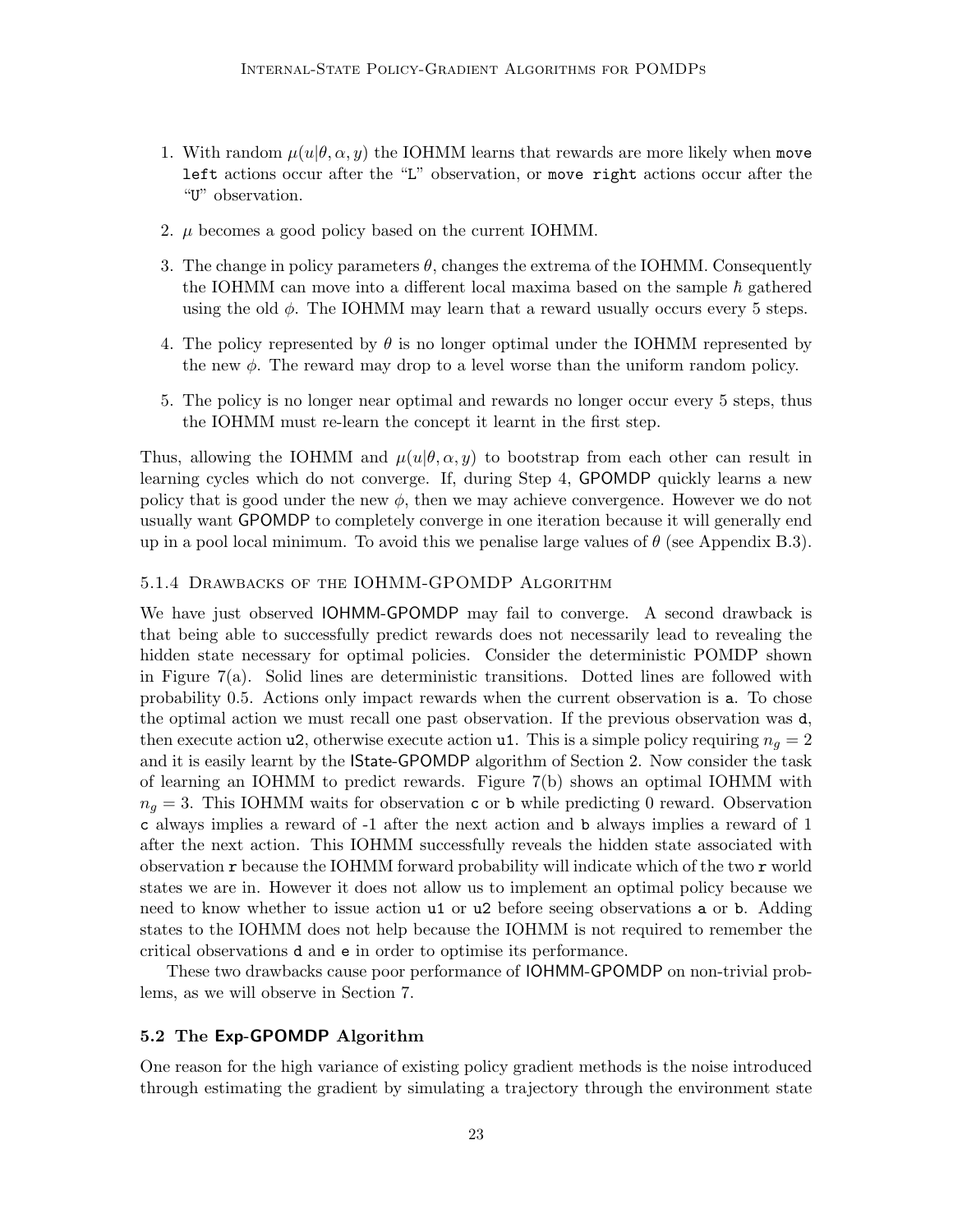1. With random $\mu(u|\theta, \alpha, y)$ the IOHMM learns that rewards are more likely when `move left` actions occur after the "L" observation, or `move right` actions occur after the "U" observation.
2. $\mu$ becomes a good policy based on the current IOHMM.
3. The change in policy parameters $\theta$, changes the extrema of the IOHMM. Consequently the IOHMM can move into a different local maxima based on the sample $\hbar$ gathered using the old $\phi$. The IOHMM may learn that a reward usually occurs every 5 steps.
4. The policy represented by $\theta$ is no longer optimal under the IOHMM represented by the new $\phi$. The reward may drop to a level worse than the uniform random policy.
5. The policy is no longer near optimal and rewards no longer occur every 5 steps, thus the IOHMM must re-learn the concept it learnt in the first step.

Thus, allowing the IOHMM and $\mu(u|\theta, \alpha, y)$ to bootstrap from each other can result in learning cycles which do not converge. If, during Step 4, GPOMDP quickly learns a new policy that is good under the new $\phi$, then we may achieve convergence. However we do not usually want GPOMDP to completely converge in one iteration because it will generally end up in a pool local minimum. To avoid this we penalise large values of $\theta$ (see Appendix B.3).

### 5.1.4 Drawbacks of the IOHMM-GPOMDP Algorithm

We have just observed IOHMM-GPOMDP may fail to converge. A second drawback is that being able to successfully predict rewards does not necessarily lead to revealing the hidden state necessary for optimal policies. Consider the deterministic POMDP shown in Figure 7(a). Solid lines are deterministic transitions. Dotted lines are followed with probability 0.5. Actions only impact rewards when the current observation is `a`. To chose the optimal action we must recall one past observation. If the previous observation was `d`, then execute action `u2`, otherwise execute action `u1`. This is a simple policy requiring $n_g = 2$ and it is easily learnt by the IState-GPOMDP algorithm of Section 2. Now consider the task of learning an IOHMM to predict rewards. Figure 7(b) shows an optimal IOHMM with $n_g = 3$. This IOHMM waits for observation `c` or `b` while predicting 0 reward. Observation `c` always implies a reward of -1 after the next action and `b` always implies a reward of 1 after the next action. This IOHMM successfully reveals the hidden state associated with observation `r` because the IOHMM forward probability will indicate which of the two `r` world states we are in. However it does not allow us to implement an optimal policy because we need to know whether to issue action `u1` or `u2` before seeing observations `a` or `b`. Adding states to the IOHMM does not help because the IOHMM is not required to remember the critical observations `d` and `e` in order to optimise its performance.

These two drawbacks cause poor performance of IOHMM-GPOMDP on non-trivial problems, as we will observe in Section 7.

## 5.2 The Exp-GPOMDP Algorithm

One reason for the high variance of existing policy gradient methods is the noise introduced through estimating the gradient by simulating a trajectory through the environment state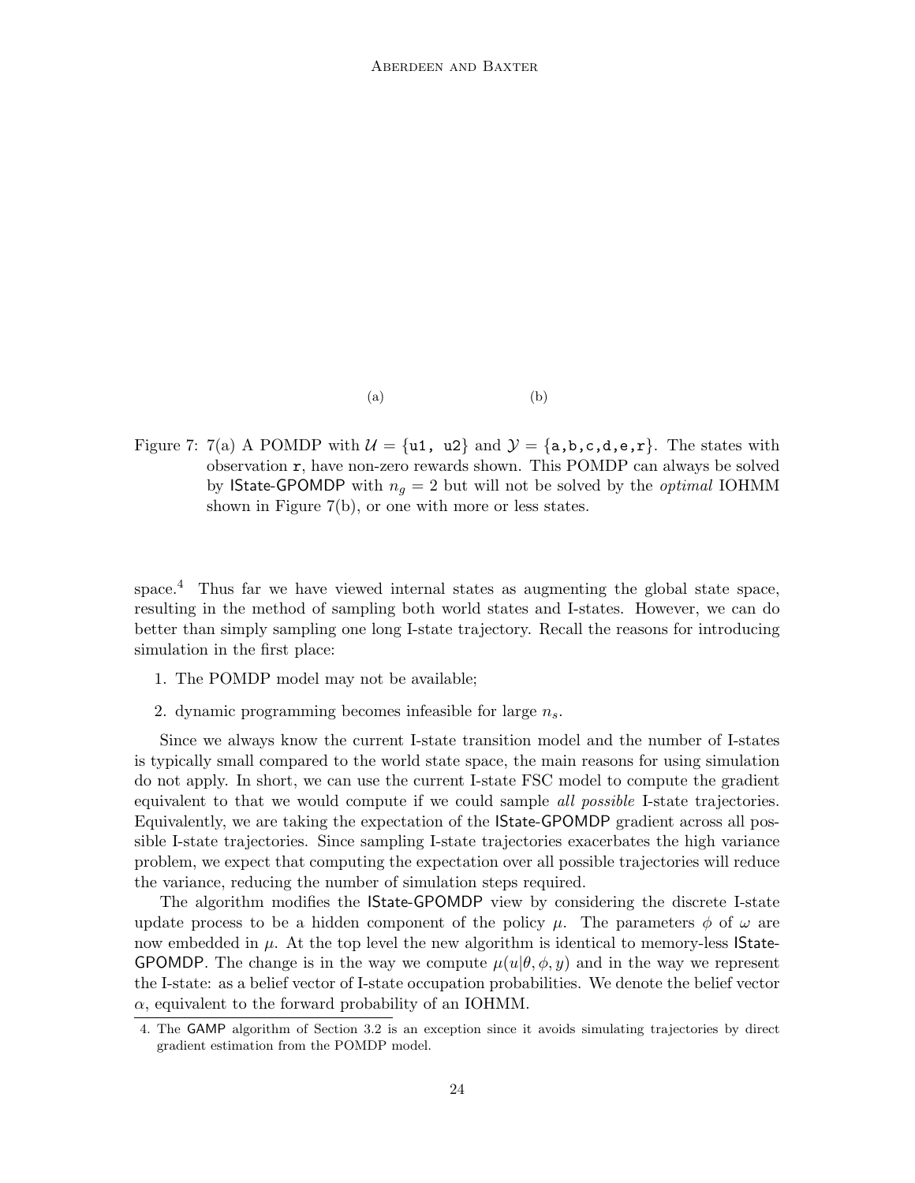(a) (b)

Figure 7: 7(a) A POMDP with $\mathcal{U} = \{\texttt{u1, u2}\}$ and $\mathcal{Y} = \{\texttt{a,b,c,d,e,r}\}$. The states with observation r, have non-zero rewards shown. This POMDP can always be solved by IState-GPOMDP with $n_g = 2$ but will not be solved by the *optimal* IOHMM shown in Figure 7(b), or one with more or less states.

space.[4] Thus far we have viewed internal states as augmenting the global state space, resulting in the method of sampling both world states and I-states. However, we can do better than simply sampling one long I-state trajectory. Recall the reasons for introducing simulation in the first place:

1. The POMDP model may not be available;
2. dynamic programming becomes infeasible for large $n_s$.

Since we always know the current I-state transition model and the number of I-states is typically small compared to the world state space, the main reasons for using simulation do not apply. In short, we can use the current I-state FSC model to compute the gradient equivalent to that we would compute if we could sample *all possible* I-state trajectories. Equivalently, we are taking the expectation of the IState-GPOMDP gradient across all possible I-state trajectories. Since sampling I-state trajectories exacerbates the high variance problem, we expect that computing the expectation over all possible trajectories will reduce the variance, reducing the number of simulation steps required.

The algorithm modifies the IState-GPOMDP view by considering the discrete I-state update process to be a hidden component of the policy $\mu$. The parameters $\phi$ of $\omega$ are now embedded in $\mu$. At the top level the new algorithm is identical to memory-less IState-GPOMDP. The change is in the way we compute $\mu(u|\theta, \phi, y)$ and in the way we represent the I-state: as a belief vector of I-state occupation probabilities. We denote the belief vector $\alpha$, equivalent to the forward probability of an IOHMM.

4. The GAMP algorithm of Section 3.2 is an exception since it avoids simulating trajectories by direct gradient estimation from the POMDP model.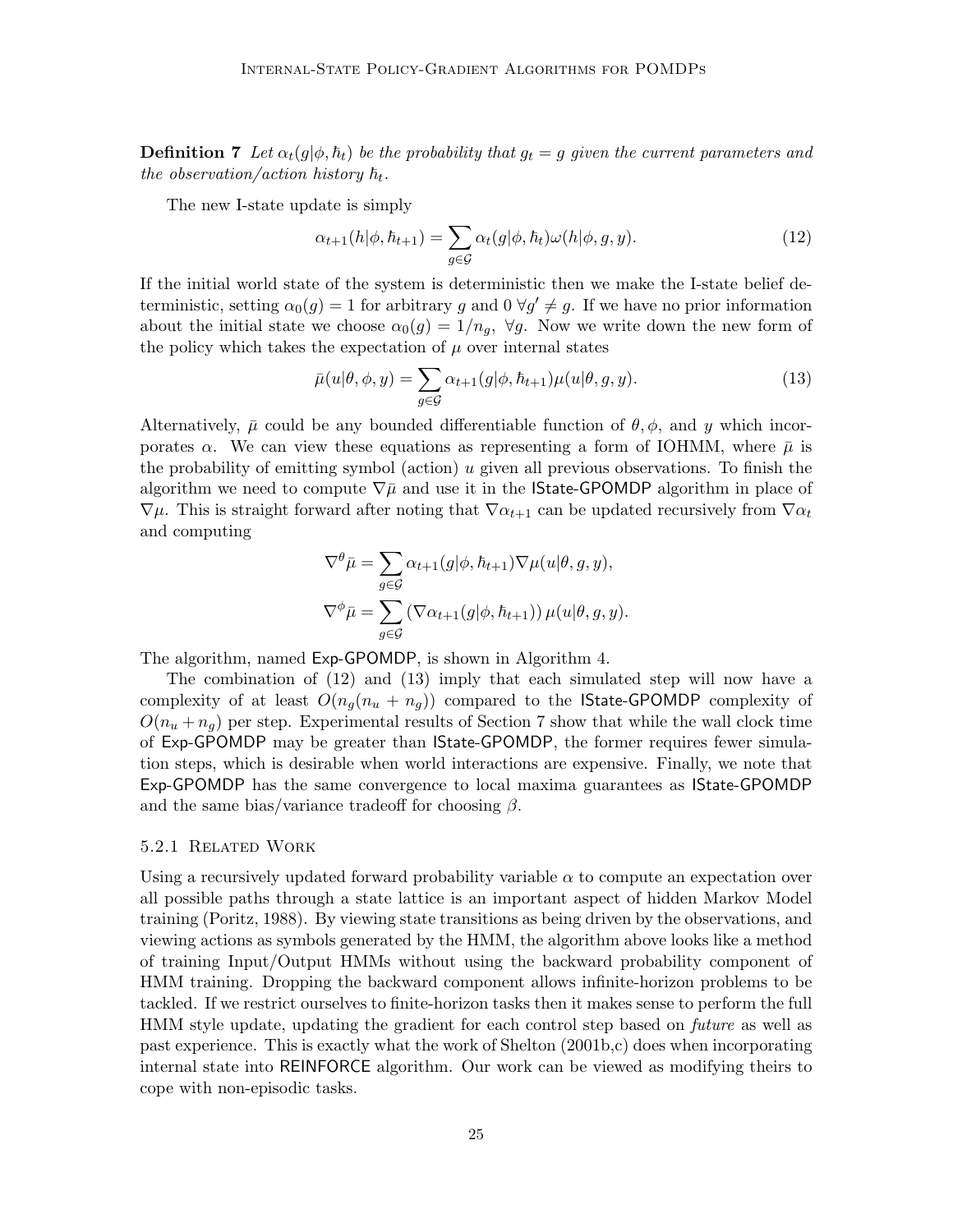**Definition 7** *Let $\alpha_t(g|\phi, \hbar_t)$ be the probability that $g_t = g$ given the current parameters and the observation/action history $\hbar_t$.*

The new I-state update is simply

$$\alpha_{t+1}(h|\phi, \hbar_{t+1}) = \sum_{g \in \mathcal{G}} \alpha_t(g|\phi, \hbar_t)\omega(h|\phi, g, y). \tag{12}$$

If the initial world state of the system is deterministic then we make the I-state belief deterministic, setting $\alpha_0(g) = 1$ for arbitrary $g$ and $0 \; \forall g' \neq g$. If we have no prior information about the initial state we choose $\alpha_0(g) = 1/n_g, \; \forall g$. Now we write down the new form of the policy which takes the expectation of $\mu$ over internal states

$$\bar{\mu}(u|\theta, \phi, y) = \sum_{g \in \mathcal{G}} \alpha_{t+1}(g|\phi, \hbar_{t+1})\mu(u|\theta, g, y). \tag{13}$$

Alternatively, $\bar{\mu}$ could be any bounded differentiable function of $\theta, \phi$, and $y$ which incorporates $\alpha$. We can view these equations as representing a form of IOHMM, where $\bar{\mu}$ is the probability of emitting symbol (action) $u$ given all previous observations. To finish the algorithm we need to compute $\nabla\bar{\mu}$ and use it in the IState-GPOMDP algorithm in place of $\nabla\mu$. This is straight forward after noting that $\nabla\alpha_{t+1}$ can be updated recursively from $\nabla\alpha_t$ and computing

$$\nabla^{\theta}\bar{\mu} = \sum_{g \in \mathcal{G}} \alpha_{t+1}(g|\phi, \hbar_{t+1})\nabla\mu(u|\theta, g, y),$$

$$\nabla^{\phi}\bar{\mu} = \sum_{g \in \mathcal{G}} \left(\nabla\alpha_{t+1}(g|\phi, \hbar_{t+1})\right)\mu(u|\theta, g, y).$$

The algorithm, named Exp-GPOMDP, is shown in Algorithm 4.

The combination of (12) and (13) imply that each simulated step will now have a complexity of at least $O(n_g(n_u + n_g))$ compared to the IState-GPOMDP complexity of $O(n_u + n_g)$ per step. Experimental results of Section 7 show that while the wall clock time of Exp-GPOMDP may be greater than IState-GPOMDP, the former requires fewer simulation steps, which is desirable when world interactions are expensive. Finally, we note that Exp-GPOMDP has the same convergence to local maxima guarantees as IState-GPOMDP and the same bias/variance tradeoff for choosing $\beta$.

#### 5.2.1 Related Work

Using a recursively updated forward probability variable $\alpha$ to compute an expectation over all possible paths through a state lattice is an important aspect of hidden Markov Model training (Poritz, 1988). By viewing state transitions as being driven by the observations, and viewing actions as symbols generated by the HMM, the algorithm above looks like a method of training Input/Output HMMs without using the backward probability component of HMM training. Dropping the backward component allows infinite-horizon problems to be tackled. If we restrict ourselves to finite-horizon tasks then it makes sense to perform the full HMM style update, updating the gradient for each control step based on *future* as well as past experience. This is exactly what the work of Shelton (2001b,c) does when incorporating internal state into REINFORCE algorithm. Our work can be viewed as modifying theirs to cope with non-episodic tasks.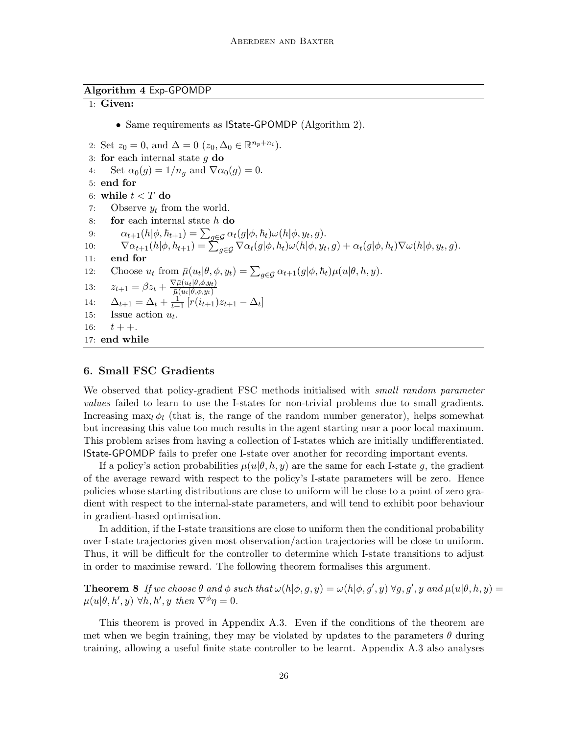**Algorithm 4** Exp-GPOMDP

1: **Given:**

- Same requirements as IState-GPOMDP (Algorithm 2).

2: Set $z_0 = 0$, and $\Delta = 0$ ($z_0, \Delta_0 \in \mathbb{R}^{n_p+n_i}$).  
3: **for** each internal state $g$ **do**  
4: &nbsp;&nbsp;&nbsp;&nbsp;Set $\alpha_0(g) = 1/n_g$ and $\nabla\alpha_0(g) = 0$.  
5: **end for**  
6: **while** $t < T$ **do**  
7: &nbsp;&nbsp;&nbsp;&nbsp;Observe $y_t$ from the world.  
8: &nbsp;&nbsp;&nbsp;&nbsp;**for** each internal state $h$ **do**  
9: &nbsp;&nbsp;&nbsp;&nbsp;&nbsp;&nbsp;&nbsp;&nbsp;$\alpha_{t+1}(h|\phi, \hbar_{t+1}) = \sum_{g\in\mathcal{G}} \alpha_t(g|\phi, \hbar_t)\omega(h|\phi, y_t, g)$.  
10: &nbsp;&nbsp;&nbsp;&nbsp;&nbsp;&nbsp;&nbsp;&nbsp;$\nabla\alpha_{t+1}(h|\phi, \hbar_{t+1}) = \sum_{g\in\mathcal{G}} \nabla\alpha_t(g|\phi, \hbar_t)\omega(h|\phi, y_t, g) + \alpha_t(g|\phi, \hbar_t)\nabla\omega(h|\phi, y_t, g)$.  
11: &nbsp;&nbsp;&nbsp;&nbsp;**end for**  
12: &nbsp;&nbsp;&nbsp;&nbsp;Choose $u_t$ from $\bar{\mu}(u_t|\theta, \phi, y_t) = \sum_{g\in\mathcal{G}} \alpha_{t+1}(g|\phi, \hbar_t)\mu(u|\theta, h, y)$.  
13: &nbsp;&nbsp;&nbsp;&nbsp;$z_{t+1} = \beta z_t + \frac{\nabla\bar{\mu}(u_t|\theta,\phi,y_t)}{\bar{\mu}(u_t|\theta,\phi,y_t)}$  
14: &nbsp;&nbsp;&nbsp;&nbsp;$\Delta_{t+1} = \Delta_t + \frac{1}{t+1}\left[r(i_{t+1})z_{t+1} - \Delta_t\right]$  
15: &nbsp;&nbsp;&nbsp;&nbsp;Issue action $u_t$.  
16: &nbsp;&nbsp;&nbsp;&nbsp;$t++$.  
17: **end while**

## 6. Small FSC Gradients

We observed that policy-gradient FSC methods initialised with *small random parameter values* failed to learn to use the I-states for non-trivial problems due to small gradients. Increasing $\max_l \phi_l$ (that is, the range of the random number generator), helps somewhat but increasing this value too much results in the agent starting near a poor local maximum. This problem arises from having a collection of I-states which are initially undifferentiated. IState-GPOMDP fails to prefer one I-state over another for recording important events.

If a policy's action probabilities $\mu(u|\theta, h, y)$ are the same for each I-state $g$, the gradient of the average reward with respect to the policy's I-state parameters will be zero. Hence policies whose starting distributions are close to uniform will be close to a point of zero gradient with respect to the internal-state parameters, and will tend to exhibit poor behaviour in gradient-based optimisation.

In addition, if the I-state transitions are close to uniform then the conditional probability over I-state trajectories given most observation/action trajectories will be close to uniform. Thus, it will be difficult for the controller to determine which I-state transitions to adjust in order to maximise reward. The following theorem formalises this argument.

**Theorem 8** *If we choose $\theta$ and $\phi$ such that $\omega(h|\phi, g, y) = \omega(h|\phi, g', y)\ \forall g, g', y$ and $\mu(u|\theta, h, y) = \mu(u|\theta, h', y)\ \forall h, h', y$ then $\nabla^\phi \eta = 0$.*

This theorem is proved in Appendix A.3. Even if the conditions of the theorem are met when we begin training, they may be violated by updates to the parameters $\theta$ during training, allowing a useful finite state controller to be learnt. Appendix A.3 also analyses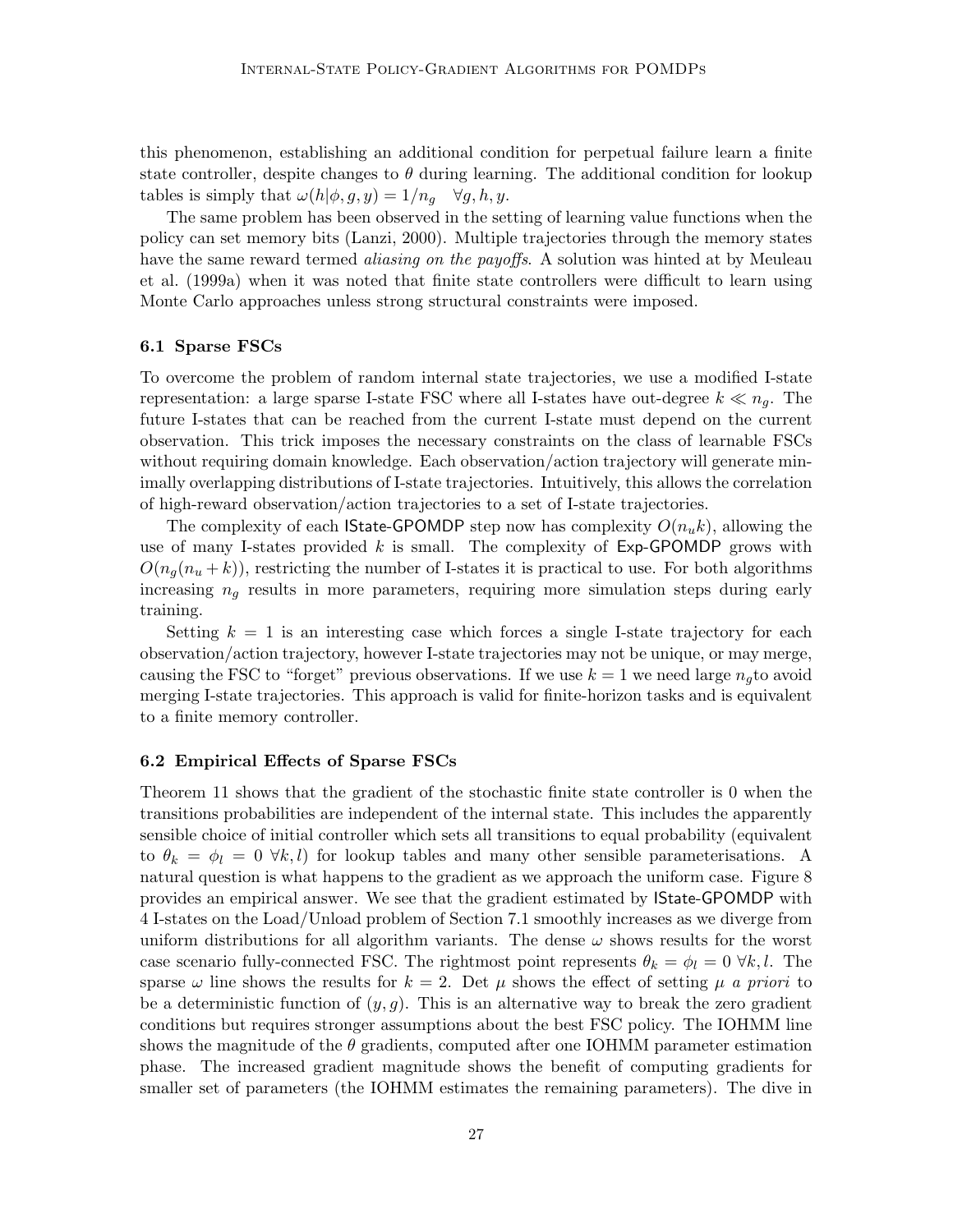this phenomenon, establishing an additional condition for perpetual failure learn a finite state controller, despite changes to $\theta$ during learning. The additional condition for lookup tables is simply that $\omega(h|\phi, g, y) = 1/n_g \quad \forall g, h, y$.

The same problem has been observed in the setting of learning value functions when the policy can set memory bits (Lanzi, 2000). Multiple trajectories through the memory states have the same reward termed *aliasing on the payoffs*. A solution was hinted at by Meuleau et al. (1999a) when it was noted that finite state controllers were difficult to learn using Monte Carlo approaches unless strong structural constraints were imposed.

### 6.1 Sparse FSCs

To overcome the problem of random internal state trajectories, we use a modified I-state representation: a large sparse I-state FSC where all I-states have out-degree $k \ll n_g$. The future I-states that can be reached from the current I-state must depend on the current observation. This trick imposes the necessary constraints on the class of learnable FSCs without requiring domain knowledge. Each observation/action trajectory will generate minimally overlapping distributions of I-state trajectories. Intuitively, this allows the correlation of high-reward observation/action trajectories to a set of I-state trajectories.

The complexity of each IState-GPOMDP step now has complexity $O(n_u k)$, allowing the use of many I-states provided $k$ is small. The complexity of Exp-GPOMDP grows with $O(n_g(n_u + k))$, restricting the number of I-states it is practical to use. For both algorithms increasing $n_g$ results in more parameters, requiring more simulation steps during early training.

Setting $k = 1$ is an interesting case which forces a single I-state trajectory for each observation/action trajectory, however I-state trajectories may not be unique, or may merge, causing the FSC to "forget" previous observations. If we use $k = 1$ we need large $n_g$to avoid merging I-state trajectories. This approach is valid for finite-horizon tasks and is equivalent to a finite memory controller.

### 6.2 Empirical Effects of Sparse FSCs

Theorem 11 shows that the gradient of the stochastic finite state controller is 0 when the transitions probabilities are independent of the internal state. This includes the apparently sensible choice of initial controller which sets all transitions to equal probability (equivalent to $\theta_k = \phi_l = 0 \ \forall k, l$) for lookup tables and many other sensible parameterisations. A natural question is what happens to the gradient as we approach the uniform case. Figure 8 provides an empirical answer. We see that the gradient estimated by IState-GPOMDP with 4 I-states on the Load/Unload problem of Section 7.1 smoothly increases as we diverge from uniform distributions for all algorithm variants. The dense $\omega$ shows results for the worst case scenario fully-connected FSC. The rightmost point represents $\theta_k = \phi_l = 0 \ \forall k, l$. The sparse $\omega$ line shows the results for $k = 2$. Det $\mu$ shows the effect of setting $\mu$ *a priori* to be a deterministic function of $(y, g)$. This is an alternative way to break the zero gradient conditions but requires stronger assumptions about the best FSC policy. The IOHMM line shows the magnitude of the $\theta$ gradients, computed after one IOHMM parameter estimation phase. The increased gradient magnitude shows the benefit of computing gradients for smaller set of parameters (the IOHMM estimates the remaining parameters). The dive in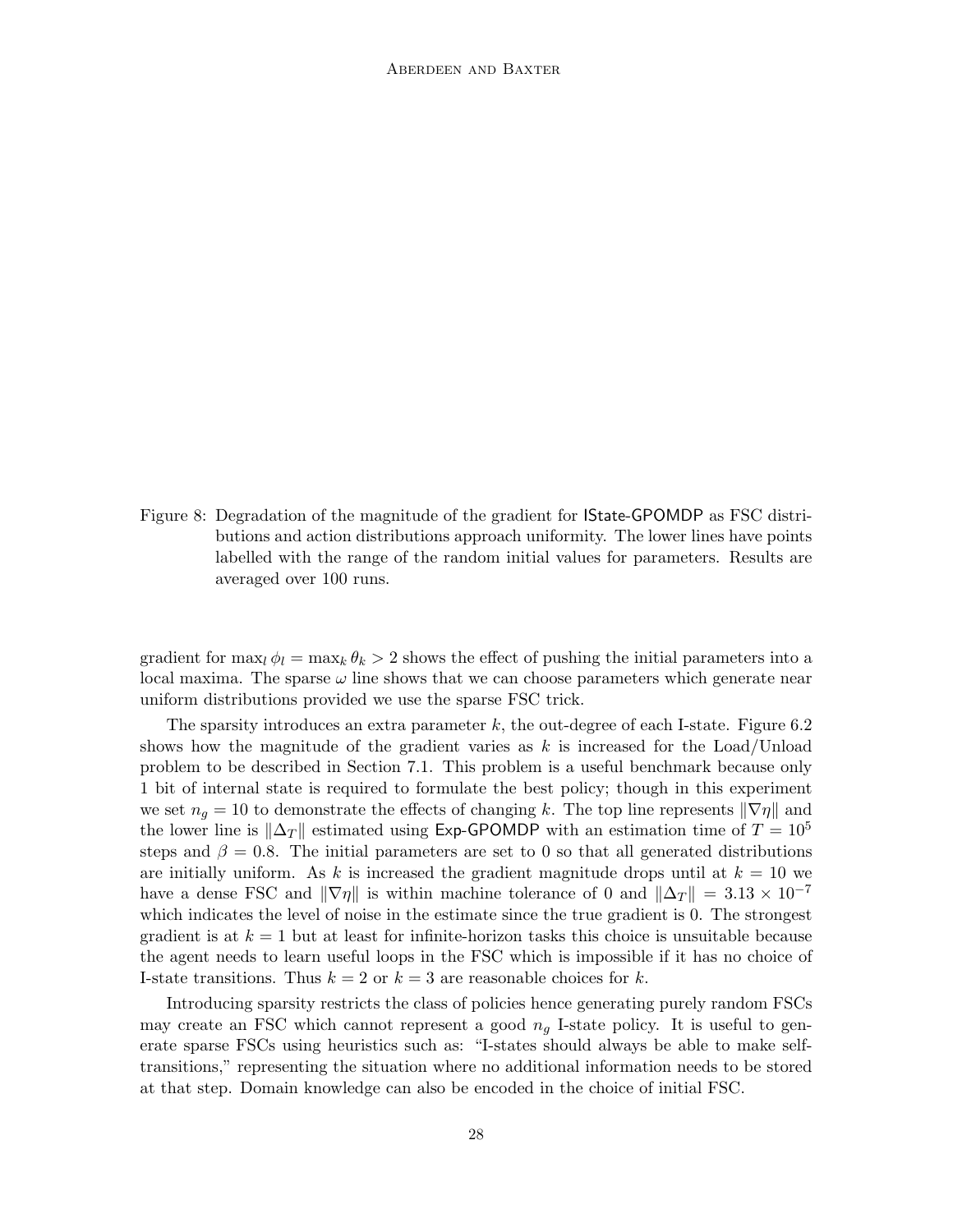Figure 8: Degradation of the magnitude of the gradient for IState-GPOMDP as FSC distributions and action distributions approach uniformity. The lower lines have points labelled with the range of the random initial values for parameters. Results are averaged over 100 runs.

gradient for $\max_l \phi_l = \max_k \theta_k > 2$ shows the effect of pushing the initial parameters into a local maxima. The sparse $\omega$ line shows that we can choose parameters which generate near uniform distributions provided we use the sparse FSC trick.

The sparsity introduces an extra parameter $k$, the out-degree of each I-state. Figure 6.2 shows how the magnitude of the gradient varies as $k$ is increased for the Load/Unload problem to be described in Section 7.1. This problem is a useful benchmark because only 1 bit of internal state is required to formulate the best policy; though in this experiment we set $n_g = 10$ to demonstrate the effects of changing $k$. The top line represents $\|\nabla\eta\|$ and the lower line is $\|\Delta_T\|$ estimated using Exp-GPOMDP with an estimation time of $T = 10^5$ steps and $\beta = 0.8$. The initial parameters are set to 0 so that all generated distributions are initially uniform. As $k$ is increased the gradient magnitude drops until at $k = 10$ we have a dense FSC and $\|\nabla\eta\|$ is within machine tolerance of 0 and $\|\Delta_T\| = 3.13 \times 10^{-7}$ which indicates the level of noise in the estimate since the true gradient is 0. The strongest gradient is at $k = 1$ but at least for infinite-horizon tasks this choice is unsuitable because the agent needs to learn useful loops in the FSC which is impossible if it has no choice of I-state transitions. Thus $k = 2$ or $k = 3$ are reasonable choices for $k$.

Introducing sparsity restricts the class of policies hence generating purely random FSCs may create an FSC which cannot represent a good $n_g$ I-state policy. It is useful to generate sparse FSCs using heuristics such as: "I-states should always be able to make self-transitions," representing the situation where no additional information needs to be stored at that step. Domain knowledge can also be encoded in the choice of initial FSC.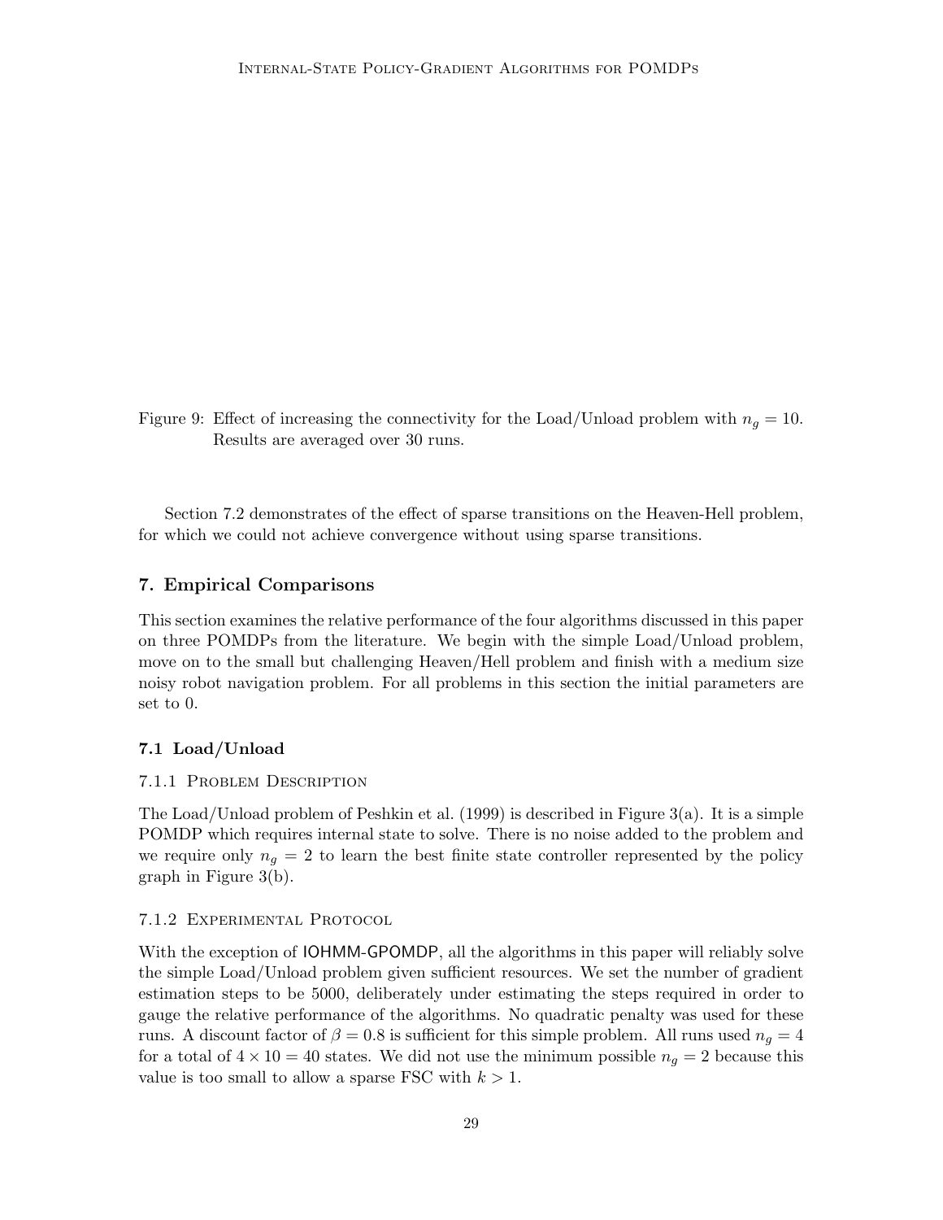Figure 9: Effect of increasing the connectivity for the Load/Unload problem with $n_g = 10$. Results are averaged over 30 runs.

Section 7.2 demonstrates of the effect of sparse transitions on the Heaven-Hell problem, for which we could not achieve convergence without using sparse transitions.

## 7. Empirical Comparisons

This section examines the relative performance of the four algorithms discussed in this paper on three POMDPs from the literature. We begin with the simple Load/Unload problem, move on to the small but challenging Heaven/Hell problem and finish with a medium size noisy robot navigation problem. For all problems in this section the initial parameters are set to 0.

### 7.1 Load/Unload

#### 7.1.1 Problem Description

The Load/Unload problem of Peshkin et al. (1999) is described in Figure 3(a). It is a simple POMDP which requires internal state to solve. There is no noise added to the problem and we require only $n_g = 2$ to learn the best finite state controller represented by the policy graph in Figure 3(b).

#### 7.1.2 Experimental Protocol

With the exception of IOHMM-GPOMDP, all the algorithms in this paper will reliably solve the simple Load/Unload problem given sufficient resources. We set the number of gradient estimation steps to be 5000, deliberately under estimating the steps required in order to gauge the relative performance of the algorithms. No quadratic penalty was used for these runs. A discount factor of $\beta = 0.8$ is sufficient for this simple problem. All runs used $n_g = 4$ for a total of $4 \times 10 = 40$ states. We did not use the minimum possible $n_g = 2$ because this value is too small to allow a sparse FSC with $k > 1$.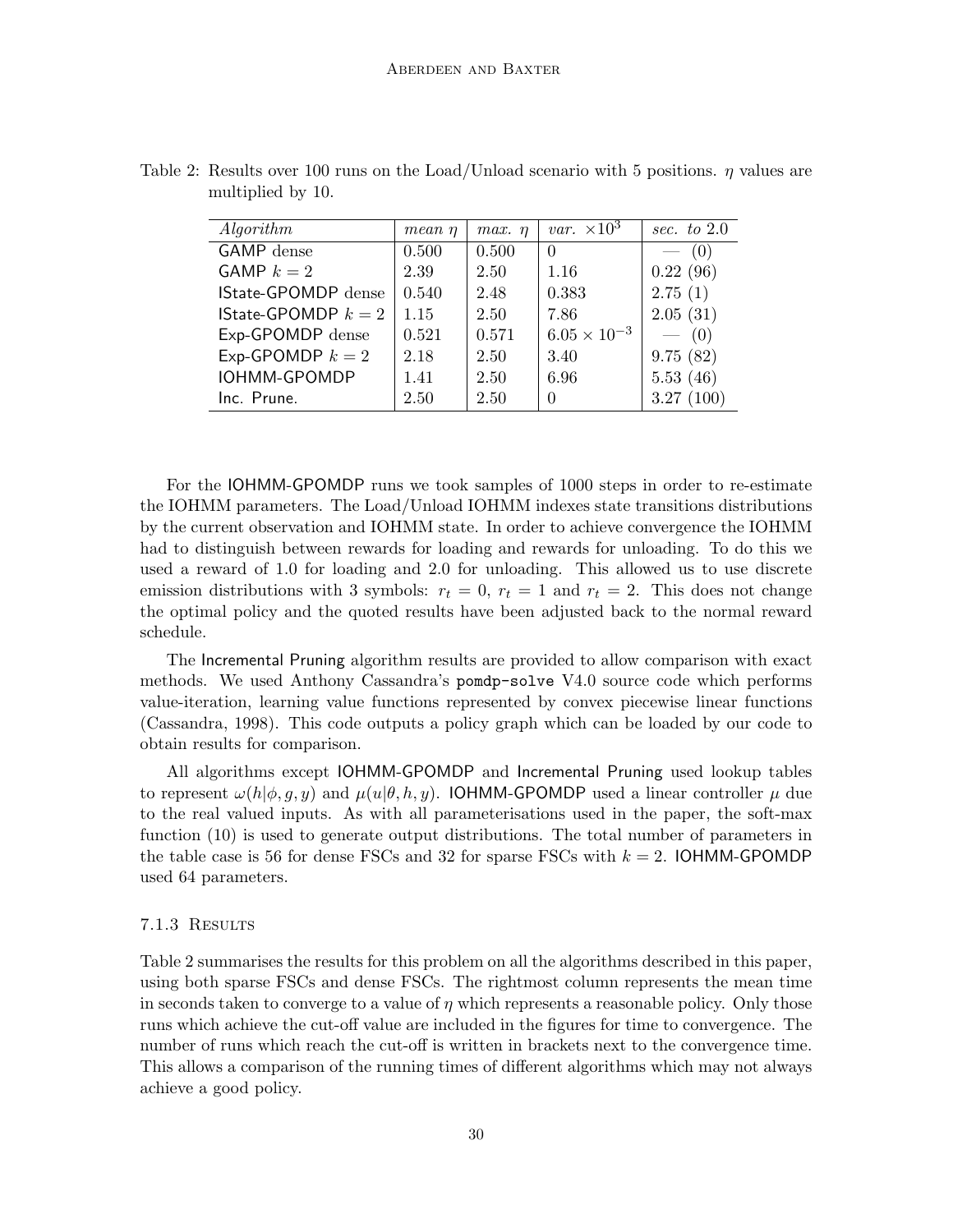Table 2: Results over 100 runs on the Load/Unload scenario with 5 positions. $\eta$ values are multiplied by 10.

| *Algorithm* | *mean* $\eta$ | *max.* $\eta$ | *var.* $\times 10^3$ | *sec. to* 2.0 |
|---|---|---|---|---|
| GAMP dense | 0.500 | 0.500 | 0 | — (0) |
| GAMP $k = 2$ | 2.39 | 2.50 | 1.16 | 0.22 (96) |
| IState-GPOMDP dense | 0.540 | 2.48 | 0.383 | 2.75 (1) |
| IState-GPOMDP $k = 2$ | 1.15 | 2.50 | 7.86 | 2.05 (31) |
| Exp-GPOMDP dense | 0.521 | 0.571 | $6.05 \times 10^{-3}$ | — (0) |
| Exp-GPOMDP $k = 2$ | 2.18 | 2.50 | 3.40 | 9.75 (82) |
| IOHMM-GPOMDP | 1.41 | 2.50 | 6.96 | 5.53 (46) |
| Inc. Prune. | 2.50 | 2.50 | 0 | 3.27 (100) |

For the IOHMM-GPOMDP runs we took samples of 1000 steps in order to re-estimate the IOHMM parameters. The Load/Unload IOHMM indexes state transitions distributions by the current observation and IOHMM state. In order to achieve convergence the IOHMM had to distinguish between rewards for loading and rewards for unloading. To do this we used a reward of 1.0 for loading and 2.0 for unloading. This allowed us to use discrete emission distributions with 3 symbols: $r_t = 0$, $r_t = 1$ and $r_t = 2$. This does not change the optimal policy and the quoted results have been adjusted back to the normal reward schedule.

The Incremental Pruning algorithm results are provided to allow comparison with exact methods. We used Anthony Cassandra's `pomdp-solve` V4.0 source code which performs value-iteration, learning value functions represented by convex piecewise linear functions (Cassandra, 1998). This code outputs a policy graph which can be loaded by our code to obtain results for comparison.

All algorithms except IOHMM-GPOMDP and Incremental Pruning used lookup tables to represent $\omega(h|\phi, g, y)$ and $\mu(u|\theta, h, y)$. IOHMM-GPOMDP used a linear controller $\mu$ due to the real valued inputs. As with all parameterisations used in the paper, the soft-max function (10) is used to generate output distributions. The total number of parameters in the table case is 56 for dense FSCs and 32 for sparse FSCs with $k = 2$. IOHMM-GPOMDP used 64 parameters.

### 7.1.3 Results

Table 2 summarises the results for this problem on all the algorithms described in this paper, using both sparse FSCs and dense FSCs. The rightmost column represents the mean time in seconds taken to converge to a value of $\eta$ which represents a reasonable policy. Only those runs which achieve the cut-off value are included in the figures for time to convergence. The number of runs which reach the cut-off is written in brackets next to the convergence time. This allows a comparison of the running times of different algorithms which may not always achieve a good policy.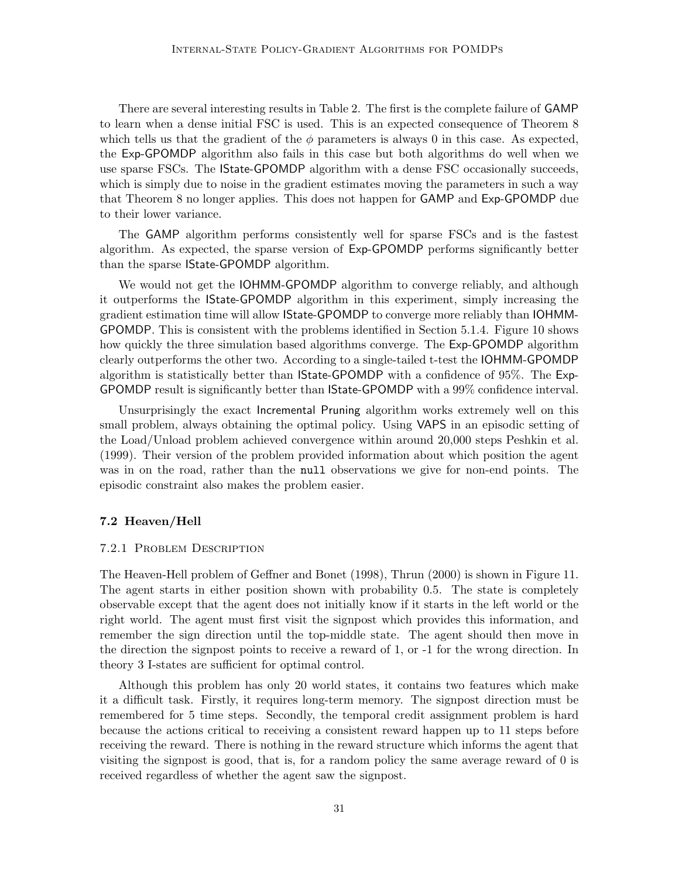There are several interesting results in Table 2. The first is the complete failure of GAMP to learn when a dense initial FSC is used. This is an expected consequence of Theorem 8 which tells us that the gradient of the $\phi$ parameters is always 0 in this case. As expected, the Exp-GPOMDP algorithm also fails in this case but both algorithms do well when we use sparse FSCs. The IState-GPOMDP algorithm with a dense FSC occasionally succeeds, which is simply due to noise in the gradient estimates moving the parameters in such a way that Theorem 8 no longer applies. This does not happen for GAMP and Exp-GPOMDP due to their lower variance.

The GAMP algorithm performs consistently well for sparse FSCs and is the fastest algorithm. As expected, the sparse version of Exp-GPOMDP performs significantly better than the sparse IState-GPOMDP algorithm.

We would not get the IOHMM-GPOMDP algorithm to converge reliably, and although it outperforms the IState-GPOMDP algorithm in this experiment, simply increasing the gradient estimation time will allow IState-GPOMDP to converge more reliably than IOHMM-GPOMDP. This is consistent with the problems identified in Section 5.1.4. Figure 10 shows how quickly the three simulation based algorithms converge. The Exp-GPOMDP algorithm clearly outperforms the other two. According to a single-tailed t-test the IOHMM-GPOMDP algorithm is statistically better than IState-GPOMDP with a confidence of 95%. The Exp-GPOMDP result is significantly better than IState-GPOMDP with a 99% confidence interval.

Unsurprisingly the exact Incremental Pruning algorithm works extremely well on this small problem, always obtaining the optimal policy. Using VAPS in an episodic setting of the Load/Unload problem achieved convergence within around 20,000 steps Peshkin et al. (1999). Their version of the problem provided information about which position the agent was in on the road, rather than the `null` observations we give for non-end points. The episodic constraint also makes the problem easier.

### 7.2 Heaven/Hell

#### 7.2.1 Problem Description

The Heaven-Hell problem of Geffner and Bonet (1998), Thrun (2000) is shown in Figure 11. The agent starts in either position shown with probability 0.5. The state is completely observable except that the agent does not initially know if it starts in the left world or the right world. The agent must first visit the signpost which provides this information, and remember the sign direction until the top-middle state. The agent should then move in the direction the signpost points to receive a reward of 1, or -1 for the wrong direction. In theory 3 I-states are sufficient for optimal control.

Although this problem has only 20 world states, it contains two features which make it a difficult task. Firstly, it requires long-term memory. The signpost direction must be remembered for 5 time steps. Secondly, the temporal credit assignment problem is hard because the actions critical to receiving a consistent reward happen up to 11 steps before receiving the reward. There is nothing in the reward structure which informs the agent that visiting the signpost is good, that is, for a random policy the same average reward of 0 is received regardless of whether the agent saw the signpost.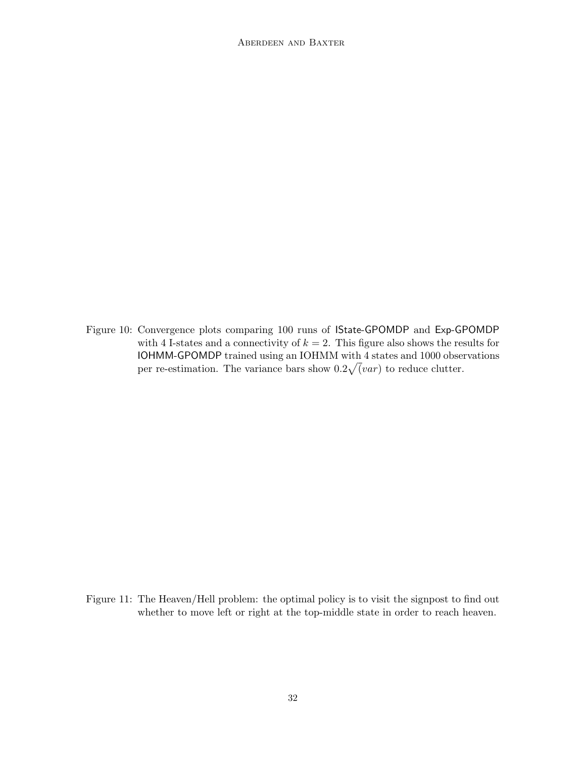Figure 10: Convergence plots comparing 100 runs of IState-GPOMDP and Exp-GPOMDP with 4 I-states and a connectivity of $k = 2$. This figure also shows the results for IOHMM-GPOMDP trained using an IOHMM with 4 states and 1000 observations per re-estimation. The variance bars show $0.2\sqrt{(}var)$ to reduce clutter.

Figure 11: The Heaven/Hell problem: the optimal policy is to visit the signpost to find out whether to move left or right at the top-middle state in order to reach heaven.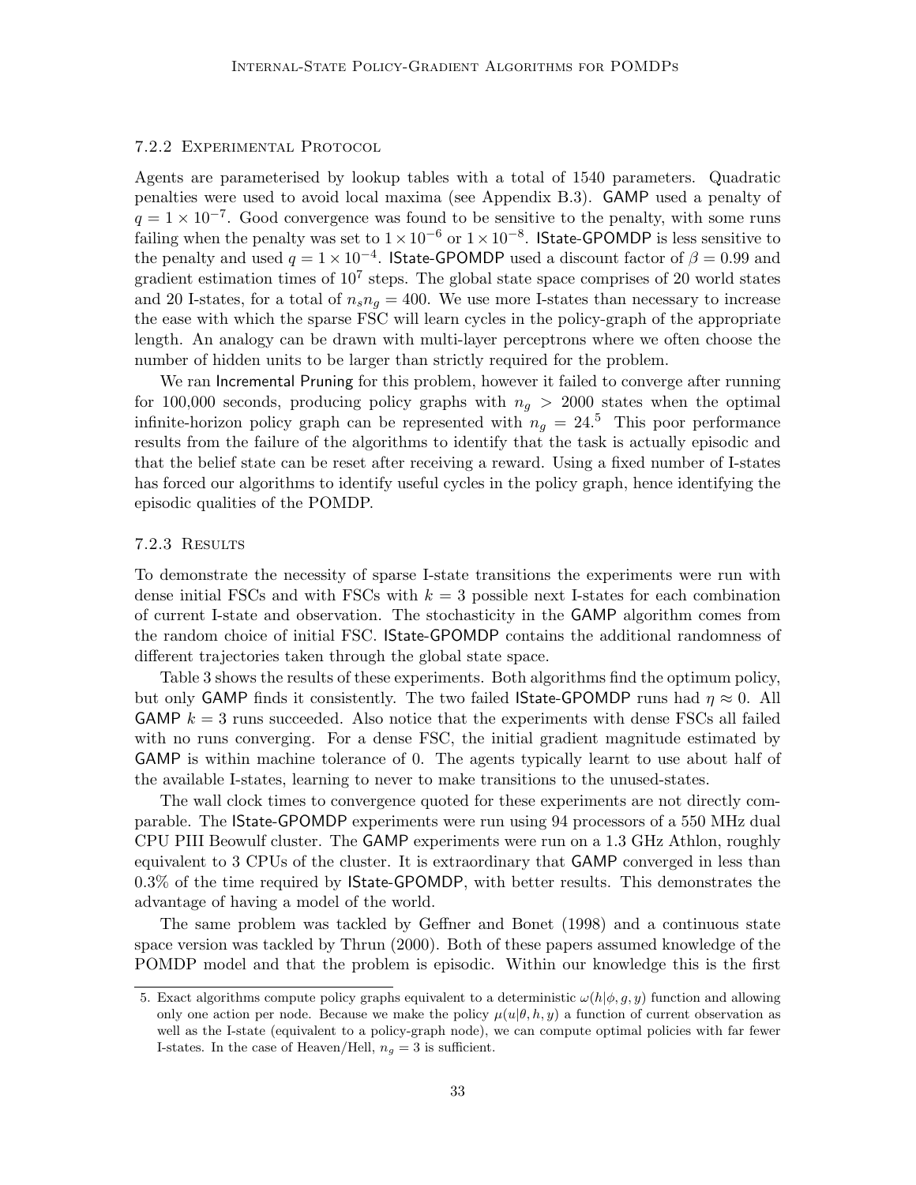#### 7.2.2 Experimental Protocol

Agents are parameterised by lookup tables with a total of 1540 parameters. Quadratic penalties were used to avoid local maxima (see Appendix B.3). GAMP used a penalty of $q = 1 \times 10^{-7}$. Good convergence was found to be sensitive to the penalty, with some runs failing when the penalty was set to $1 \times 10^{-6}$ or $1 \times 10^{-8}$. IState-GPOMDP is less sensitive to the penalty and used $q = 1 \times 10^{-4}$. IState-GPOMDP used a discount factor of $\beta = 0.99$ and gradient estimation times of $10^7$ steps. The global state space comprises of 20 world states and 20 I-states, for a total of $n_s n_g = 400$. We use more I-states than necessary to increase the ease with which the sparse FSC will learn cycles in the policy-graph of the appropriate length. An analogy can be drawn with multi-layer perceptrons where we often choose the number of hidden units to be larger than strictly required for the problem.

We ran Incremental Pruning for this problem, however it failed to converge after running for 100,000 seconds, producing policy graphs with $n_g > 2000$ states when the optimal infinite-horizon policy graph can be represented with $n_g = 24$.[5] This poor performance results from the failure of the algorithms to identify that the task is actually episodic and that the belief state can be reset after receiving a reward. Using a fixed number of I-states has forced our algorithms to identify useful cycles in the policy graph, hence identifying the episodic qualities of the POMDP.

#### 7.2.3 Results

To demonstrate the necessity of sparse I-state transitions the experiments were run with dense initial FSCs and with FSCs with $k = 3$ possible next I-states for each combination of current I-state and observation. The stochasticity in the GAMP algorithm comes from the random choice of initial FSC. IState-GPOMDP contains the additional randomness of different trajectories taken through the global state space.

Table 3 shows the results of these experiments. Both algorithms find the optimum policy, but only GAMP finds it consistently. The two failed IState-GPOMDP runs had $\eta \approx 0$. All GAMP $k = 3$ runs succeeded. Also notice that the experiments with dense FSCs all failed with no runs converging. For a dense FSC, the initial gradient magnitude estimated by GAMP is within machine tolerance of 0. The agents typically learnt to use about half of the available I-states, learning to never to make transitions to the unused-states.

The wall clock times to convergence quoted for these experiments are not directly comparable. The IState-GPOMDP experiments were run using 94 processors of a 550 MHz dual CPU PIII Beowulf cluster. The GAMP experiments were run on a 1.3 GHz Athlon, roughly equivalent to 3 CPUs of the cluster. It is extraordinary that GAMP converged in less than 0.3% of the time required by IState-GPOMDP, with better results. This demonstrates the advantage of having a model of the world.

The same problem was tackled by Geffner and Bonet (1998) and a continuous state space version was tackled by Thrun (2000). Both of these papers assumed knowledge of the POMDP model and that the problem is episodic. Within our knowledge this is the first

5. Exact algorithms compute policy graphs equivalent to a deterministic $\omega(h|\phi, g, y)$ function and allowing only one action per node. Because we make the policy $\mu(u|\theta, h, y)$ a function of current observation as well as the I-state (equivalent to a policy-graph node), we can compute optimal policies with far fewer I-states. In the case of Heaven/Hell, $n_g = 3$ is sufficient.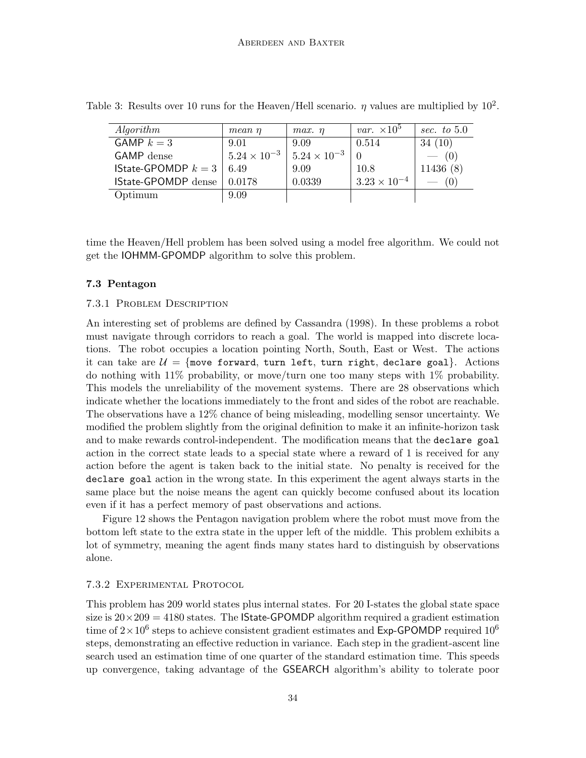Table 3: Results over 10 runs for the Heaven/Hell scenario. $\eta$ values are multiplied by $10^2$.

| *Algorithm* | *mean* $\eta$ | *max.* $\eta$ | *var.* $\times 10^5$ | *sec. to* 5.0 |
|---|---|---|---|---|
| GAMP $k = 3$ | 9.01 | 9.09 | 0.514 | 34 (10) |
| GAMP dense | $5.24 \times 10^{-3}$ | $5.24 \times 10^{-3}$ | 0 | — (0) |
| IState-GPOMDP $k = 3$ | 6.49 | 9.09 | 10.8 | 11436 (8) |
| IState-GPOMDP dense | 0.0178 | 0.0339 | $3.23 \times 10^{-4}$ | — (0) |
| Optimum | 9.09 | | | |

time the Heaven/Hell problem has been solved using a model free algorithm. We could not get the IOHMM-GPOMDP algorithm to solve this problem.

### 7.3 Pentagon

#### 7.3.1 Problem Description

An interesting set of problems are defined by Cassandra (1998). In these problems a robot must navigate through corridors to reach a goal. The world is mapped into discrete locations. The robot occupies a location pointing North, South, East or West. The actions it can take are $\mathcal{U} = \{$`move forward`, `turn left`, `turn right`, `declare goal`$\}$. Actions do nothing with 11% probability, or move/turn one too many steps with 1% probability. This models the unreliability of the movement systems. There are 28 observations which indicate whether the locations immediately to the front and sides of the robot are reachable. The observations have a 12% chance of being misleading, modelling sensor uncertainty. We modified the problem slightly from the original definition to make it an infinite-horizon task and to make rewards control-independent. The modification means that the `declare goal` action in the correct state leads to a special state where a reward of 1 is received for any action before the agent is taken back to the initial state. No penalty is received for the `declare goal` action in the wrong state. In this experiment the agent always starts in the same place but the noise means the agent can quickly become confused about its location even if it has a perfect memory of past observations and actions.

Figure 12 shows the Pentagon navigation problem where the robot must move from the bottom left state to the extra state in the upper left of the middle. This problem exhibits a lot of symmetry, meaning the agent finds many states hard to distinguish by observations alone.

#### 7.3.2 Experimental Protocol

This problem has 209 world states plus internal states. For 20 I-states the global state space size is $20 \times 209 = 4180$ states. The IState-GPOMDP algorithm required a gradient estimation time of $2 \times 10^6$ steps to achieve consistent gradient estimates and Exp-GPOMDP required $10^6$ steps, demonstrating an effective reduction in variance. Each step in the gradient-ascent line search used an estimation time of one quarter of the standard estimation time. This speeds up convergence, taking advantage of the GSEARCH algorithm's ability to tolerate poor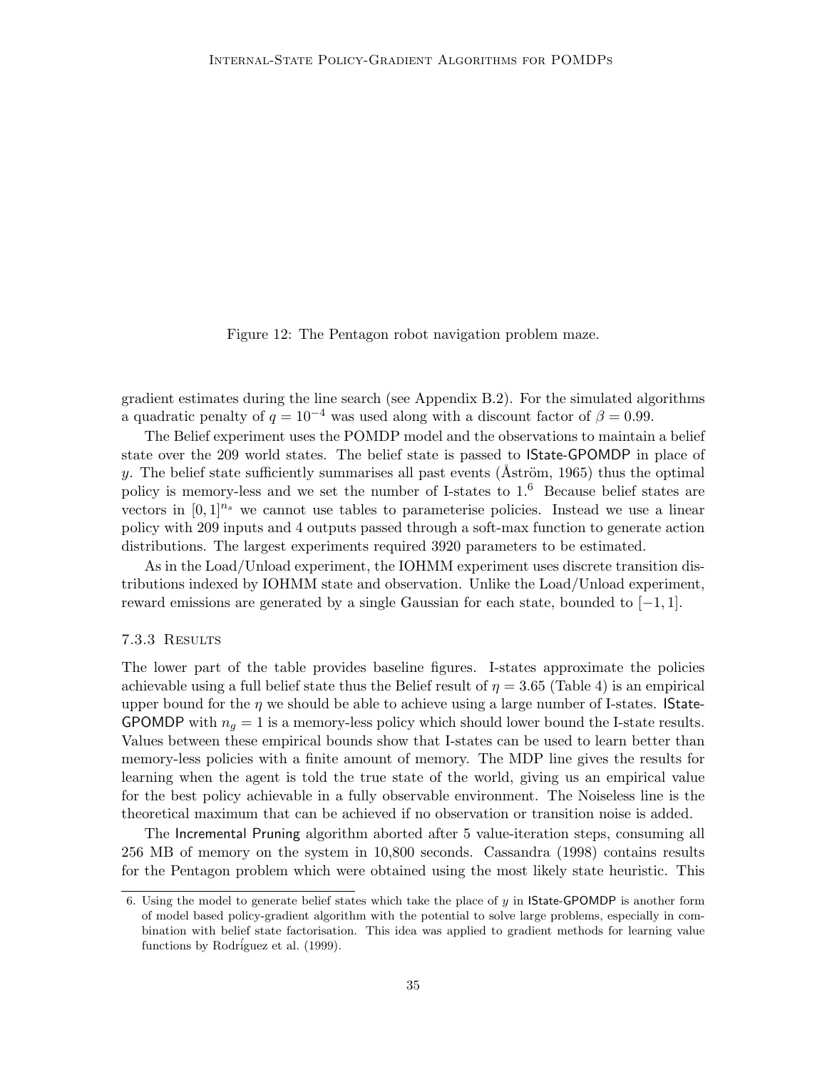Figure 12: The Pentagon robot navigation problem maze.

gradient estimates during the line search (see Appendix B.2). For the simulated algorithms a quadratic penalty of $q = 10^{-4}$ was used along with a discount factor of $\beta = 0.99$.

The Belief experiment uses the POMDP model and the observations to maintain a belief state over the 209 world states. The belief state is passed to IState-GPOMDP in place of $y$. The belief state sufficiently summarises all past events (Åström, 1965) thus the optimal policy is memory-less and we set the number of I-states to 1.[6] Because belief states are vectors in $[0, 1]^{n_s}$ we cannot use tables to parameterise policies. Instead we use a linear policy with 209 inputs and 4 outputs passed through a soft-max function to generate action distributions. The largest experiments required 3920 parameters to be estimated.

As in the Load/Unload experiment, the IOHMM experiment uses discrete transition distributions indexed by IOHMM state and observation. Unlike the Load/Unload experiment, reward emissions are generated by a single Gaussian for each state, bounded to $[-1, 1]$.

### 7.3.3 Results

The lower part of the table provides baseline figures. I-states approximate the policies achievable using a full belief state thus the Belief result of $\eta = 3.65$ (Table 4) is an empirical upper bound for the $\eta$ we should be able to achieve using a large number of I-states. IState-GPOMDP with $n_g = 1$ is a memory-less policy which should lower bound the I-state results. Values between these empirical bounds show that I-states can be used to learn better than memory-less policies with a finite amount of memory. The MDP line gives the results for learning when the agent is told the true state of the world, giving us an empirical value for the best policy achievable in a fully observable environment. The Noiseless line is the theoretical maximum that can be achieved if no observation or transition noise is added.

The Incremental Pruning algorithm aborted after 5 value-iteration steps, consuming all 256 MB of memory on the system in 10,800 seconds. Cassandra (1998) contains results for the Pentagon problem which were obtained using the most likely state heuristic. This

6. Using the model to generate belief states which take the place of $y$ in IState-GPOMDP is another form of model based policy-gradient algorithm with the potential to solve large problems, especially in combination with belief state factorisation. This idea was applied to gradient methods for learning value functions by Rodríguez et al. (1999).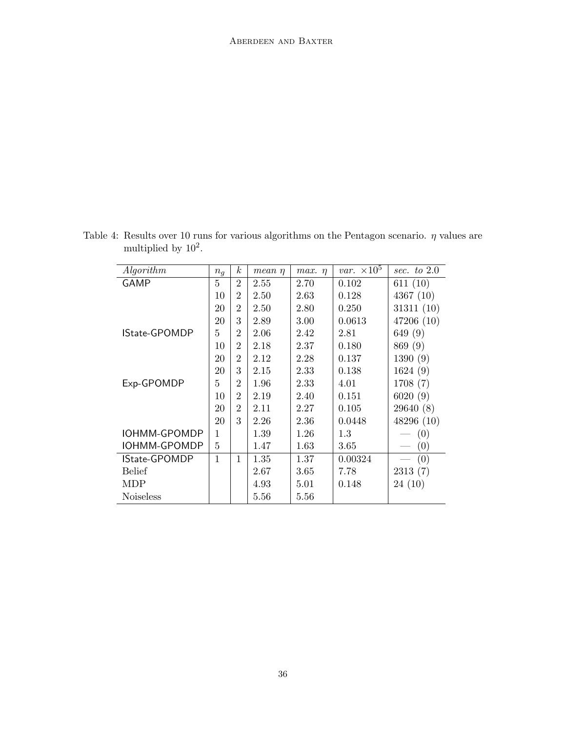Table 4: Results over 10 runs for various algorithms on the Pentagon scenario. $\eta$ values are multiplied by $10^2$.

| *Algorithm* | $n_g$ | $k$ | *mean* $\eta$ | *max.* $\eta$ | *var.* $\times 10^5$ | *sec. to* 2.0 |
|---|---|---|---|---|---|---|
| GAMP | 5 | 2 | 2.55 | 2.70 | 0.102 | 611 (10) |
| | 10 | 2 | 2.50 | 2.63 | 0.128 | 4367 (10) |
| | 20 | 2 | 2.50 | 2.80 | 0.250 | 31311 (10) |
| | 20 | 3 | 2.89 | 3.00 | 0.0613 | 47206 (10) |
| IState-GPOMDP | 5 | 2 | 2.06 | 2.42 | 2.81 | 649 (9) |
| | 10 | 2 | 2.18 | 2.37 | 0.180 | 869 (9) |
| | 20 | 2 | 2.12 | 2.28 | 0.137 | 1390 (9) |
| | 20 | 3 | 2.15 | 2.33 | 0.138 | 1624 (9) |
| Exp-GPOMDP | 5 | 2 | 1.96 | 2.33 | 4.01 | 1708 (7) |
| | 10 | 2 | 2.19 | 2.40 | 0.151 | 6020 (9) |
| | 20 | 2 | 2.11 | 2.27 | 0.105 | 29640 (8) |
| | 20 | 3 | 2.26 | 2.36 | 0.0448 | 48296 (10) |
| IOHMM-GPOMDP | 1 | | 1.39 | 1.26 | 1.3 | — (0) |
| IOHMM-GPOMDP | 5 | | 1.47 | 1.63 | 3.65 | — (0) |
| IState-GPOMDP | 1 | 1 | 1.35 | 1.37 | 0.00324 | — (0) |
| Belief | | | 2.67 | 3.65 | 7.78 | 2313 (7) |
| MDP | | | 4.93 | 5.01 | 0.148 | 24 (10) |
| Noiseless | | | 5.56 | 5.56 | | |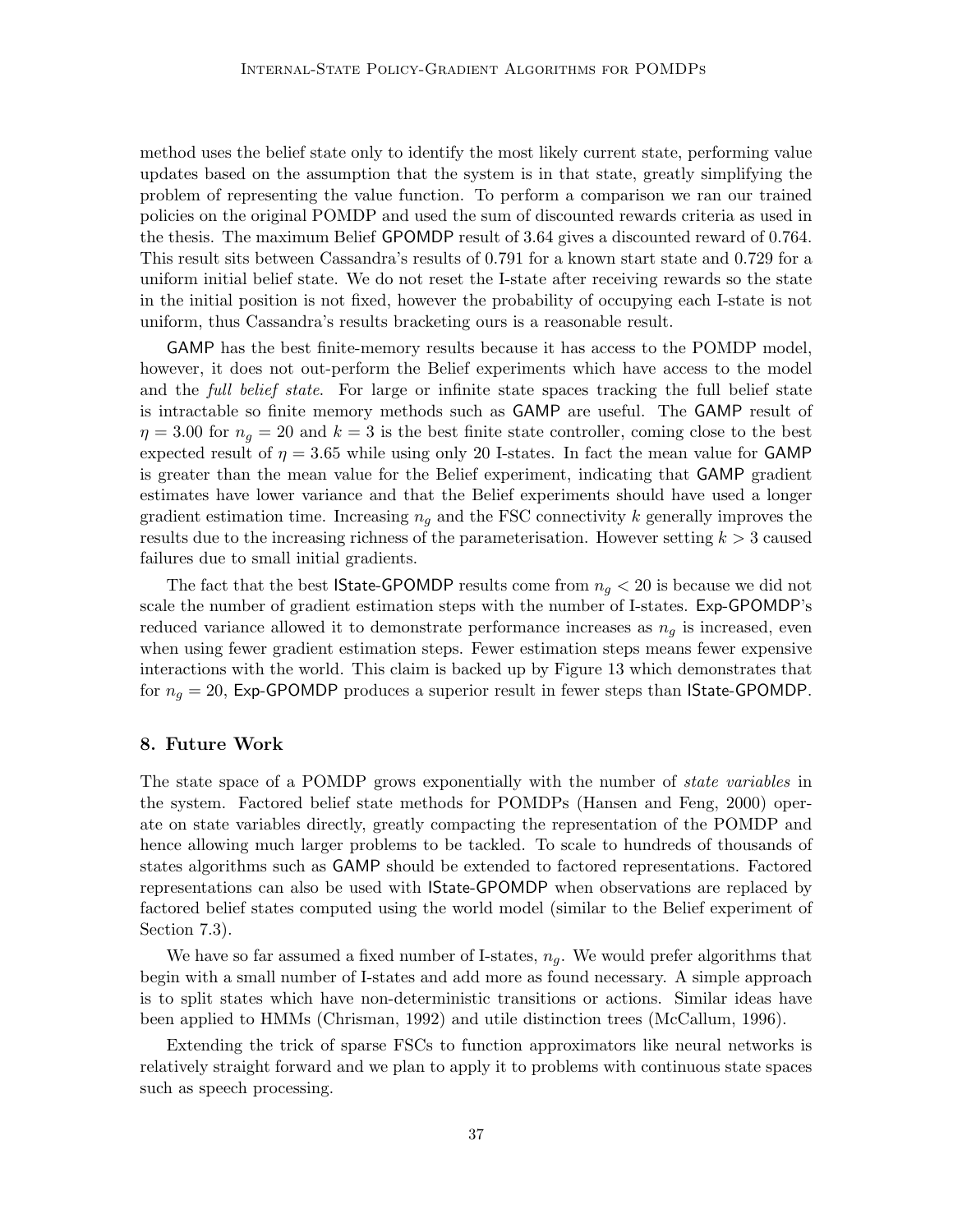method uses the belief state only to identify the most likely current state, performing value updates based on the assumption that the system is in that state, greatly simplifying the problem of representing the value function. To perform a comparison we ran our trained policies on the original POMDP and used the sum of discounted rewards criteria as used in the thesis. The maximum Belief GPOMDP result of 3.64 gives a discounted reward of 0.764. This result sits between Cassandra's results of 0.791 for a known start state and 0.729 for a uniform initial belief state. We do not reset the I-state after receiving rewards so the state in the initial position is not fixed, however the probability of occupying each I-state is not uniform, thus Cassandra's results bracketing ours is a reasonable result.

GAMP has the best finite-memory results because it has access to the POMDP model, however, it does not out-perform the Belief experiments which have access to the model and the *full belief state*. For large or infinite state spaces tracking the full belief state is intractable so finite memory methods such as GAMP are useful. The GAMP result of $\eta = 3.00$ for $n_g = 20$ and $k = 3$ is the best finite state controller, coming close to the best expected result of $\eta = 3.65$ while using only 20 I-states. In fact the mean value for GAMP is greater than the mean value for the Belief experiment, indicating that GAMP gradient estimates have lower variance and that the Belief experiments should have used a longer gradient estimation time. Increasing $n_g$ and the FSC connectivity $k$ generally improves the results due to the increasing richness of the parameterisation. However setting $k > 3$ caused failures due to small initial gradients.

The fact that the best IState-GPOMDP results come from $n_g < 20$ is because we did not scale the number of gradient estimation steps with the number of I-states. Exp-GPOMDP's reduced variance allowed it to demonstrate performance increases as $n_g$ is increased, even when using fewer gradient estimation steps. Fewer estimation steps means fewer expensive interactions with the world. This claim is backed up by Figure 13 which demonstrates that for $n_g = 20$, Exp-GPOMDP produces a superior result in fewer steps than IState-GPOMDP.

## 8. Future Work

The state space of a POMDP grows exponentially with the number of *state variables* in the system. Factored belief state methods for POMDPs (Hansen and Feng, 2000) operate on state variables directly, greatly compacting the representation of the POMDP and hence allowing much larger problems to be tackled. To scale to hundreds of thousands of states algorithms such as GAMP should be extended to factored representations. Factored representations can also be used with IState-GPOMDP when observations are replaced by factored belief states computed using the world model (similar to the Belief experiment of Section 7.3).

We have so far assumed a fixed number of I-states, $n_g$. We would prefer algorithms that begin with a small number of I-states and add more as found necessary. A simple approach is to split states which have non-deterministic transitions or actions. Similar ideas have been applied to HMMs (Chrisman, 1992) and utile distinction trees (McCallum, 1996).

Extending the trick of sparse FSCs to function approximators like neural networks is relatively straight forward and we plan to apply it to problems with continuous state spaces such as speech processing.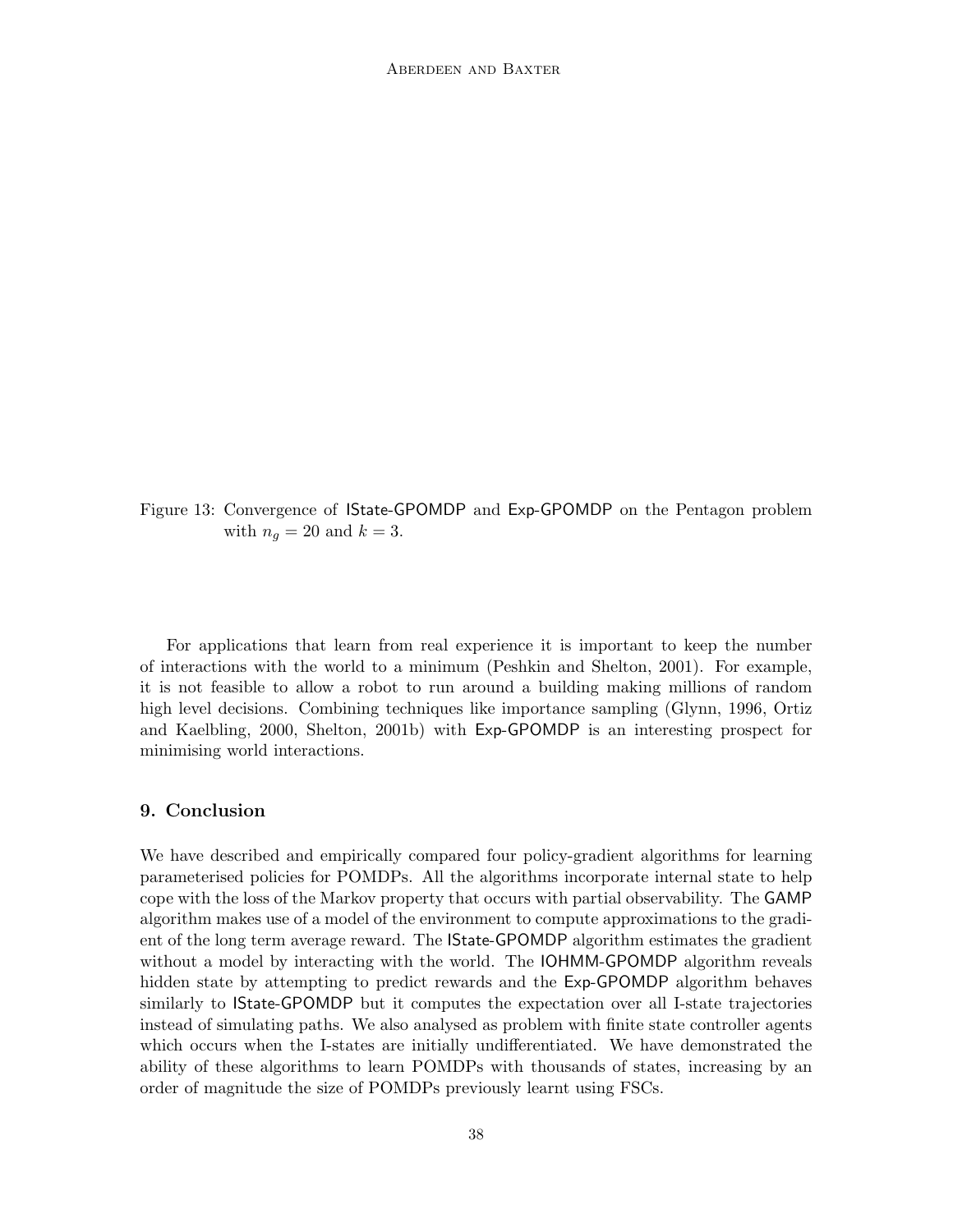Figure 13: Convergence of IState-GPOMDP and Exp-GPOMDP on the Pentagon problem with $n_g = 20$ and $k = 3$.

For applications that learn from real experience it is important to keep the number of interactions with the world to a minimum (Peshkin and Shelton, 2001). For example, it is not feasible to allow a robot to run around a building making millions of random high level decisions. Combining techniques like importance sampling (Glynn, 1996, Ortiz and Kaelbling, 2000, Shelton, 2001b) with Exp-GPOMDP is an interesting prospect for minimising world interactions.

## 9. Conclusion

We have described and empirically compared four policy-gradient algorithms for learning parameterised policies for POMDPs. All the algorithms incorporate internal state to help cope with the loss of the Markov property that occurs with partial observability. The GAMP algorithm makes use of a model of the environment to compute approximations to the gradient of the long term average reward. The IState-GPOMDP algorithm estimates the gradient without a model by interacting with the world. The IOHMM-GPOMDP algorithm reveals hidden state by attempting to predict rewards and the Exp-GPOMDP algorithm behaves similarly to IState-GPOMDP but it computes the expectation over all I-state trajectories instead of simulating paths. We also analysed as problem with finite state controller agents which occurs when the I-states are initially undifferentiated. We have demonstrated the ability of these algorithms to learn POMDPs with thousands of states, increasing by an order of magnitude the size of POMDPs previously learnt using FSCs.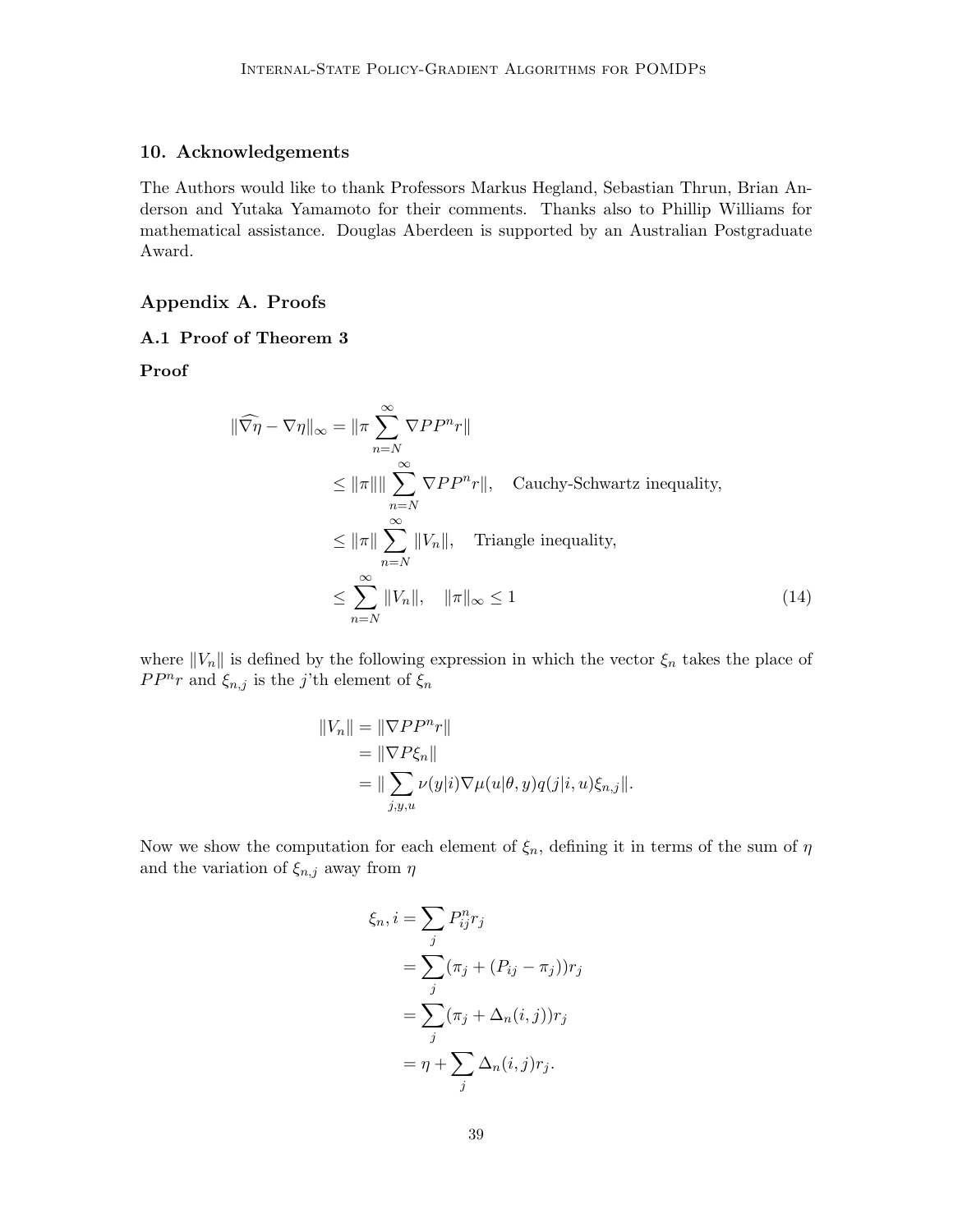## 10. Acknowledgements

The Authors would like to thank Professors Markus Hegland, Sebastian Thrun, Brian Anderson and Yutaka Yamamoto for their comments. Thanks also to Phillip Williams for mathematical assistance. Douglas Aberdeen is supported by an Australian Postgraduate Award.

## Appendix A. Proofs

### A.1 Proof of Theorem 3

**Proof**

$$
\begin{aligned}
\|\widehat{\nabla \eta} - \nabla \eta\|_\infty &= \|\pi \sum_{n=N}^{\infty} \nabla P P^n r\| \\
&\leq \|\pi\| \| \sum_{n=N}^{\infty} \nabla P P^n r\|, \quad \text{Cauchy-Schwartz inequality,} \\
&\leq \|\pi\| \sum_{n=N}^{\infty} \|V_n\|, \quad \text{Triangle inequality,} \\
&\leq \sum_{n=N}^{\infty} \|V_n\|, \quad \|\pi\|_\infty \leq 1
\end{aligned} \tag{14}
$$

where $\|V_n\|$ is defined by the following expression in which the vector $\xi_n$ takes the place of $PP^n r$ and $\xi_{n,j}$ is the $j$'th element of $\xi_n$

$$
\begin{aligned}
\|V_n\| &= \|\nabla P P^n r\| \\
&= \|\nabla P \xi_n\| \\
&= \| \sum_{j,y,u} \nu(y|i) \nabla \mu(u|\theta, y) q(j|i,u) \xi_{n,j} \|.
\end{aligned}
$$

Now we show the computation for each element of $\xi_n$, defining it in terms of the sum of $\eta$ and the variation of $\xi_{n,j}$ away from $\eta$

$$
\begin{aligned}
\xi_n, i &= \sum_j P_{ij}^n r_j \\
&= \sum_j (\pi_j + (P_{ij} - \pi_j)) r_j \\
&= \sum_j (\pi_j + \Delta_n(i,j)) r_j \\
&= \eta + \sum_j \Delta_n(i,j) r_j.
\end{aligned}
$$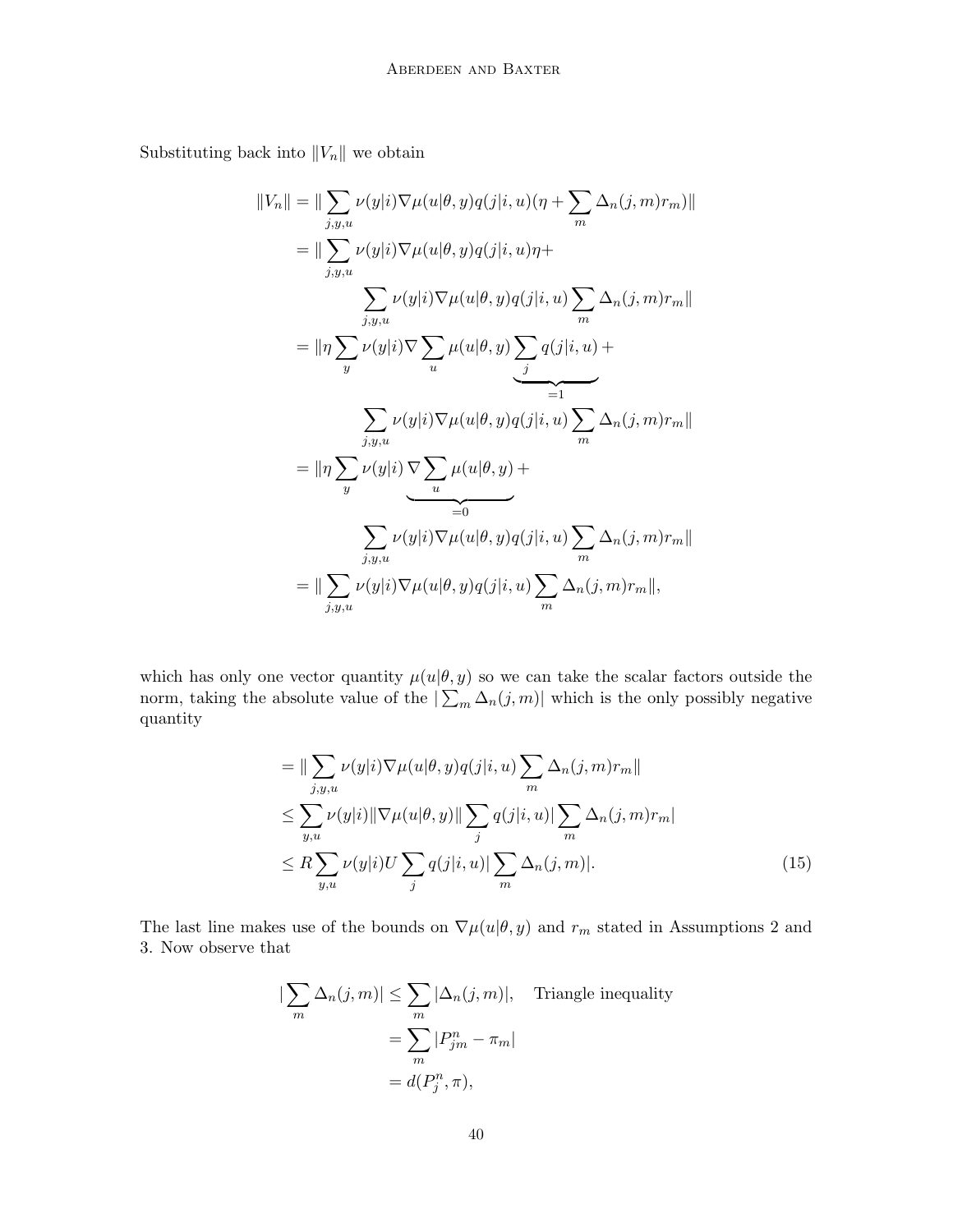Substituting back into $\|V_n\|$ we obtain

$$
\begin{aligned}
\|V_n\| &= \|\sum_{j,y,u} \nu(y|i)\nabla\mu(u|\theta,y)q(j|i,u)(\eta + \sum_m \Delta_n(j,m)r_m)\| \\
&= \|\sum_{j,y,u} \nu(y|i)\nabla\mu(u|\theta,y)q(j|i,u)\eta + \\
&\qquad \sum_{j,y,u} \nu(y|i)\nabla\mu(u|\theta,y)q(j|i,u)\sum_m \Delta_n(j,m)r_m\| \\
&= \|\eta\sum_y \nu(y|i)\nabla\sum_u \mu(u|\theta,y)\underbrace{\sum_j q(j|i,u)}_{=1} + \\
&\qquad \sum_{j,y,u} \nu(y|i)\nabla\mu(u|\theta,y)q(j|i,u)\sum_m \Delta_n(j,m)r_m\| \\
&= \|\eta\sum_y \nu(y|i)\underbrace{\nabla\sum_u \mu(u|\theta,y)}_{=0} + \\
&\qquad \sum_{j,y,u} \nu(y|i)\nabla\mu(u|\theta,y)q(j|i,u)\sum_m \Delta_n(j,m)r_m\| \\
&= \|\sum_{j,y,u} \nu(y|i)\nabla\mu(u|\theta,y)q(j|i,u)\sum_m \Delta_n(j,m)r_m\|,
\end{aligned}
$$

which has only one vector quantity $\mu(u|\theta,y)$ so we can take the scalar factors outside the norm, taking the absolute value of the $|\sum_m \Delta_n(j,m)|$ which is the only possibly negative quantity

$$
\begin{aligned}
&= \|\sum_{j,y,u} \nu(y|i)\nabla\mu(u|\theta,y)q(j|i,u)\sum_m \Delta_n(j,m)r_m\| \\
&\leq \sum_{y,u} \nu(y|i)\|\nabla\mu(u|\theta,y)\|\sum_j q(j|i,u)|\sum_m \Delta_n(j,m)r_m| \\
&\leq R\sum_{y,u} \nu(y|i)U\sum_j q(j|i,u)|\sum_m \Delta_n(j,m)|. \qquad (15)
\end{aligned}
$$

The last line makes use of the bounds on $\nabla\mu(u|\theta,y)$ and $r_m$ stated in Assumptions 2 and 3. Now observe that

$$
\begin{aligned}
|\sum_m \Delta_n(j,m)| &\leq \sum_m |\Delta_n(j,m)|, \quad \text{Triangle inequality} \\
&= \sum_m |P_{jm}^n - \pi_m| \\
&= d(P_j^n, \pi),
\end{aligned}
$$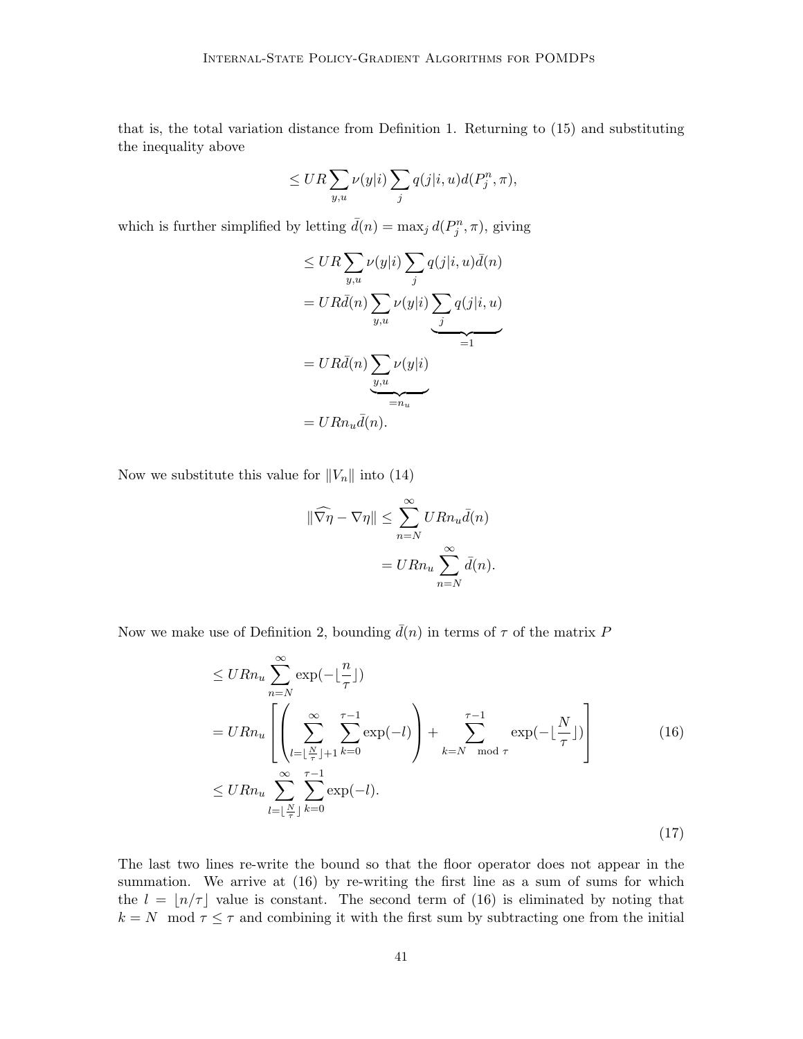that is, the total variation distance from Definition 1. Returning to (15) and substituting the inequality above

$$\leq UR \sum_{y,u} \nu(y|i) \sum_j q(j|i,u) d(P_j^n, \pi),$$

which is further simplified by letting $\bar{d}(n) = \max_j d(P_j^n, \pi)$, giving

$$
\begin{aligned}
&\leq UR \sum_{y,u} \nu(y|i) \sum_j q(j|i,u) \bar{d}(n) \\
&= UR\bar{d}(n) \sum_{y,u} \nu(y|i) \underbrace{\sum_j q(j|i,u)}_{=1} \\
&= UR\bar{d}(n) \underbrace{\sum_{y,u} \nu(y|i)}_{=n_u} \\
&= URn_u \bar{d}(n).
\end{aligned}
$$

Now we substitute this value for $\|V_n\|$ into (14)

$$
\begin{aligned}
\|\widehat{\nabla}\eta - \nabla\eta\| &\leq \sum_{n=N}^{\infty} URn_u \bar{d}(n) \\
&= URn_u \sum_{n=N}^{\infty} \bar{d}(n).
\end{aligned}
$$

Now we make use of Definition 2, bounding $\bar{d}(n)$ in terms of $\tau$ of the matrix $P$

$$
\begin{aligned}
&\leq URn_u \sum_{n=N}^{\infty} \exp(-\lfloor \frac{n}{\tau} \rfloor) \\
&= URn_u \left[ \left( \sum_{l=\lfloor \frac{N}{\tau} \rfloor + 1}^{\infty} \sum_{k=0}^{\tau-1} \exp(-l) \right) + \sum_{k=N \mod \tau}^{\tau-1} \exp(-\lfloor \frac{N}{\tau} \rfloor) \right] \qquad (16) \\
&\leq URn_u \sum_{l=\lfloor \frac{N}{\tau} \rfloor}^{\infty} \sum_{k=0}^{\tau-1} \exp(-l). \qquad (17)
\end{aligned}
$$

The last two lines re-write the bound so that the floor operator does not appear in the summation. We arrive at (16) by re-writing the first line as a sum of sums for which the $l = \lfloor n/\tau \rfloor$ value is constant. The second term of (16) is eliminated by noting that $k = N \mod \tau \leq \tau$ and combining it with the first sum by subtracting one from the initial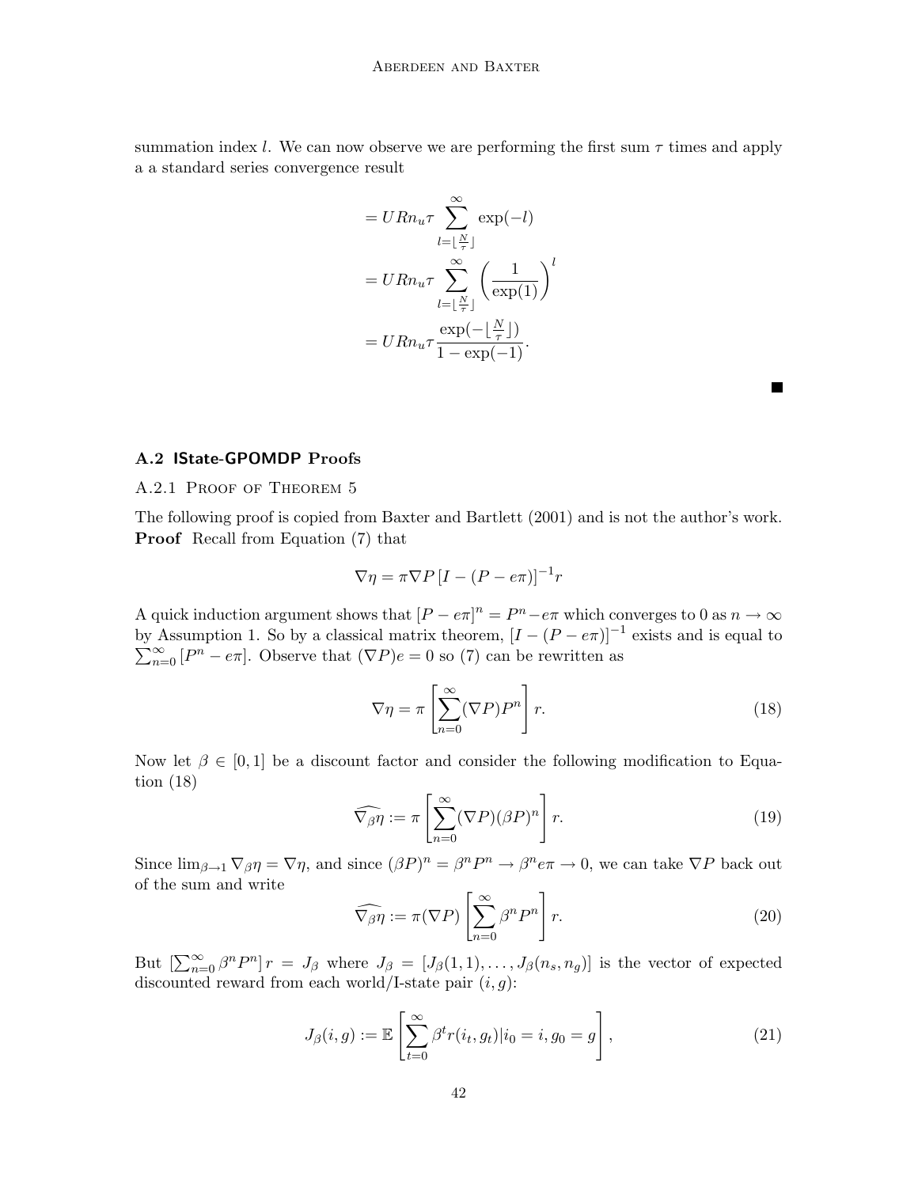summation index $l$. We can now observe we are performing the first sum $\tau$ times and apply a a standard series convergence result

$$
\begin{aligned}
&= URn_u\tau \sum_{l=\lfloor \frac{N}{\tau} \rfloor}^{\infty} \exp(-l) \\
&= URn_u\tau \sum_{l=\lfloor \frac{N}{\tau} \rfloor}^{\infty} \left( \frac{1}{\exp(1)} \right)^l \\
&= URn_u\tau \frac{\exp(-\lfloor \frac{N}{\tau} \rfloor)}{1 - \exp(-1)}.
\end{aligned}
$$

■

### A.2 IState-GPOMDP Proofs

#### A.2.1 Proof of Theorem 5

The following proof is copied from Baxter and Bartlett (2001) and is not the author's work.
**Proof** Recall from Equation (7) that

$$
\nabla\eta = \pi\nabla P \left[I - (P - e\pi)\right]^{-1} r
$$

A quick induction argument shows that $[P - e\pi]^n = P^n - e\pi$ which converges to 0 as $n \to \infty$ by Assumption 1. So by a classical matrix theorem, $[I - (P - e\pi)]^{-1}$ exists and is equal to $\sum_{n=0}^{\infty} [P^n - e\pi]$. Observe that $(\nabla P)e = 0$ so (7) can be rewritten as

$$
\nabla\eta = \pi \left[ \sum_{n=0}^{\infty} (\nabla P) P^n \right] r. \tag{18}
$$

Now let $\beta \in [0, 1]$ be a discount factor and consider the following modification to Equation (18)

$$
\widehat{\nabla_\beta}\eta := \pi \left[ \sum_{n=0}^{\infty} (\nabla P)(\beta P)^n \right] r. \tag{19}
$$

Since $\lim_{\beta\to 1} \nabla_\beta\eta = \nabla\eta$, and since $(\beta P)^n = \beta^n P^n \to \beta^n e\pi \to 0$, we can take $\nabla P$ back out of the sum and write

$$
\widehat{\nabla_\beta}\eta := \pi(\nabla P) \left[ \sum_{n=0}^{\infty} \beta^n P^n \right] r. \tag{20}
$$

But $[\sum_{n=0}^{\infty} \beta^n P^n]\, r = J_\beta$ where $J_\beta = [J_\beta(1, 1), \ldots, J_\beta(n_s, n_g)]$ is the vector of expected discounted reward from each world/I-state pair $(i, g)$:

$$
J_\beta(i, g) := \mathbb{E} \left[ \sum_{t=0}^{\infty} \beta^t r(i_t, g_t) | i_0 = i, g_0 = g \right], \tag{21}
$$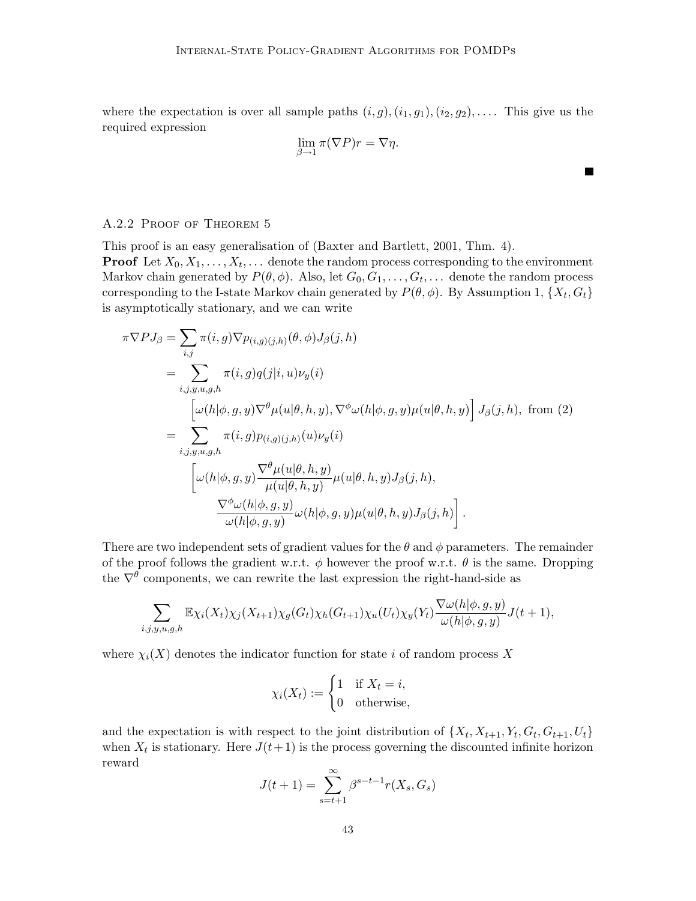where the expectation is over all sample paths $(i, g), (i_1, g_1), (i_2, g_2), \ldots$. This give us the required expression

$$\lim_{\beta \to 1} \pi(\nabla P)r = \nabla \eta.$$

■

#### A.2.2 Proof of Theorem 5

This proof is an easy generalisation of (Baxter and Bartlett, 2001, Thm. 4).

**Proof** Let $X_0, X_1, \ldots, X_t, \ldots$ denote the random process corresponding to the environment Markov chain generated by $P(\theta, \phi)$. Also, let $G_0, G_1, \ldots, G_t, \ldots$ denote the random process corresponding to the I-state Markov chain generated by $P(\theta, \phi)$. By Assumption 1, $\{X_t, G_t\}$ is asymptotically stationary, and we can write

$$\begin{aligned}
\pi \nabla P J_\beta &= \sum_{i,j} \pi(i,g) \nabla p_{(i,g)(j,h)}(\theta, \phi) J_\beta(j,h) \\
&= \sum_{i,j,y,u,g,h} \pi(i,g) q(j|i,u) \nu_y(i) \\
&\qquad \left[ \omega(h|\phi,g,y) \nabla^\theta \mu(u|\theta,h,y), \nabla^\phi \omega(h|\phi,g,y) \mu(u|\theta,h,y) \right] J_\beta(j,h), \text{ from (2)} \\
&= \sum_{i,j,y,u,g,h} \pi(i,g) p_{(i,g)(j,h)}(u) \nu_y(i) \\
&\qquad \left[ \omega(h|\phi,g,y) \frac{\nabla^\theta \mu(u|\theta,h,y)}{\mu(u|\theta,h,y)} \mu(u|\theta,h,y) J_\beta(j,h), \right. \\
&\qquad\qquad \left. \frac{\nabla^\phi \omega(h|\phi,g,y)}{\omega(h|\phi,g,y)} \omega(h|\phi,g,y) \mu(u|\theta,h,y) J_\beta(j,h) \right].
\end{aligned}$$

There are two independent sets of gradient values for the $\theta$ and $\phi$ parameters. The remainder of the proof follows the gradient w.r.t. $\phi$ however the proof w.r.t. $\theta$ is the same. Dropping the $\nabla^\theta$ components, we can rewrite the last expression the right-hand-side as

$$\sum_{i,j,y,u,g,h} \mathbb{E} \chi_i(X_t) \chi_j(X_{t+1}) \chi_g(G_t) \chi_h(G_{t+1}) \chi_u(U_t) \chi_y(Y_t) \frac{\nabla \omega(h|\phi,g,y)}{\omega(h|\phi,g,y)} J(t+1),$$

where $\chi_i(X)$ denotes the indicator function for state $i$ of random process $X$

$$\chi_i(X_t) := \begin{cases} 1 & \text{if } X_t = i, \\ 0 & \text{otherwise,} \end{cases}$$

and the expectation is with respect to the joint distribution of $\{X_t, X_{t+1}, Y_t, G_t, G_{t+1}, U_t\}$ when $X_t$ is stationary. Here $J(t+1)$ is the process governing the discounted infinite horizon reward

$$J(t+1) = \sum_{s=t+1}^{\infty} \beta^{s-t-1} r(X_s, G_s)$$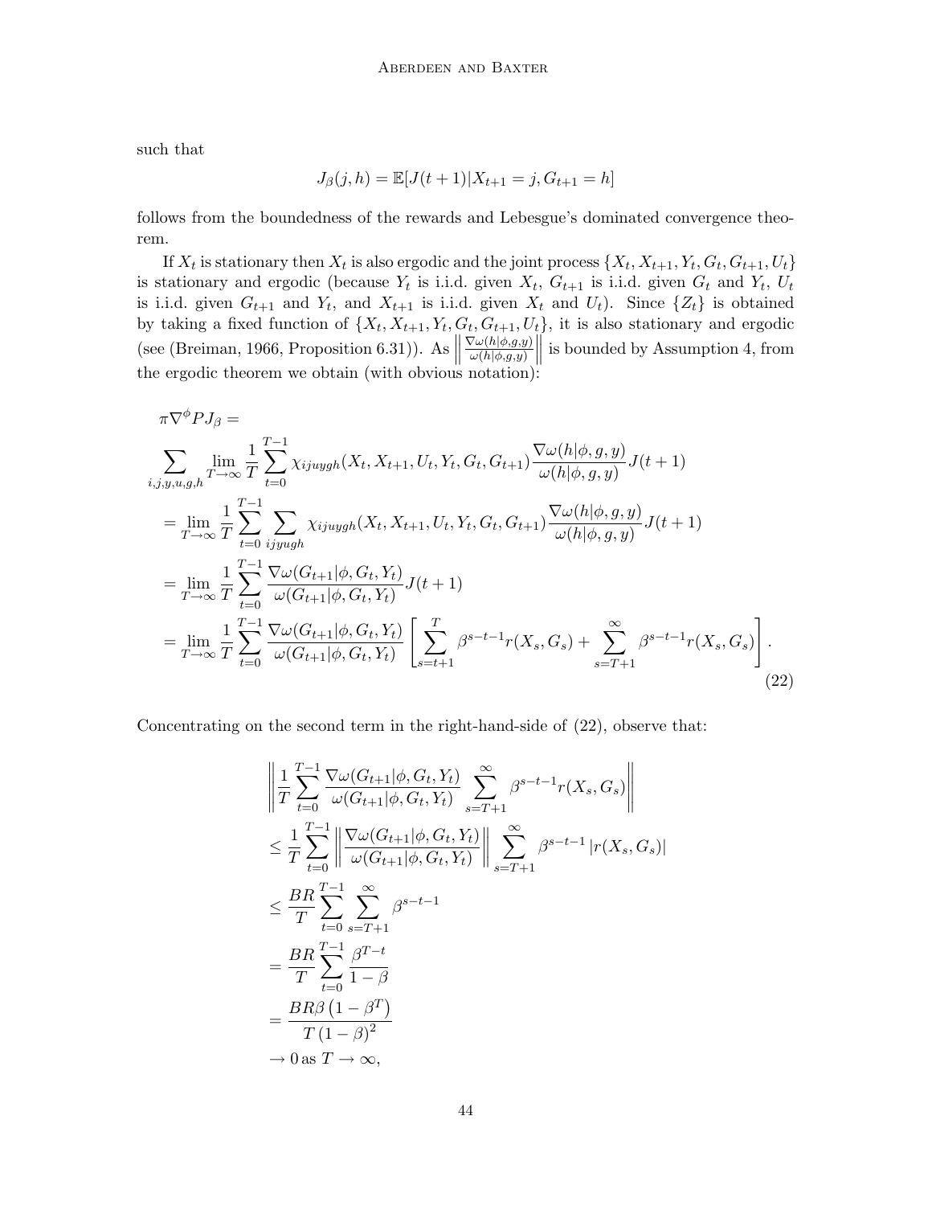such that

$$J_\beta(j,h) = \mathbb{E}[J(t+1)|X_{t+1} = j, G_{t+1} = h]$$

follows from the boundedness of the rewards and Lebesgue's dominated convergence theorem.

If $X_t$ is stationary then $X_t$ is also ergodic and the joint process $\{X_t, X_{t+1}, Y_t, G_t, G_{t+1}, U_t\}$ is stationary and ergodic (because $Y_t$ is i.i.d. given $X_t$, $G_{t+1}$ is i.i.d. given $G_t$ and $Y_t$, $U_t$ is i.i.d. given $G_{t+1}$ and $Y_t$, and $X_{t+1}$ is i.i.d. given $X_t$ and $U_t$). Since $\{Z_t\}$ is obtained by taking a fixed function of $\{X_t, X_{t+1}, Y_t, G_t, G_{t+1}, U_t\}$, it is also stationary and ergodic (see (Breiman, 1966, Proposition 6.31)). As $\left\|\frac{\nabla\omega(h|\phi,g,y)}{\omega(h|\phi,g,y)}\right\|$ is bounded by Assumption 4, from the ergodic theorem we obtain (with obvious notation):

$$\begin{aligned}
&\pi\nabla^\phi P J_\beta = \\
&\sum_{i,j,y,u,g,h} \lim_{T\to\infty} \frac{1}{T}\sum_{t=0}^{T-1} \chi_{ijuygh}(X_t, X_{t+1}, U_t, Y_t, G_t, G_{t+1}) \frac{\nabla\omega(h|\phi,g,y)}{\omega(h|\phi,g,y)} J(t+1) \\
&= \lim_{T\to\infty} \frac{1}{T}\sum_{t=0}^{T-1} \sum_{ijyugh} \chi_{ijuygh}(X_t, X_{t+1}, U_t, Y_t, G_t, G_{t+1}) \frac{\nabla\omega(h|\phi,g,y)}{\omega(h|\phi,g,y)} J(t+1) \\
&= \lim_{T\to\infty} \frac{1}{T}\sum_{t=0}^{T-1} \frac{\nabla\omega(G_{t+1}|\phi,G_t,Y_t)}{\omega(G_{t+1}|\phi,G_t,Y_t)} J(t+1) \\
&= \lim_{T\to\infty} \frac{1}{T}\sum_{t=0}^{T-1} \frac{\nabla\omega(G_{t+1}|\phi,G_t,Y_t)}{\omega(G_{t+1}|\phi,G_t,Y_t)} \left[\sum_{s=t+1}^{T} \beta^{s-t-1} r(X_s,G_s) + \sum_{s=T+1}^{\infty} \beta^{s-t-1} r(X_s,G_s)\right].
\end{aligned} \tag{22}$$

Concentrating on the second term in the right-hand-side of (22), observe that:

$$\begin{aligned}
&\left\| \frac{1}{T}\sum_{t=0}^{T-1} \frac{\nabla\omega(G_{t+1}|\phi,G_t,Y_t)}{\omega(G_{t+1}|\phi,G_t,Y_t)} \sum_{s=T+1}^{\infty} \beta^{s-t-1} r(X_s,G_s) \right\| \\
&\leq \frac{1}{T}\sum_{t=0}^{T-1} \left\| \frac{\nabla\omega(G_{t+1}|\phi,G_t,Y_t)}{\omega(G_{t+1}|\phi,G_t,Y_t)} \right\| \sum_{s=T+1}^{\infty} \beta^{s-t-1} \left| r(X_s,G_s) \right| \\
&\leq \frac{BR}{T} \sum_{t=0}^{T-1} \sum_{s=T+1}^{\infty} \beta^{s-t-1} \\
&= \frac{BR}{T} \sum_{t=0}^{T-1} \frac{\beta^{T-t}}{1-\beta} \\
&= \frac{BR\beta\left(1-\beta^T\right)}{T\left(1-\beta\right)^2} \\
&\to 0 \text{ as } T \to \infty,
\end{aligned}$$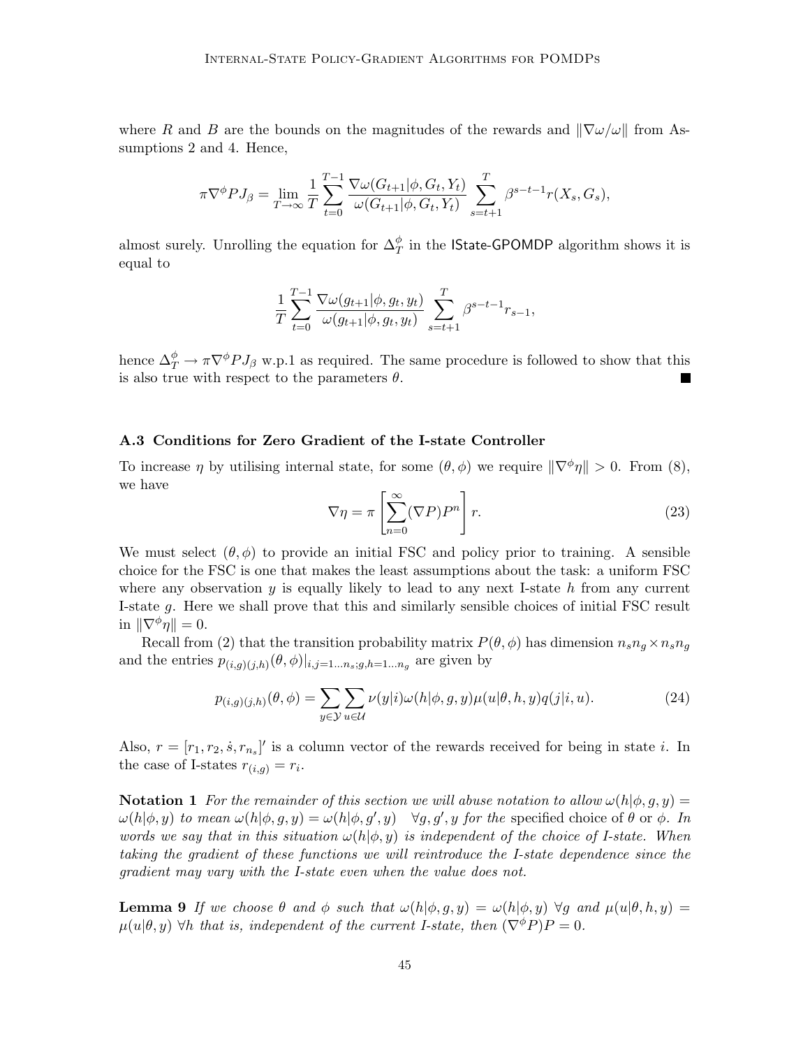where $R$ and $B$ are the bounds on the magnitudes of the rewards and $\|\nabla\omega/\omega\|$ from Assumptions 2 and 4. Hence,

$$\pi\nabla^{\phi}PJ_{\beta} = \lim_{T\to\infty}\frac{1}{T}\sum_{t=0}^{T-1}\frac{\nabla\omega(G_{t+1}|\phi, G_t, Y_t)}{\omega(G_{t+1}|\phi, G_t, Y_t)}\sum_{s=t+1}^{T}\beta^{s-t-1}r(X_s, G_s),$$

almost surely. Unrolling the equation for $\Delta_T^{\phi}$ in the IState-GPOMDP algorithm shows it is equal to

$$\frac{1}{T}\sum_{t=0}^{T-1}\frac{\nabla\omega(g_{t+1}|\phi, g_t, y_t)}{\omega(g_{t+1}|\phi, g_t, y_t)}\sum_{s=t+1}^{T}\beta^{s-t-1}r_{s-1},$$

hence $\Delta_T^{\phi} \to \pi\nabla^{\phi}PJ_{\beta}$ w.p.1 as required. The same procedure is followed to show that this is also true with respect to the parameters $\theta$. ∎

### A.3 Conditions for Zero Gradient of the I-state Controller

To increase $\eta$ by utilising internal state, for some $(\theta, \phi)$ we require $\|\nabla^{\phi}\eta\| > 0$. From (8), we have

$$\nabla\eta = \pi\left[\sum_{n=0}^{\infty}(\nabla P)P^n\right]r. \tag{23}$$

We must select $(\theta, \phi)$ to provide an initial FSC and policy prior to training. A sensible choice for the FSC is one that makes the least assumptions about the task: a uniform FSC where any observation $y$ is equally likely to lead to any next I-state $h$ from any current I-state $g$. Here we shall prove that this and similarly sensible choices of initial FSC result in $\|\nabla^{\phi}\eta\| = 0$.

Recall from (2) that the transition probability matrix $P(\theta, \phi)$ has dimension $n_s n_g \times n_s n_g$ and the entries $p_{(i,g)(j,h)}(\theta, \phi)|_{i,j=1\ldots n_s; g,h=1\ldots n_g}$ are given by

$$p_{(i,g)(j,h)}(\theta, \phi) = \sum_{y\in\mathcal{Y}}\sum_{u\in\mathcal{U}}\nu(y|i)\omega(h|\phi, g, y)\mu(u|\theta, h, y)q(j|i, u). \tag{24}$$

Also, $r = [r_1, r_2, \dot{s}, r_{n_s}]'$ is a column vector of the rewards received for being in state $i$. In the case of I-states $r_{(i,g)} = r_i$.

**Notation 1** *For the remainder of this section we will abuse notation to allow $\omega(h|\phi, g, y) = \omega(h|\phi, y)$ to mean $\omega(h|\phi, g, y) = \omega(h|\phi, g', y) \quad \forall g, g', y$ for the* specified choice of $\theta$ or $\phi$. *In words we say that in this situation $\omega(h|\phi, y)$ is independent of the choice of I-state. When taking the gradient of these functions we will reintroduce the I-state dependence since the gradient may vary with the I-state even when the value does not.*

**Lemma 9** *If we choose $\theta$ and $\phi$ such that $\omega(h|\phi, g, y) = \omega(h|\phi, y)$ $\forall g$ and $\mu(u|\theta, h, y) = \mu(u|\theta, y)$ $\forall h$ that is, independent of the current I-state, then $(\nabla^{\phi}P)P = 0$.*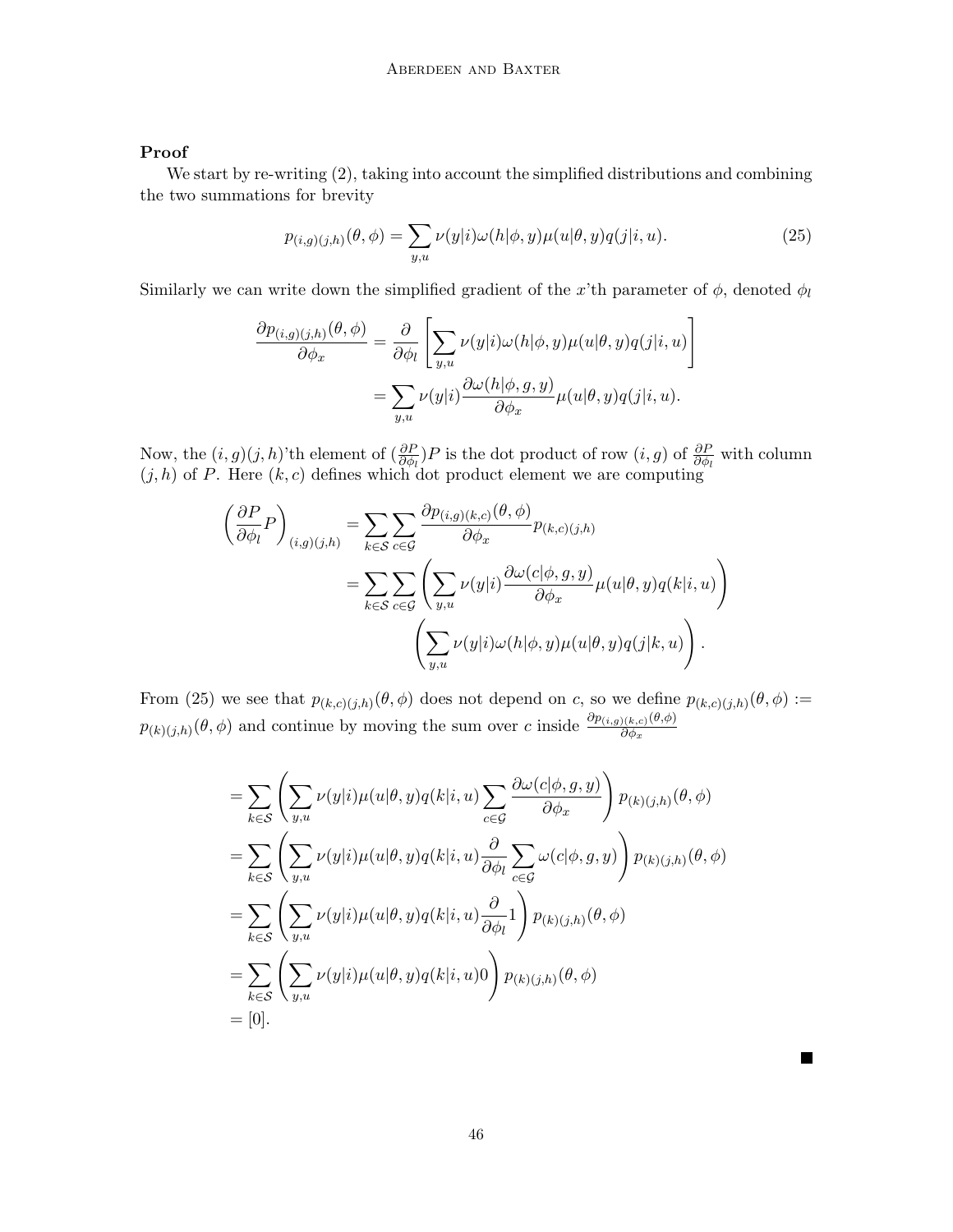**Proof**

We start by re-writing (2), taking into account the simplified distributions and combining the two summations for brevity

$$p_{(i,g)(j,h)}(\theta, \phi) = \sum_{y,u} \nu(y|i)\omega(h|\phi, y)\mu(u|\theta, y)q(j|i, u). \tag{25}$$

Similarly we can write down the simplified gradient of the $x$'th parameter of $\phi$, denoted $\phi_l$

$$\begin{aligned}
\frac{\partial p_{(i,g)(j,h)}(\theta, \phi)}{\partial \phi_x} &= \frac{\partial}{\partial \phi_l}\left[\sum_{y,u} \nu(y|i)\omega(h|\phi, y)\mu(u|\theta, y)q(j|i, u)\right] \\
&= \sum_{y,u} \nu(y|i)\frac{\partial \omega(h|\phi, g, y)}{\partial \phi_x}\mu(u|\theta, y)q(j|i, u).
\end{aligned}$$

Now, the $(i, g)(j, h)$'th element of $(\frac{\partial P}{\partial \phi_l})P$ is the dot product of row $(i, g)$ of $\frac{\partial P}{\partial \phi_l}$ with column $(j, h)$ of $P$. Here $(k, c)$ defines which dot product element we are computing

$$\begin{aligned}
\left(\frac{\partial P}{\partial \phi_l}P\right)_{(i,g)(j,h)} &= \sum_{k\in\mathcal{S}}\sum_{c\in\mathcal{G}} \frac{\partial p_{(i,g)(k,c)}(\theta, \phi)}{\partial \phi_x} p_{(k,c)(j,h)} \\
&= \sum_{k\in\mathcal{S}}\sum_{c\in\mathcal{G}} \left(\sum_{y,u} \nu(y|i)\frac{\partial \omega(c|\phi, g, y)}{\partial \phi_x}\mu(u|\theta, y)q(k|i, u)\right) \\
&\qquad \left(\sum_{y,u} \nu(y|i)\omega(h|\phi, y)\mu(u|\theta, y)q(j|k, u)\right).
\end{aligned}$$

From (25) we see that $p_{(k,c)(j,h)}(\theta, \phi)$ does not depend on $c$, so we define $p_{(k,c)(j,h)}(\theta, \phi) := p_{(k)(j,h)}(\theta, \phi)$ and continue by moving the sum over $c$ inside $\frac{\partial p_{(i,g)(k,c)}(\theta,\phi)}{\partial \phi_x}$

$$\begin{aligned}
&= \sum_{k\in\mathcal{S}}\left(\sum_{y,u} \nu(y|i)\mu(u|\theta, y)q(k|i, u)\sum_{c\in\mathcal{G}}\frac{\partial \omega(c|\phi, g, y)}{\partial \phi_x}\right) p_{(k)(j,h)}(\theta, \phi) \\
&= \sum_{k\in\mathcal{S}}\left(\sum_{y,u} \nu(y|i)\mu(u|\theta, y)q(k|i, u)\frac{\partial}{\partial \phi_l}\sum_{c\in\mathcal{G}}\omega(c|\phi, g, y)\right) p_{(k)(j,h)}(\theta, \phi) \\
&= \sum_{k\in\mathcal{S}}\left(\sum_{y,u} \nu(y|i)\mu(u|\theta, y)q(k|i, u)\frac{\partial}{\partial \phi_l}1\right) p_{(k)(j,h)}(\theta, \phi) \\
&= \sum_{k\in\mathcal{S}}\left(\sum_{y,u} \nu(y|i)\mu(u|\theta, y)q(k|i, u)0\right) p_{(k)(j,h)}(\theta, \phi) \\
&= [0].
\end{aligned}$$

■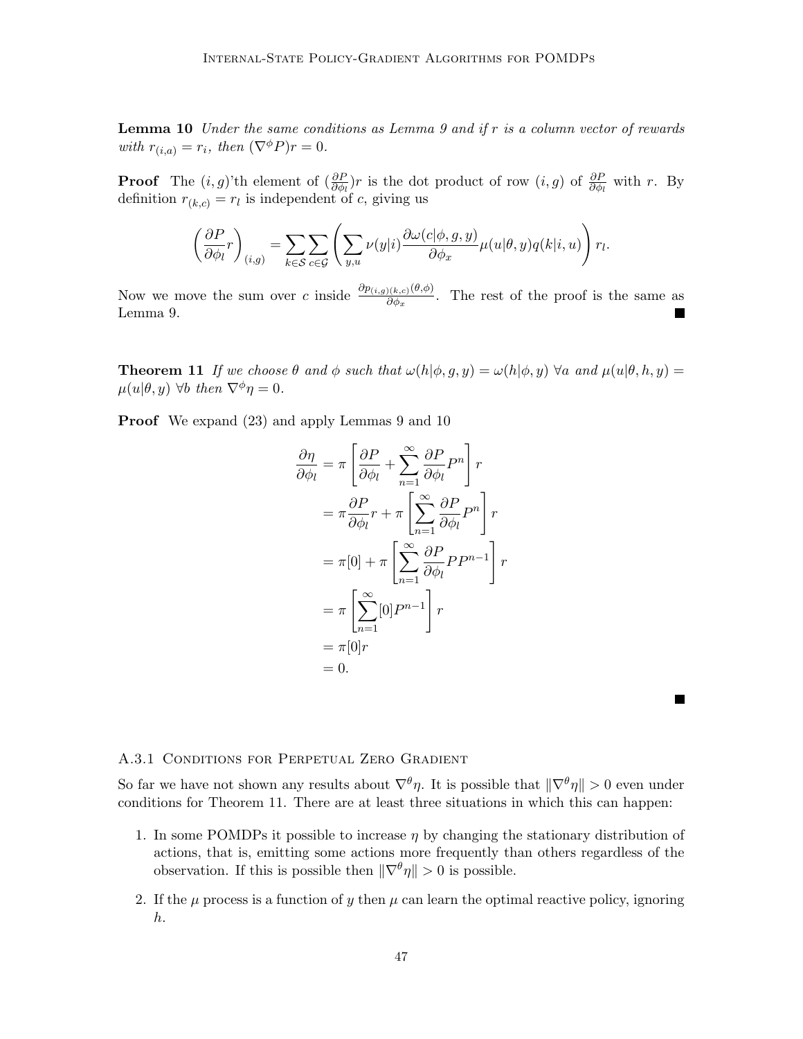**Lemma 10** *Under the same conditions as Lemma 9 and if $r$ is a column vector of rewards with $r_{(i,a)} = r_i$, then $(\nabla^\phi P) r = 0$.*

**Proof** The $(i, g)$'th element of $(\frac{\partial P}{\partial \phi_l}) r$ is the dot product of row $(i, g)$ of $\frac{\partial P}{\partial \phi_l}$ with $r$. By definition $r_{(k,c)} = r_l$ is independent of $c$, giving us

$$\left(\frac{\partial P}{\partial \phi_l} r\right)_{(i,g)} = \sum_{k \in \mathcal{S}} \sum_{c \in \mathcal{G}} \left( \sum_{y,u} \nu(y|i) \frac{\partial \omega(c|\phi, g, y)}{\partial \phi_x} \mu(u|\theta, y) q(k|i, u) \right) r_l.$$

Now we move the sum over $c$ inside $\frac{\partial p_{(i,g)(k,c)}(\theta,\phi)}{\partial \phi_x}$. The rest of the proof is the same as Lemma 9. ■

**Theorem 11** *If we choose $\theta$ and $\phi$ such that $\omega(h|\phi, g, y) = \omega(h|\phi, y)\ \forall a$ and $\mu(u|\theta, h, y) = \mu(u|\theta, y)\ \forall b$ then $\nabla^\phi \eta = 0$.*

**Proof** We expand (23) and apply Lemmas 9 and 10

$$\begin{aligned}
\frac{\partial \eta}{\partial \phi_l} &= \pi \left[ \frac{\partial P}{\partial \phi_l} + \sum_{n=1}^{\infty} \frac{\partial P}{\partial \phi_l} P^n \right] r \\
&= \pi \frac{\partial P}{\partial \phi_l} r + \pi \left[ \sum_{n=1}^{\infty} \frac{\partial P}{\partial \phi_l} P^n \right] r \\
&= \pi [0] + \pi \left[ \sum_{n=1}^{\infty} \frac{\partial P}{\partial \phi_l} P P^{n-1} \right] r \\
&= \pi \left[ \sum_{n=1}^{\infty} [0] P^{n-1} \right] r \\
&= \pi [0] r \\
&= 0.
\end{aligned}$$

■

#### A.3.1 Conditions for Perpetual Zero Gradient

So far we have not shown any results about $\nabla^\theta \eta$. It is possible that $\|\nabla^\theta \eta\| > 0$ even under conditions for Theorem 11. There are at least three situations in which this can happen:

1. In some POMDPs it possible to increase $\eta$ by changing the stationary distribution of actions, that is, emitting some actions more frequently than others regardless of the observation. If this is possible then $\|\nabla^\theta \eta\| > 0$ is possible.
2. If the $\mu$ process is a function of $y$ then $\mu$ can learn the optimal reactive policy, ignoring $h$.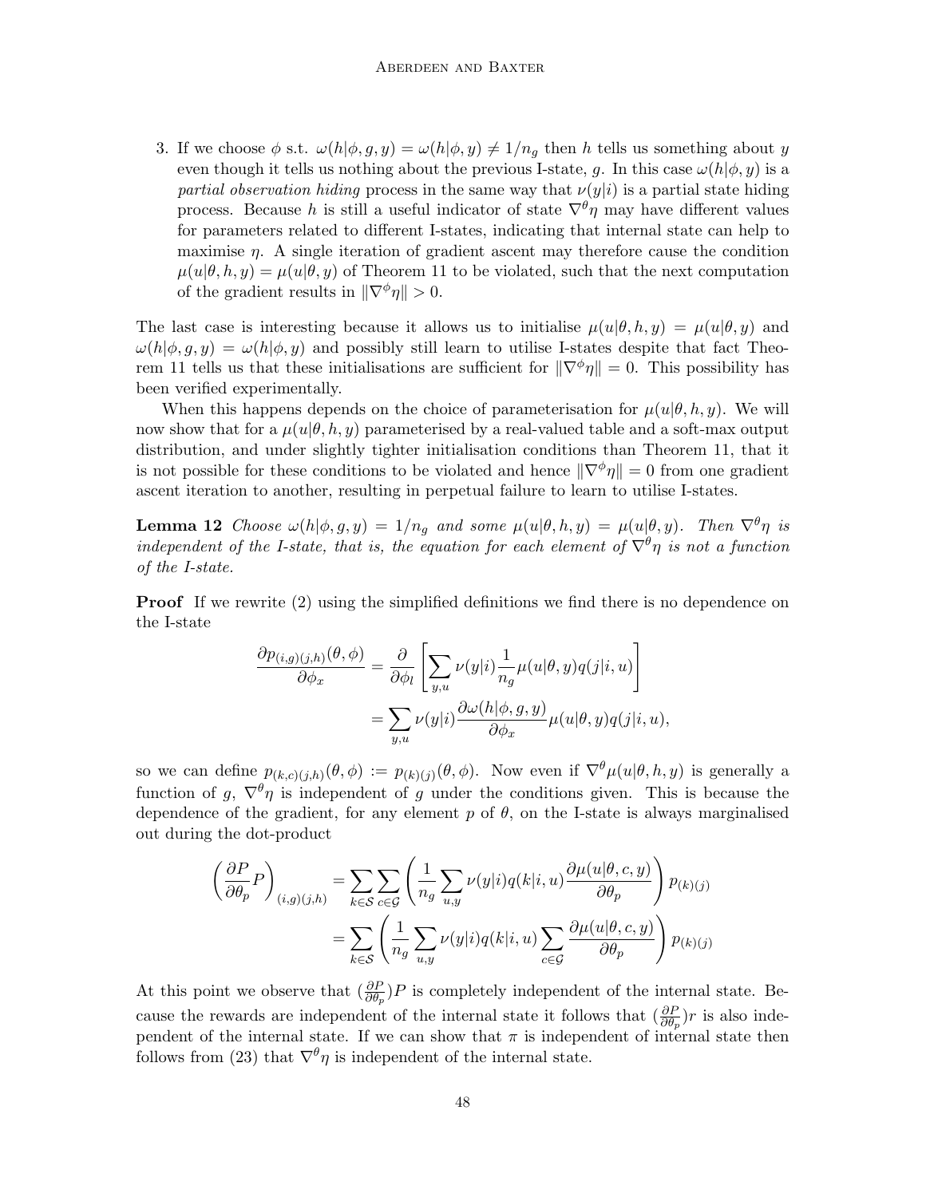3. If we choose $\phi$ s.t. $\omega(h|\phi, g, y) = \omega(h|\phi, y) \neq 1/n_g$ then $h$ tells us something about $y$ even though it tells us nothing about the previous I-state, $g$. In this case $\omega(h|\phi, y)$ is a *partial observation hiding* process in the same way that $\nu(y|i)$ is a partial state hiding process. Because $h$ is still a useful indicator of state $\nabla^\theta \eta$ may have different values for parameters related to different I-states, indicating that internal state can help to maximise $\eta$. A single iteration of gradient ascent may therefore cause the condition $\mu(u|\theta, h, y) = \mu(u|\theta, y)$ of Theorem 11 to be violated, such that the next computation of the gradient results in $\|\nabla^\phi \eta\| > 0$.

The last case is interesting because it allows us to initialise $\mu(u|\theta, h, y) = \mu(u|\theta, y)$ and $\omega(h|\phi, g, y) = \omega(h|\phi, y)$ and possibly still learn to utilise I-states despite that fact Theorem 11 tells us that these initialisations are sufficient for $\|\nabla^\phi \eta\| = 0$. This possibility has been verified experimentally.

When this happens depends on the choice of parameterisation for $\mu(u|\theta, h, y)$. We will now show that for a $\mu(u|\theta, h, y)$ parameterised by a real-valued table and a soft-max output distribution, and under slightly tighter initialisation conditions than Theorem 11, that it is not possible for these conditions to be violated and hence $\|\nabla^\phi \eta\| = 0$ from one gradient ascent iteration to another, resulting in perpetual failure to learn to utilise I-states.

**Lemma 12** *Choose $\omega(h|\phi, g, y) = 1/n_g$ and some $\mu(u|\theta, h, y) = \mu(u|\theta, y)$. Then $\nabla^\theta \eta$ is independent of the I-state, that is, the equation for each element of $\nabla^\theta \eta$ is not a function of the I-state.*

**Proof** If we rewrite (2) using the simplified definitions we find there is no dependence on the I-state

$$
\begin{aligned}
\frac{\partial p_{(i,g)(j,h)}(\theta, \phi)}{\partial \phi_x} &= \frac{\partial}{\partial \phi_l} \left[ \sum_{y,u} \nu(y|i) \frac{1}{n_g} \mu(u|\theta, y) q(j|i, u) \right] \\
&= \sum_{y,u} \nu(y|i) \frac{\partial \omega(h|\phi, g, y)}{\partial \phi_x} \mu(u|\theta, y) q(j|i, u),
\end{aligned}
$$

so we can define $p_{(k,c)(j,h)}(\theta, \phi) := p_{(k)(j)}(\theta, \phi)$. Now even if $\nabla^\theta \mu(u|\theta, h, y)$ is generally a function of $g$, $\nabla^\theta \eta$ is independent of $g$ under the conditions given. This is because the dependence of the gradient, for any element $p$ of $\theta$, on the I-state is always marginalised out during the dot-product

$$
\begin{aligned}
\left( \frac{\partial P}{\partial \theta_p} P \right)_{(i,g)(j,h)} &= \sum_{k \in \mathcal{S}} \sum_{c \in \mathcal{G}} \left( \frac{1}{n_g} \sum_{u,y} \nu(y|i) q(k|i, u) \frac{\partial \mu(u|\theta, c, y)}{\partial \theta_p} \right) p_{(k)(j)} \\
&= \sum_{k \in \mathcal{S}} \left( \frac{1}{n_g} \sum_{u,y} \nu(y|i) q(k|i, u) \sum_{c \in \mathcal{G}} \frac{\partial \mu(u|\theta, c, y)}{\partial \theta_p} \right) p_{(k)(j)}
\end{aligned}
$$

At this point we observe that $(\frac{\partial P}{\partial \theta_p})P$ is completely independent of the internal state. Because the rewards are independent of the internal state it follows that $(\frac{\partial P}{\partial \theta_p})r$ is also independent of the internal state. If we can show that $\pi$ is independent of internal state then follows from (23) that $\nabla^\theta \eta$ is independent of the internal state.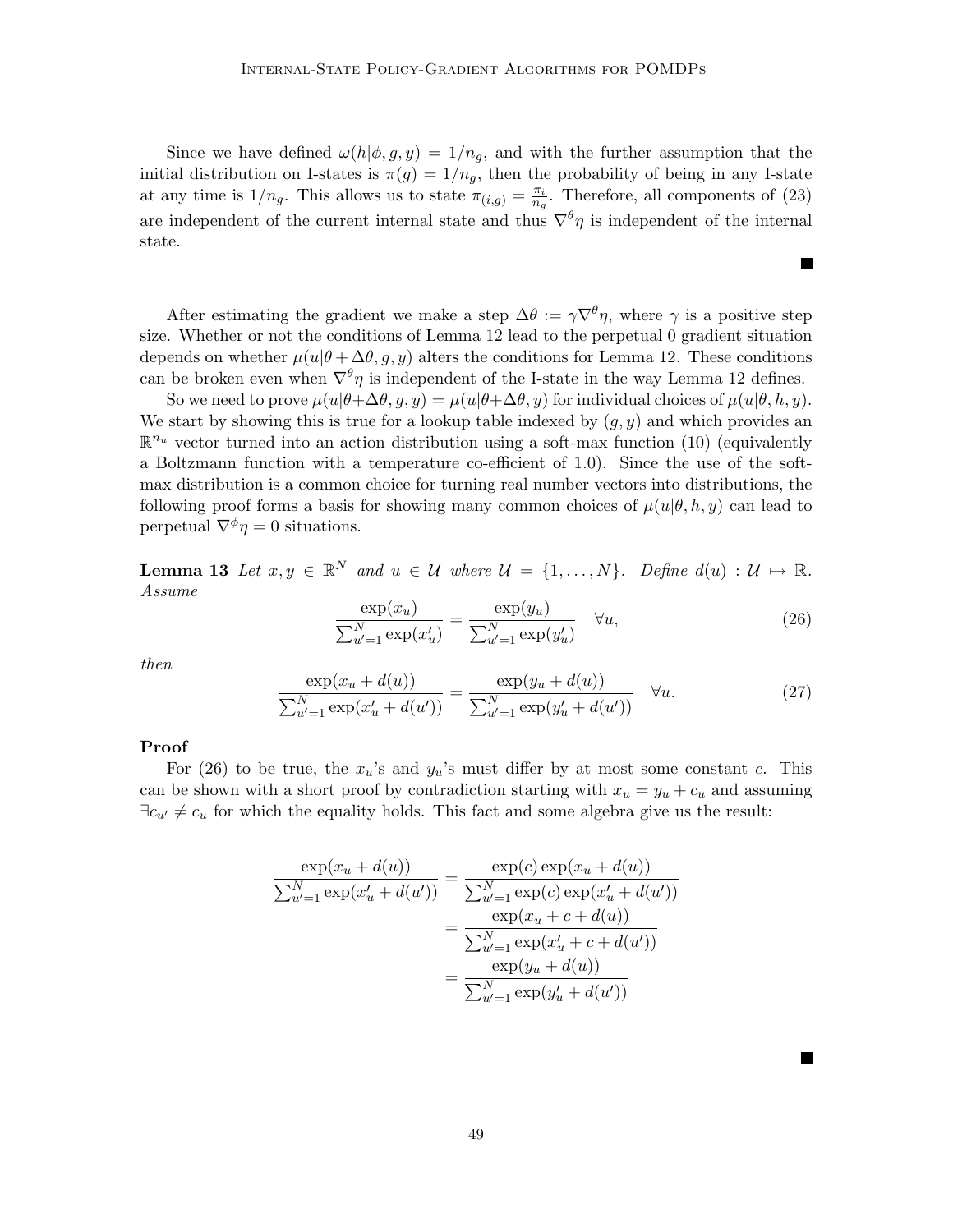Since we have defined $\omega(h|\phi, g, y) = 1/n_g$, and with the further assumption that the initial distribution on I-states is $\pi(g) = 1/n_g$, then the probability of being in any I-state at any time is $1/n_g$. This allows us to state $\pi_{(i,g)} = \frac{\pi_i}{n_g}$. Therefore, all components of (23) are independent of the current internal state and thus $\nabla^\theta \eta$ is independent of the internal state.

■

After estimating the gradient we make a step $\Delta\theta := \gamma \nabla^\theta \eta$, where $\gamma$ is a positive step size. Whether or not the conditions of Lemma 12 lead to the perpetual 0 gradient situation depends on whether $\mu(u|\theta + \Delta\theta, g, y)$ alters the conditions for Lemma 12. These conditions can be broken even when $\nabla^\theta \eta$ is independent of the I-state in the way Lemma 12 defines.

So we need to prove $\mu(u|\theta+\Delta\theta, g, y) = \mu(u|\theta+\Delta\theta, y)$ for individual choices of $\mu(u|\theta, h, y)$. We start by showing this is true for a lookup table indexed by $(g, y)$ and which provides an $\mathbb{R}^{n_u}$ vector turned into an action distribution using a soft-max function (10) (equivalently a Boltzmann function with a temperature co-efficient of 1.0). Since the use of the soft-max distribution is a common choice for turning real number vectors into distributions, the following proof forms a basis for showing many common choices of $\mu(u|\theta, h, y)$ can lead to perpetual $\nabla^\phi \eta = 0$ situations.

**Lemma 13** *Let $x, y \in \mathbb{R}^N$ and $u \in \mathcal{U}$ where $\mathcal{U} = \{1, \ldots, N\}$. Define $d(u) : \mathcal{U} \mapsto \mathbb{R}$. Assume*

$$\frac{\exp(x_u)}{\sum_{u'=1}^{N} \exp(x'_u)} = \frac{\exp(y_u)}{\sum_{u'=1}^{N} \exp(y'_u)} \quad \forall u, \tag{26}$$

*then*

$$\frac{\exp(x_u + d(u))}{\sum_{u'=1}^{N} \exp(x'_u + d(u'))} = \frac{\exp(y_u + d(u))}{\sum_{u'=1}^{N} \exp(y'_u + d(u'))} \quad \forall u. \tag{27}$$

**Proof**

For (26) to be true, the $x_u$'s and $y_u$'s must differ by at most some constant $c$. This can be shown with a short proof by contradiction starting with $x_u = y_u + c_u$ and assuming $\exists c_{u'} \neq c_u$ for which the equality holds. This fact and some algebra give us the result:

$$\begin{aligned}
\frac{\exp(x_u + d(u))}{\sum_{u'=1}^{N} \exp(x'_u + d(u'))} &= \frac{\exp(c)\exp(x_u + d(u))}{\sum_{u'=1}^{N} \exp(c)\exp(x'_u + d(u'))} \\
&= \frac{\exp(x_u + c + d(u))}{\sum_{u'=1}^{N} \exp(x'_u + c + d(u'))} \\
&= \frac{\exp(y_u + d(u))}{\sum_{u'=1}^{N} \exp(y'_u + d(u'))}
\end{aligned}$$

■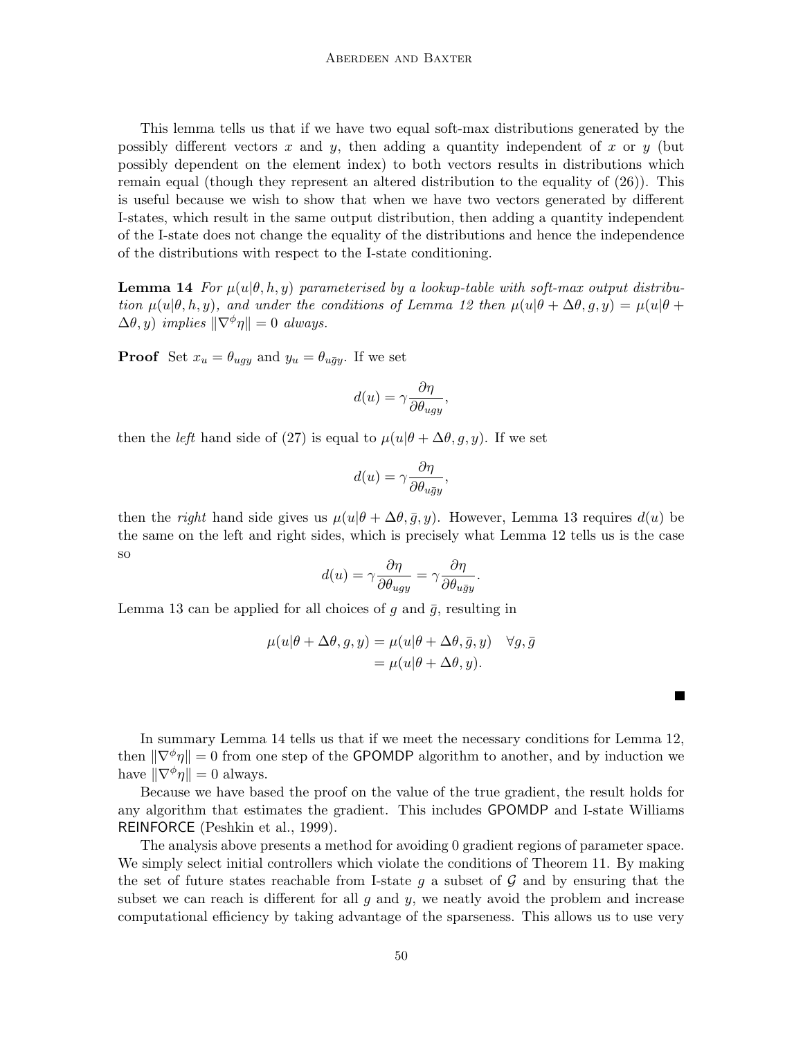This lemma tells us that if we have two equal soft-max distributions generated by the possibly different vectors $x$ and $y$, then adding a quantity independent of $x$ or $y$ (but possibly dependent on the element index) to both vectors results in distributions which remain equal (though they represent an altered distribution to the equality of (26)). This is useful because we wish to show that when we have two vectors generated by different I-states, which result in the same output distribution, then adding a quantity independent of the I-state does not change the equality of the distributions and hence the independence of the distributions with respect to the I-state conditioning.

**Lemma 14** *For $\mu(u|\theta, h, y)$ parameterised by a lookup-table with soft-max output distribution $\mu(u|\theta, h, y)$, and under the conditions of Lemma 12 then $\mu(u|\theta + \Delta\theta, g, y) = \mu(u|\theta + \Delta\theta, y)$ implies $\|\nabla^{\phi}\eta\| = 0$ always.*

**Proof** Set $x_u = \theta_{ugy}$ and $y_u = \theta_{u\bar{g}y}$. If we set

$$d(u) = \gamma \frac{\partial \eta}{\partial \theta_{ugy}},$$

then the *left* hand side of (27) is equal to $\mu(u|\theta + \Delta\theta, g, y)$. If we set

$$d(u) = \gamma \frac{\partial \eta}{\partial \theta_{u\bar{g}y}},$$

then the *right* hand side gives us $\mu(u|\theta + \Delta\theta, \bar{g}, y)$. However, Lemma 13 requires $d(u)$ be the same on the left and right sides, which is precisely what Lemma 12 tells us is the case so

$$d(u) = \gamma \frac{\partial \eta}{\partial \theta_{ugy}} = \gamma \frac{\partial \eta}{\partial \theta_{u\bar{g}y}}.$$

Lemma 13 can be applied for all choices of $g$ and $\bar{g}$, resulting in

$$\begin{aligned} \mu(u|\theta + \Delta\theta, g, y) &= \mu(u|\theta + \Delta\theta, \bar{g}, y) \quad \forall g, \bar{g} \\ &= \mu(u|\theta + \Delta\theta, y). \end{aligned}$$

■

In summary Lemma 14 tells us that if we meet the necessary conditions for Lemma 12, then $\|\nabla^{\phi}\eta\| = 0$ from one step of the GPOMDP algorithm to another, and by induction we have $\|\nabla^{\phi}\eta\| = 0$ always.

Because we have based the proof on the value of the true gradient, the result holds for any algorithm that estimates the gradient. This includes GPOMDP and I-state Williams REINFORCE (Peshkin et al., 1999).

The analysis above presents a method for avoiding 0 gradient regions of parameter space. We simply select initial controllers which violate the conditions of Theorem 11. By making the set of future states reachable from I-state $g$ a subset of $\mathcal{G}$ and by ensuring that the subset we can reach is different for all $g$ and $y$, we neatly avoid the problem and increase computational efficiency by taking advantage of the sparseness. This allows us to use very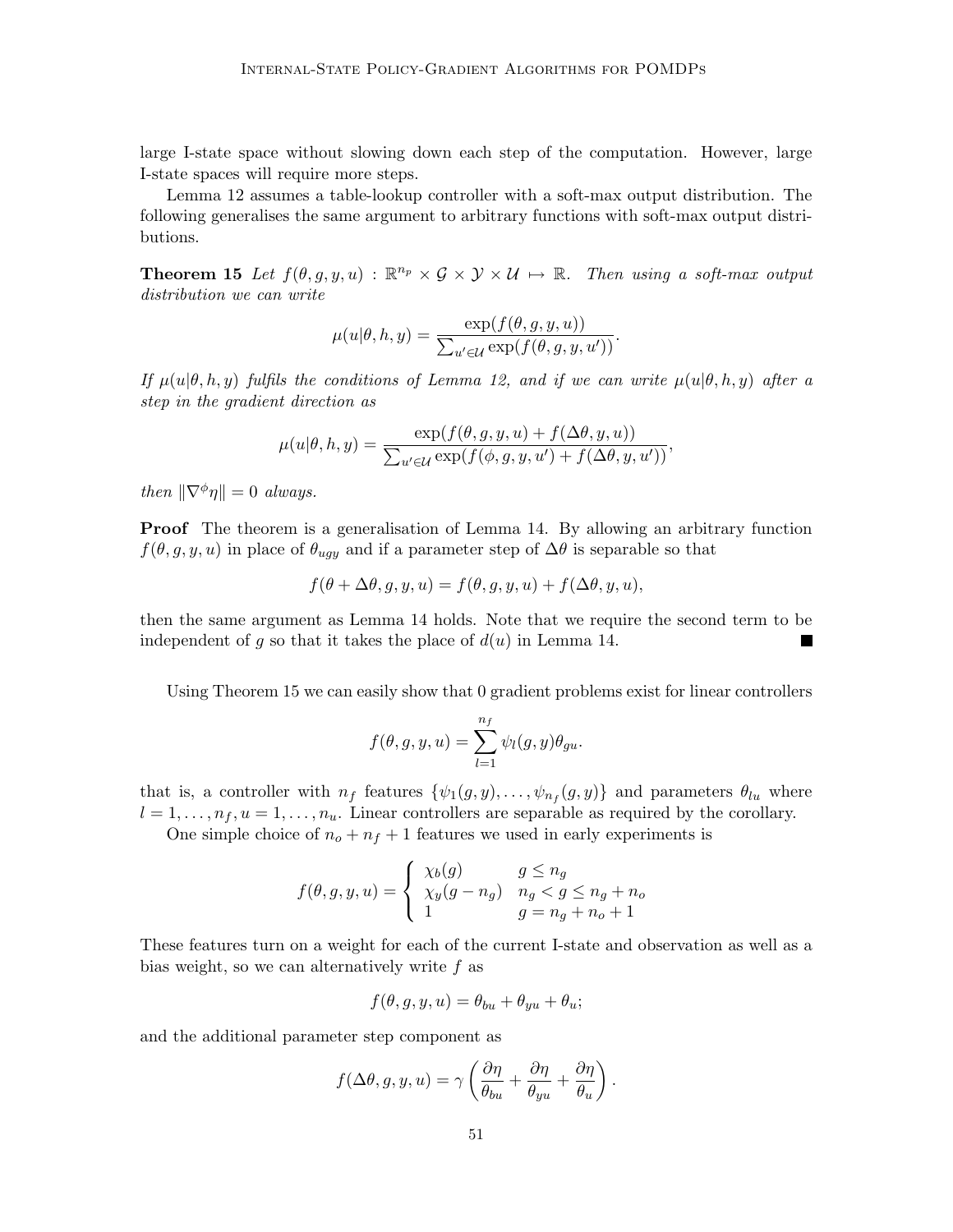large I-state space without slowing down each step of the computation. However, large I-state spaces will require more steps.

Lemma 12 assumes a table-lookup controller with a soft-max output distribution. The following generalises the same argument to arbitrary functions with soft-max output distributions.

**Theorem 15** *Let $f(\theta, g, y, u) : \mathbb{R}^{n_p} \times \mathcal{G} \times \mathcal{Y} \times \mathcal{U} \mapsto \mathbb{R}$. Then using a soft-max output distribution we can write*

$$\mu(u|\theta, h, y) = \frac{\exp(f(\theta, g, y, u))}{\sum_{u' \in \mathcal{U}} \exp(f(\theta, g, y, u'))}.$$

*If $\mu(u|\theta, h, y)$ fulfils the conditions of Lemma 12, and if we can write $\mu(u|\theta, h, y)$ after a step in the gradient direction as*

$$\mu(u|\theta, h, y) = \frac{\exp(f(\theta, g, y, u) + f(\Delta\theta, y, u))}{\sum_{u' \in \mathcal{U}} \exp(f(\phi, g, y, u') + f(\Delta\theta, y, u'))},$$

*then $\|\nabla^{\phi}\eta\| = 0$ always.*

**Proof** The theorem is a generalisation of Lemma 14. By allowing an arbitrary function $f(\theta, g, y, u)$ in place of $\theta_{ugy}$ and if a parameter step of $\Delta\theta$ is separable so that

$$f(\theta + \Delta\theta, g, y, u) = f(\theta, g, y, u) + f(\Delta\theta, y, u),$$

then the same argument as Lemma 14 holds. Note that we require the second term to be independent of $g$ so that it takes the place of $d(u)$ in Lemma 14. ∎

Using Theorem 15 we can easily show that 0 gradient problems exist for linear controllers

$$f(\theta, g, y, u) = \sum_{l=1}^{n_f} \psi_l(g, y)\theta_{gu}.$$

that is, a controller with $n_f$ features $\{\psi_1(g, y), \ldots, \psi_{n_f}(g, y)\}$ and parameters $\theta_{lu}$ where $l = 1, \ldots, n_f, u = 1, \ldots, n_u$. Linear controllers are separable as required by the corollary.

One simple choice of $n_o + n_f + 1$ features we used in early experiments is

$$f(\theta, g, y, u) = \begin{cases} \chi_b(g) & g \leq n_g \\ \chi_y(g - n_g) & n_g < g \leq n_g + n_o \\ 1 & g = n_g + n_o + 1 \end{cases}$$

These features turn on a weight for each of the current I-state and observation as well as a bias weight, so we can alternatively write $f$ as

$$f(\theta, g, y, u) = \theta_{bu} + \theta_{yu} + \theta_u;$$

and the additional parameter step component as

$$f(\Delta\theta, g, y, u) = \gamma \left( \frac{\partial\eta}{\theta_{bu}} + \frac{\partial\eta}{\theta_{yu}} + \frac{\partial\eta}{\theta_u} \right).$$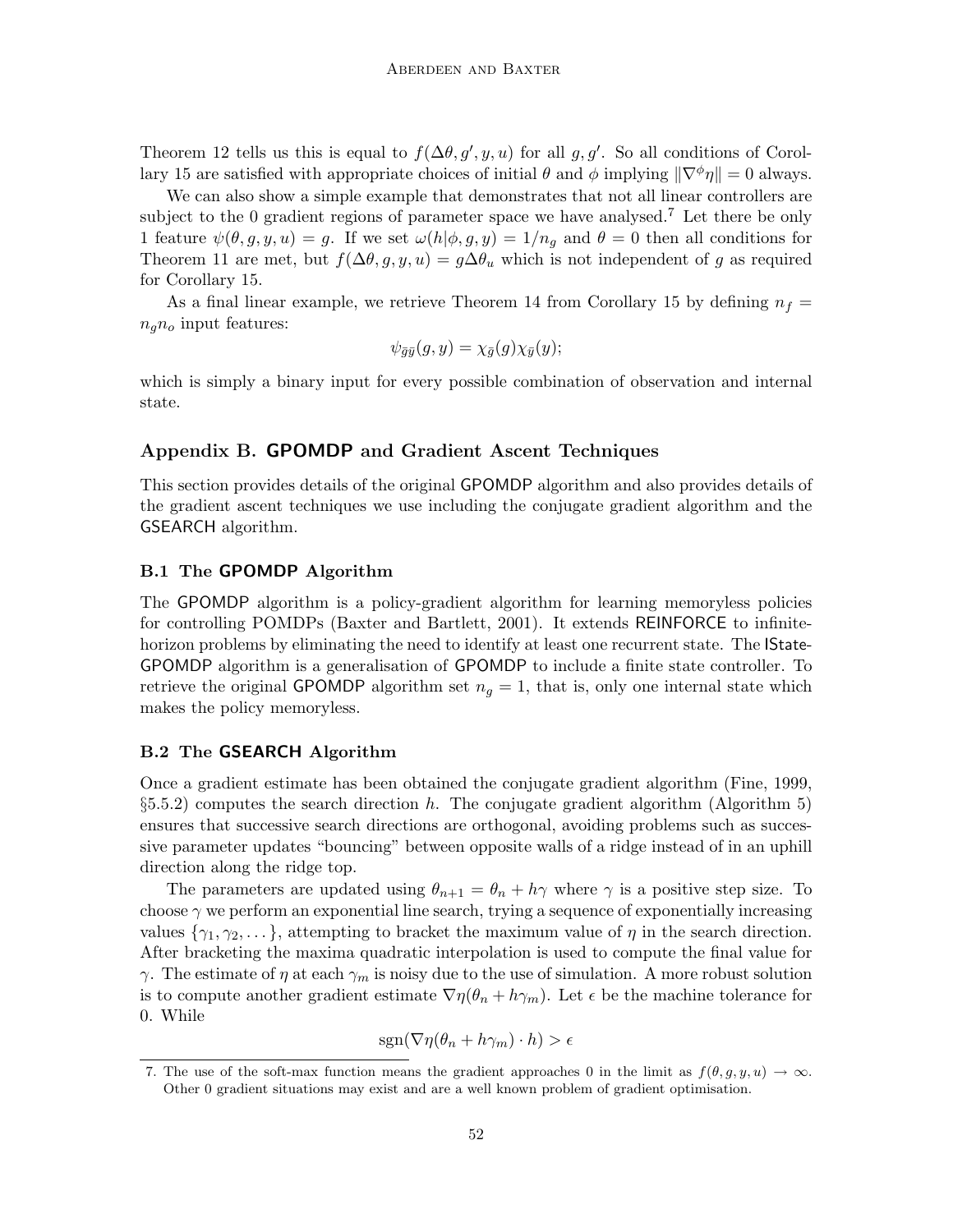Theorem 12 tells us this is equal to $f(\Delta\theta, g', y, u)$ for all $g, g'$. So all conditions of Corollary 15 are satisfied with appropriate choices of initial $\theta$ and $\phi$ implying $\|\nabla^{\phi}\eta\| = 0$ always.

We can also show a simple example that demonstrates that not all linear controllers are subject to the 0 gradient regions of parameter space we have analysed.[7] Let there be only 1 feature $\psi(\theta, g, y, u) = g$. If we set $\omega(h|\phi, g, y) = 1/n_g$ and $\theta = 0$ then all conditions for Theorem 11 are met, but $f(\Delta\theta, g, y, u) = g\Delta\theta_u$ which is not independent of $g$ as required for Corollary 15.

As a final linear example, we retrieve Theorem 14 from Corollary 15 by defining $n_f = n_g n_o$ input features:

$$\psi_{\bar{g}\bar{y}}(g, y) = \chi_{\bar{g}}(g)\chi_{\bar{y}}(y);$$

which is simply a binary input for every possible combination of observation and internal state.

## Appendix B. GPOMDP and Gradient Ascent Techniques

This section provides details of the original GPOMDP algorithm and also provides details of the gradient ascent techniques we use including the conjugate gradient algorithm and the GSEARCH algorithm.

### B.1 The GPOMDP Algorithm

The GPOMDP algorithm is a policy-gradient algorithm for learning memoryless policies for controlling POMDPs (Baxter and Bartlett, 2001). It extends REINFORCE to infinite-horizon problems by eliminating the need to identify at least one recurrent state. The IState-GPOMDP algorithm is a generalisation of GPOMDP to include a finite state controller. To retrieve the original GPOMDP algorithm set $n_g = 1$, that is, only one internal state which makes the policy memoryless.

### B.2 The GSEARCH Algorithm

Once a gradient estimate has been obtained the conjugate gradient algorithm (Fine, 1999, §5.5.2) computes the search direction $h$. The conjugate gradient algorithm (Algorithm 5) ensures that successive search directions are orthogonal, avoiding problems such as successive parameter updates "bouncing" between opposite walls of a ridge instead of in an uphill direction along the ridge top.

The parameters are updated using $\theta_{n+1} = \theta_n + h\gamma$ where $\gamma$ is a positive step size. To choose $\gamma$ we perform an exponential line search, trying a sequence of exponentially increasing values $\{\gamma_1, \gamma_2, \dots\}$, attempting to bracket the maximum value of $\eta$ in the search direction. After bracketing the maxima quadratic interpolation is used to compute the final value for $\gamma$. The estimate of $\eta$ at each $\gamma_m$ is noisy due to the use of simulation. A more robust solution is to compute another gradient estimate $\nabla\eta(\theta_n + h\gamma_m)$. Let $\epsilon$ be the machine tolerance for 0. While

$$\text{sgn}(\nabla\eta(\theta_n + h\gamma_m) \cdot h) > \epsilon$$

---

7. The use of the soft-max function means the gradient approaches 0 in the limit as $f(\theta, g, y, u) \to \infty$. Other 0 gradient situations may exist and are a well known problem of gradient optimisation.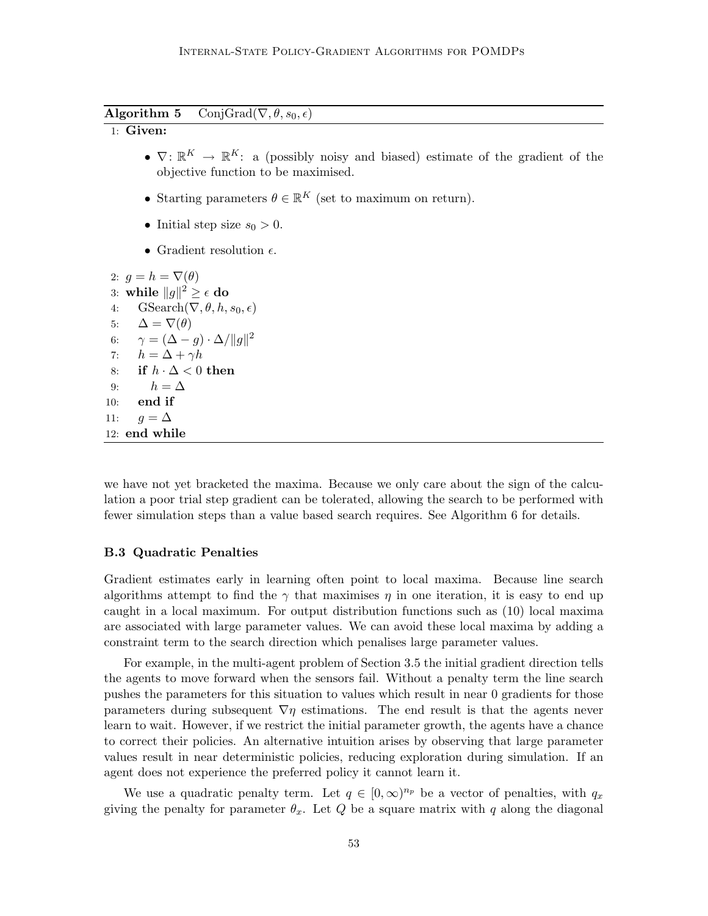**Algorithm 5** ConjGrad($\nabla, \theta, s_0, \epsilon$)

```
1: Given:
   • ∇: ℝ^K → ℝ^K: a (possibly noisy and biased) estimate of the gradient of the
     objective function to be maximised.
   • Starting parameters θ ∈ ℝ^K (set to maximum on return).
   • Initial step size s_0 > 0.
   • Gradient resolution ε.
2: g = h = ∇(θ)
3: while ‖g‖^2 ≥ ε do
4:    GSearch(∇, θ, h, s_0, ε)
5:    Δ = ∇(θ)
6:    γ = (Δ − g) · Δ/‖g‖^2
7:    h = Δ + γh
8:    if h · Δ < 0 then
9:       h = Δ
10:   end if
11:   g = Δ
12: end while
```

we have not yet bracketed the maxima. Because we only care about the sign of the calculation a poor trial step gradient can be tolerated, allowing the search to be performed with fewer simulation steps than a value based search requires. See Algorithm 6 for details.

### B.3 Quadratic Penalties

Gradient estimates early in learning often point to local maxima. Because line search algorithms attempt to find the $\gamma$ that maximises $\eta$ in one iteration, it is easy to end up caught in a local maximum. For output distribution functions such as (10) local maxima are associated with large parameter values. We can avoid these local maxima by adding a constraint term to the search direction which penalises large parameter values.

For example, in the multi-agent problem of Section 3.5 the initial gradient direction tells the agents to move forward when the sensors fail. Without a penalty term the line search pushes the parameters for this situation to values which result in near 0 gradients for those parameters during subsequent $\nabla\eta$ estimations. The end result is that the agents never learn to wait. However, if we restrict the initial parameter growth, the agents have a chance to correct their policies. An alternative intuition arises by observing that large parameter values result in near deterministic policies, reducing exploration during simulation. If an agent does not experience the preferred policy it cannot learn it.

We use a quadratic penalty term. Let $q \in [0, \infty)^{n_p}$ be a vector of penalties, with $q_x$ giving the penalty for parameter $\theta_x$. Let $Q$ be a square matrix with $q$ along the diagonal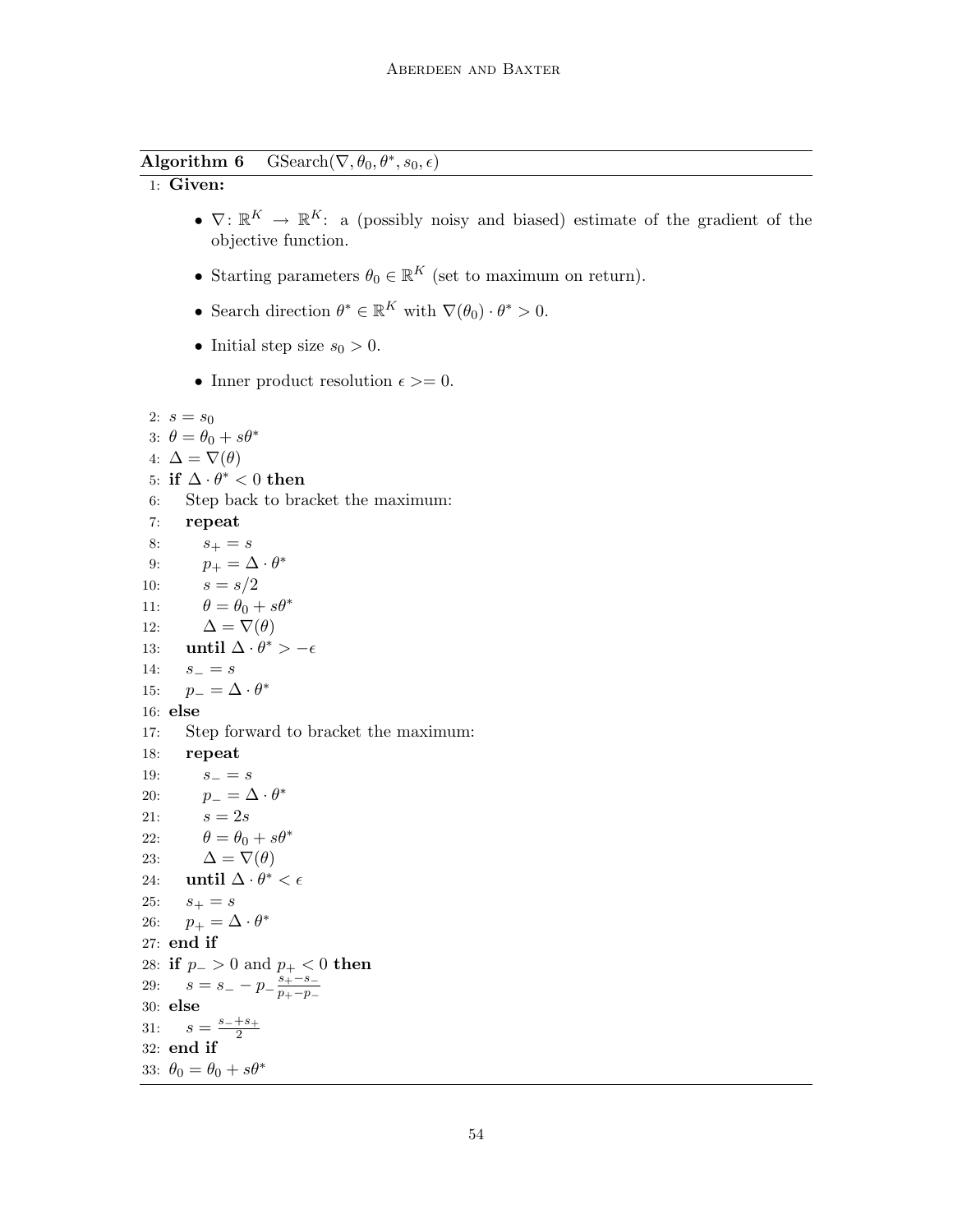**Algorithm 6** GSearch($\nabla, \theta_0, \theta^*, s_0, \epsilon$)

1: **Given:**

- $\nabla\colon \mathbb{R}^K \to \mathbb{R}^K$: a (possibly noisy and biased) estimate of the gradient of the objective function.
- Starting parameters $\theta_0 \in \mathbb{R}^K$ (set to maximum on return).
- Search direction $\theta^* \in \mathbb{R}^K$ with $\nabla(\theta_0) \cdot \theta^* > 0$.
- Initial step size $s_0 > 0$.
- Inner product resolution $\epsilon >= 0$.

```
2:  s = s_0
3:  θ = θ_0 + sθ*
4:  Δ = ∇(θ)
5:  if Δ · θ* < 0 then
6:      Step back to bracket the maximum:
7:      repeat
8:          s_+ = s
9:          p_+ = Δ · θ*
10:         s = s/2
11:         θ = θ_0 + sθ*
12:         Δ = ∇(θ)
13:     until Δ · θ* > −ε
14:     s_− = s
15:     p_− = Δ · θ*
16: else
17:     Step forward to bracket the maximum:
18:     repeat
19:         s_− = s
20:         p_− = Δ · θ*
21:         s = 2s
22:         θ = θ_0 + sθ*
23:         Δ = ∇(θ)
24:     until Δ · θ* < ε
25:     s_+ = s
26:     p_+ = Δ · θ*
27: end if
28: if p_− > 0 and p_+ < 0 then
29:     s = s_− − p_− (s_+ − s_−)/(p_+ − p_−)
30: else
31:     s = (s_− + s_+)/2
32: end if
33: θ_0 = θ_0 + sθ*
```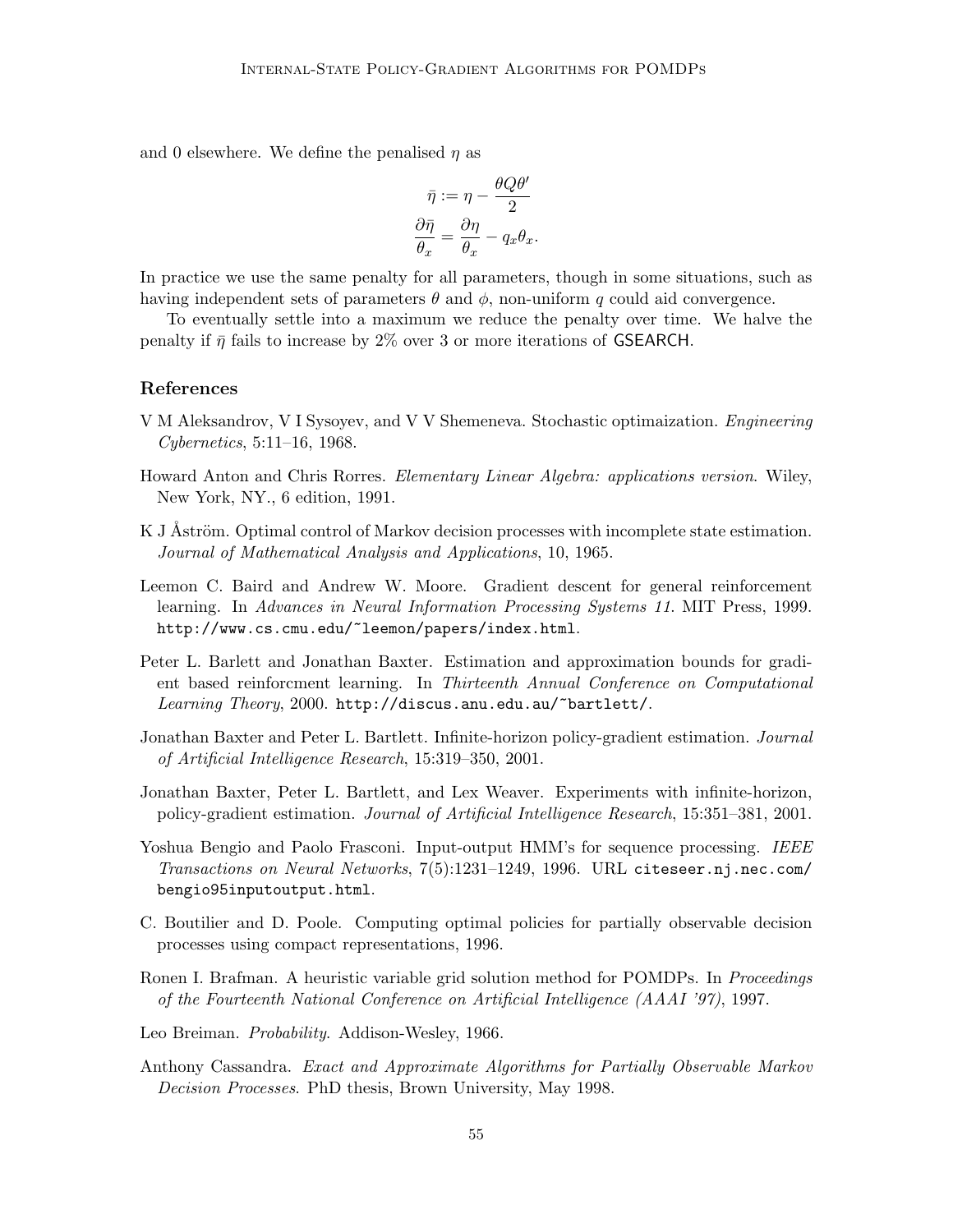and 0 elsewhere. We define the penalised $\eta$ as

$$
\begin{aligned}
\bar{\eta} &:= \eta - \frac{\theta Q \theta'}{2} \\
\frac{\partial \bar{\eta}}{\theta_x} &= \frac{\partial \eta}{\theta_x} - q_x \theta_x.
\end{aligned}
$$

In practice we use the same penalty for all parameters, though in some situations, such as having independent sets of parameters $\theta$ and $\phi$, non-uniform $q$ could aid convergence.

To eventually settle into a maximum we reduce the penalty over time. We halve the penalty if $\bar{\eta}$ fails to increase by 2% over 3 or more iterations of GSEARCH.

## References

V M Aleksandrov, V I Sysoyev, and V V Shemeneva. Stochastic optimaization. *Engineering Cybernetics*, 5:11–16, 1968.

Howard Anton and Chris Rorres. *Elementary Linear Algebra: applications version*. Wiley, New York, NY., 6 edition, 1991.

K J Åström. Optimal control of Markov decision processes with incomplete state estimation. *Journal of Mathematical Analysis and Applications*, 10, 1965.

Leemon C. Baird and Andrew W. Moore. Gradient descent for general reinforcement learning. In *Advances in Neural Information Processing Systems 11*. MIT Press, 1999. `http://www.cs.cmu.edu/~leemon/papers/index.html`.

Peter L. Barlett and Jonathan Baxter. Estimation and approximation bounds for gradient based reinforcment learning. In *Thirteenth Annual Conference on Computational Learning Theory*, 2000. `http://discus.anu.edu.au/~bartlett/`.

Jonathan Baxter and Peter L. Bartlett. Infinite-horizon policy-gradient estimation. *Journal of Artificial Intelligence Research*, 15:319–350, 2001.

Jonathan Baxter, Peter L. Bartlett, and Lex Weaver. Experiments with infinite-horizon, policy-gradient estimation. *Journal of Artificial Intelligence Research*, 15:351–381, 2001.

Yoshua Bengio and Paolo Frasconi. Input-output HMM's for sequence processing. *IEEE Transactions on Neural Networks*, 7(5):1231–1249, 1996. URL `citeseer.nj.nec.com/bengio95inputoutput.html`.

C. Boutilier and D. Poole. Computing optimal policies for partially observable decision processes using compact representations, 1996.

Ronen I. Brafman. A heuristic variable grid solution method for POMDPs. In *Proceedings of the Fourteenth National Conference on Artificial Intelligence (AAAI '97)*, 1997.

Leo Breiman. *Probability*. Addison-Wesley, 1966.

Anthony Cassandra. *Exact and Approximate Algorithms for Partially Observable Markov Decision Processes*. PhD thesis, Brown University, May 1998.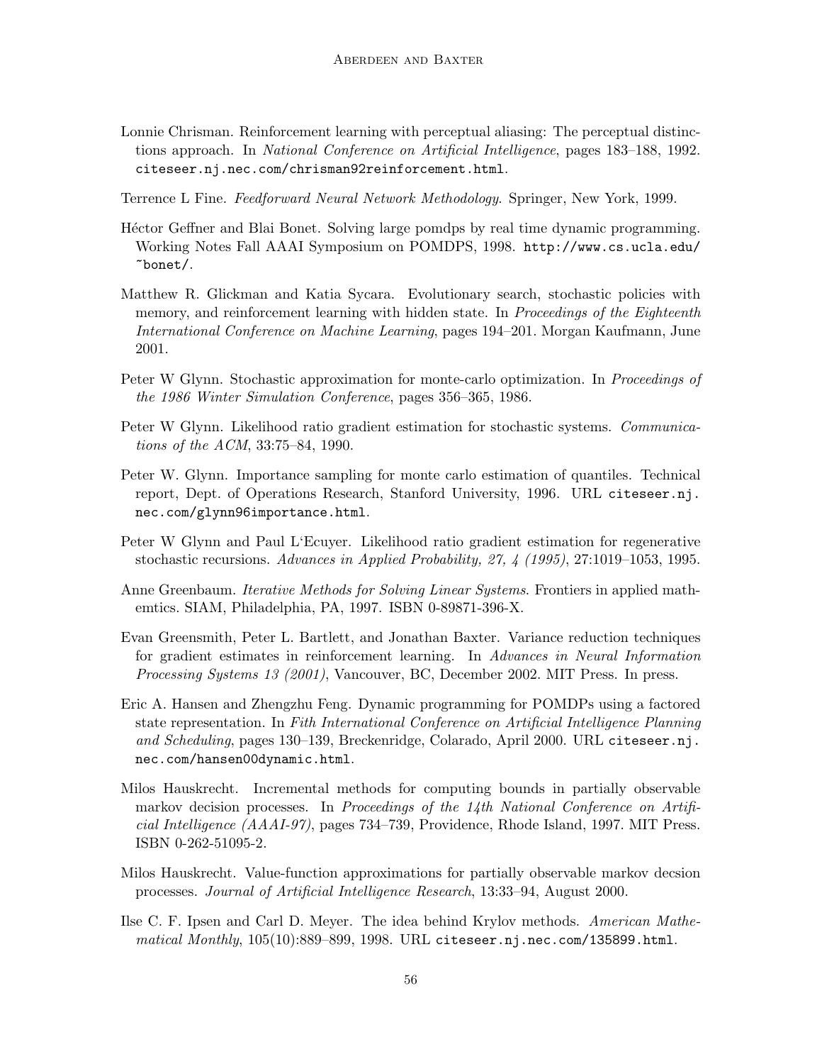Lonnie Chrisman. Reinforcement learning with perceptual aliasing: The perceptual distinctions approach. In *National Conference on Artificial Intelligence*, pages 183–188, 1992. `citeseer.nj.nec.com/chrisman92reinforcement.html`.

Terrence L Fine. *Feedforward Neural Network Methodology*. Springer, New York, 1999.

Héctor Geffner and Blai Bonet. Solving large pomdps by real time dynamic programming. Working Notes Fall AAAI Symposium on POMDPS, 1998. `http://www.cs.ucla.edu/~bonet/`.

Matthew R. Glickman and Katia Sycara. Evolutionary search, stochastic policies with memory, and reinforcement learning with hidden state. In *Proceedings of the Eighteenth International Conference on Machine Learning*, pages 194–201. Morgan Kaufmann, June 2001.

Peter W Glynn. Stochastic approximation for monte-carlo optimization. In *Proceedings of the 1986 Winter Simulation Conference*, pages 356–365, 1986.

Peter W Glynn. Likelihood ratio gradient estimation for stochastic systems. *Communications of the ACM*, 33:75–84, 1990.

Peter W. Glynn. Importance sampling for monte carlo estimation of quantiles. Technical report, Dept. of Operations Research, Stanford University, 1996. URL `citeseer.nj.nec.com/glynn96importance.html`.

Peter W Glynn and Paul L'Ecuyer. Likelihood ratio gradient estimation for regenerative stochastic recursions. *Advances in Applied Probability, 27, 4 (1995)*, 27:1019–1053, 1995.

Anne Greenbaum. *Iterative Methods for Solving Linear Systems*. Frontiers in applied mathemtics. SIAM, Philadelphia, PA, 1997. ISBN 0-89871-396-X.

Evan Greensmith, Peter L. Bartlett, and Jonathan Baxter. Variance reduction techniques for gradient estimates in reinforcement learning. In *Advances in Neural Information Processing Systems 13 (2001)*, Vancouver, BC, December 2002. MIT Press. In press.

Eric A. Hansen and Zhengzhu Feng. Dynamic programming for POMDPs using a factored state representation. In *Fith International Conference on Artificial Intelligence Planning and Scheduling*, pages 130–139, Breckenridge, Colarado, April 2000. URL `citeseer.nj.nec.com/hansen00dynamic.html`.

Milos Hauskrecht. Incremental methods for computing bounds in partially observable markov decision processes. In *Proceedings of the 14th National Conference on Artificial Intelligence (AAAI-97)*, pages 734–739, Providence, Rhode Island, 1997. MIT Press. ISBN 0-262-51095-2.

Milos Hauskrecht. Value-function approximations for partially observable markov decsion processes. *Journal of Artificial Intelligence Research*, 13:33–94, August 2000.

Ilse C. F. Ipsen and Carl D. Meyer. The idea behind Krylov methods. *American Mathematical Monthly*, 105(10):889–899, 1998. URL `citeseer.nj.nec.com/135899.html`.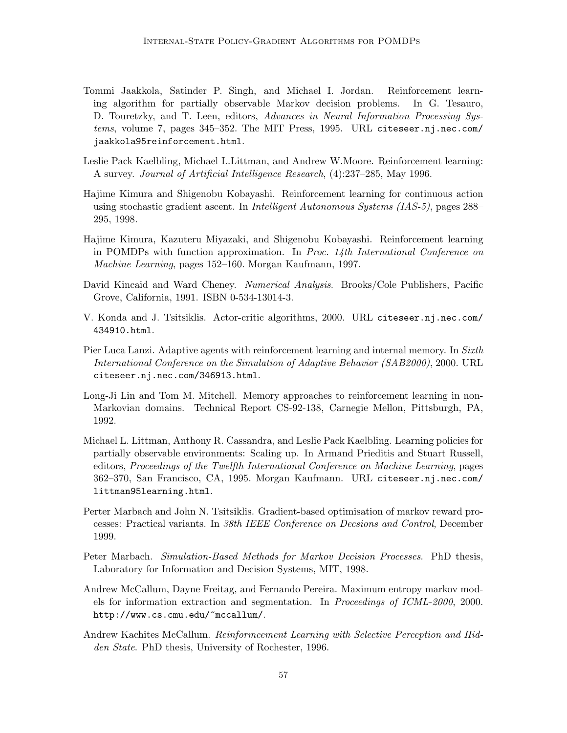Tommi Jaakkola, Satinder P. Singh, and Michael I. Jordan. Reinforcement learning algorithm for partially observable Markov decision problems. In G. Tesauro, D. Touretzky, and T. Leen, editors, *Advances in Neural Information Processing Systems*, volume 7, pages 345–352. The MIT Press, 1995. URL `citeseer.nj.nec.com/jaakkola95reinforcement.html`.

Leslie Pack Kaelbling, Michael L.Littman, and Andrew W.Moore. Reinforcement learning: A survey. *Journal of Artificial Intelligence Research*, (4):237–285, May 1996.

Hajime Kimura and Shigenobu Kobayashi. Reinforcement learning for continuous action using stochastic gradient ascent. In *Intelligent Autonomous Systems (IAS-5)*, pages 288–295, 1998.

Hajime Kimura, Kazuteru Miyazaki, and Shigenobu Kobayashi. Reinforcement learning in POMDPs with function approximation. In *Proc. 14th International Conference on Machine Learning*, pages 152–160. Morgan Kaufmann, 1997.

David Kincaid and Ward Cheney. *Numerical Analysis*. Brooks/Cole Publishers, Pacific Grove, California, 1991. ISBN 0-534-13014-3.

V. Konda and J. Tsitsiklis. Actor-critic algorithms, 2000. URL `citeseer.nj.nec.com/434910.html`.

Pier Luca Lanzi. Adaptive agents with reinforcement learning and internal memory. In *Sixth International Conference on the Simulation of Adaptive Behavior (SAB2000)*, 2000. URL `citeseer.nj.nec.com/346913.html`.

Long-Ji Lin and Tom M. Mitchell. Memory approaches to reinforcement learning in non-Markovian domains. Technical Report CS-92-138, Carnegie Mellon, Pittsburgh, PA, 1992.

Michael L. Littman, Anthony R. Cassandra, and Leslie Pack Kaelbling. Learning policies for partially observable environments: Scaling up. In Armand Prieditis and Stuart Russell, editors, *Proceedings of the Twelfth International Conference on Machine Learning*, pages 362–370, San Francisco, CA, 1995. Morgan Kaufmann. URL `citeseer.nj.nec.com/littman95learning.html`.

Perter Marbach and John N. Tsitsiklis. Gradient-based optimisation of markov reward processes: Practical variants. In *38th IEEE Conference on Decsions and Control*, December 1999.

Peter Marbach. *Simulation-Based Methods for Markov Decision Processes.* PhD thesis, Laboratory for Information and Decision Systems, MIT, 1998.

Andrew McCallum, Dayne Freitag, and Fernando Pereira. Maximum entropy markov models for information extraction and segmentation. In *Proceedings of ICML-2000*, 2000. `http://www.cs.cmu.edu/~mccallum/`.

Andrew Kachites McCallum. *Reinformcement Learning with Selective Perception and Hidden State*. PhD thesis, University of Rochester, 1996.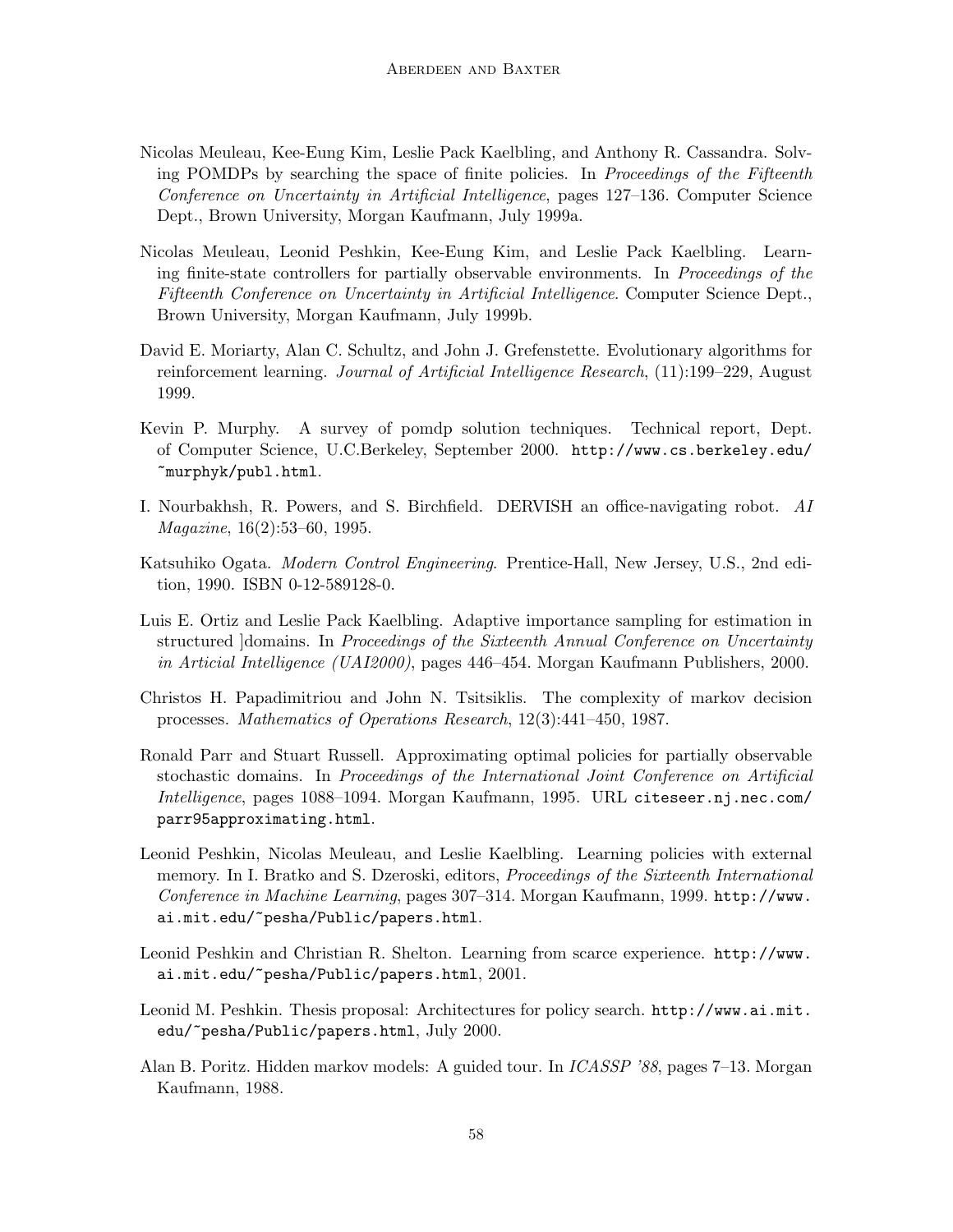Nicolas Meuleau, Kee-Eung Kim, Leslie Pack Kaelbling, and Anthony R. Cassandra. Solving POMDPs by searching the space of finite policies. In *Proceedings of the Fifteenth Conference on Uncertainty in Artificial Intelligence*, pages 127–136. Computer Science Dept., Brown University, Morgan Kaufmann, July 1999a.

Nicolas Meuleau, Leonid Peshkin, Kee-Eung Kim, and Leslie Pack Kaelbling. Learning finite-state controllers for partially observable environments. In *Proceedings of the Fifteenth Conference on Uncertainty in Artificial Intelligence*. Computer Science Dept., Brown University, Morgan Kaufmann, July 1999b.

David E. Moriarty, Alan C. Schultz, and John J. Grefenstette. Evolutionary algorithms for reinforcement learning. *Journal of Artificial Intelligence Research*, (11):199–229, August 1999.

Kevin P. Murphy. A survey of pomdp solution techniques. Technical report, Dept. of Computer Science, U.C.Berkeley, September 2000. `http://www.cs.berkeley.edu/~murphyk/publ.html`.

I. Nourbakhsh, R. Powers, and S. Birchfield. DERVISH an office-navigating robot. *AI Magazine*, 16(2):53–60, 1995.

Katsuhiko Ogata. *Modern Control Engineering*. Prentice-Hall, New Jersey, U.S., 2nd edition, 1990. ISBN 0-12-589128-0.

Luis E. Ortiz and Leslie Pack Kaelbling. Adaptive importance sampling for estimation in structured ]domains. In *Proceedings of the Sixteenth Annual Conference on Uncertainty in Articial Intelligence (UAI2000)*, pages 446–454. Morgan Kaufmann Publishers, 2000.

Christos H. Papadimitriou and John N. Tsitsiklis. The complexity of markov decision processes. *Mathematics of Operations Research*, 12(3):441–450, 1987.

Ronald Parr and Stuart Russell. Approximating optimal policies for partially observable stochastic domains. In *Proceedings of the International Joint Conference on Artificial Intelligence*, pages 1088–1094. Morgan Kaufmann, 1995. URL `citeseer.nj.nec.com/parr95approximating.html`.

Leonid Peshkin, Nicolas Meuleau, and Leslie Kaelbling. Learning policies with external memory. In I. Bratko and S. Dzeroski, editors, *Proceedings of the Sixteenth International Conference in Machine Learning*, pages 307–314. Morgan Kaufmann, 1999. `http://www.ai.mit.edu/~pesha/Public/papers.html`.

Leonid Peshkin and Christian R. Shelton. Learning from scarce experience. `http://www.ai.mit.edu/~pesha/Public/papers.html`, 2001.

Leonid M. Peshkin. Thesis proposal: Architectures for policy search. `http://www.ai.mit.edu/~pesha/Public/papers.html`, July 2000.

Alan B. Poritz. Hidden markov models: A guided tour. In *ICASSP '88*, pages 7–13. Morgan Kaufmann, 1988.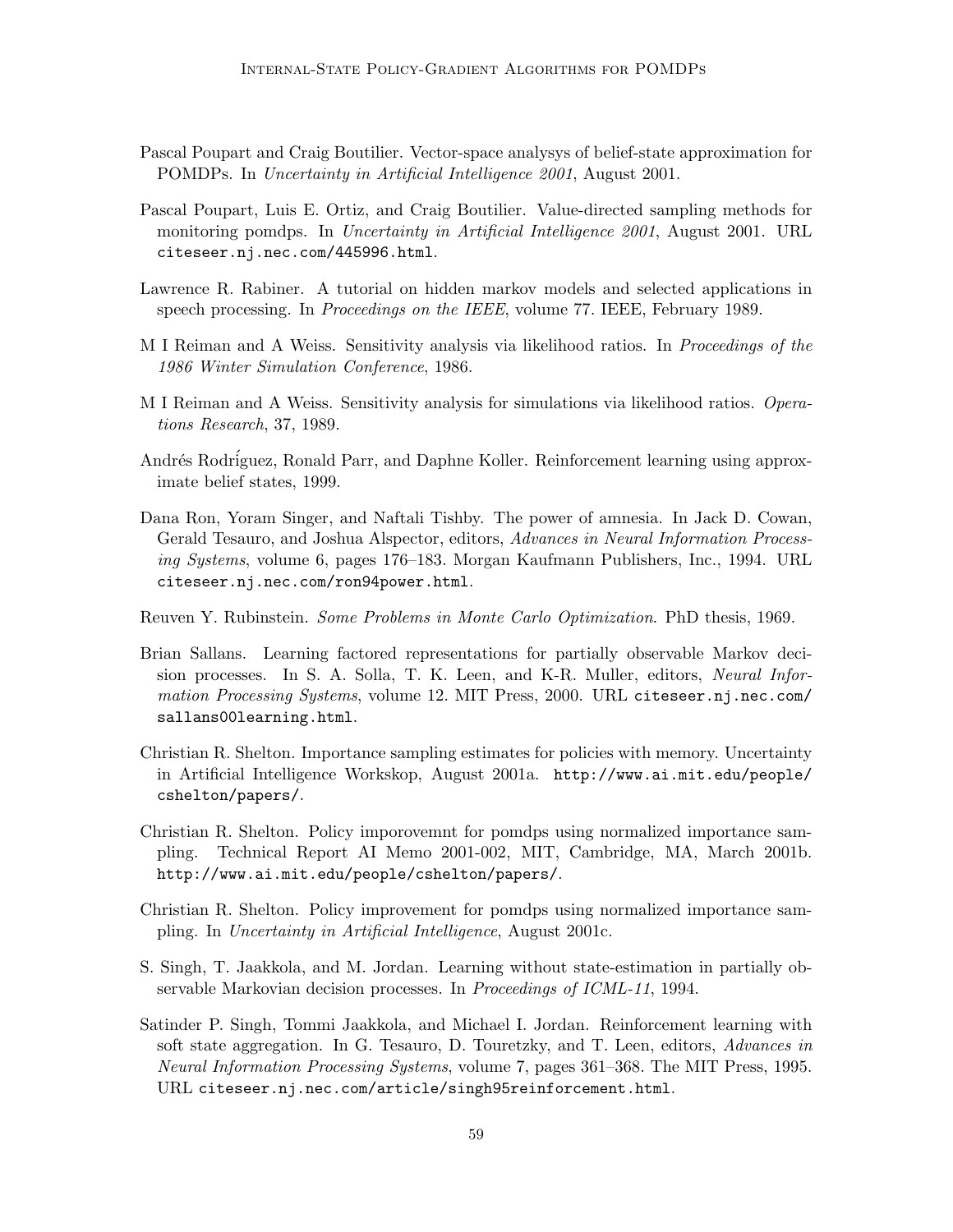Pascal Poupart and Craig Boutilier. Vector-space analysys of belief-state approximation for POMDPs. In *Uncertainty in Artificial Intelligence 2001*, August 2001.

Pascal Poupart, Luis E. Ortiz, and Craig Boutilier. Value-directed sampling methods for monitoring pomdps. In *Uncertainty in Artificial Intelligence 2001*, August 2001. URL `citeseer.nj.nec.com/445996.html`.

Lawrence R. Rabiner. A tutorial on hidden markov models and selected applications in speech processing. In *Proceedings on the IEEE*, volume 77. IEEE, February 1989.

M I Reiman and A Weiss. Sensitivity analysis via likelihood ratios. In *Proceedings of the 1986 Winter Simulation Conference*, 1986.

M I Reiman and A Weiss. Sensitivity analysis for simulations via likelihood ratios. *Operations Research*, 37, 1989.

Andrés Rodríguez, Ronald Parr, and Daphne Koller. Reinforcement learning using approximate belief states, 1999.

Dana Ron, Yoram Singer, and Naftali Tishby. The power of amnesia. In Jack D. Cowan, Gerald Tesauro, and Joshua Alspector, editors, *Advances in Neural Information Processing Systems*, volume 6, pages 176–183. Morgan Kaufmann Publishers, Inc., 1994. URL `citeseer.nj.nec.com/ron94power.html`.

Reuven Y. Rubinstein. *Some Problems in Monte Carlo Optimization*. PhD thesis, 1969.

Brian Sallans. Learning factored representations for partially observable Markov decision processes. In S. A. Solla, T. K. Leen, and K-R. Muller, editors, *Neural Information Processing Systems*, volume 12. MIT Press, 2000. URL `citeseer.nj.nec.com/sallans00learning.html`.

Christian R. Shelton. Importance sampling estimates for policies with memory. Uncertainty in Artificial Intelligence Workskop, August 2001a. `http://www.ai.mit.edu/people/cshelton/papers/`.

Christian R. Shelton. Policy imporovemnt for pomdps using normalized importance sampling. Technical Report AI Memo 2001-002, MIT, Cambridge, MA, March 2001b. `http://www.ai.mit.edu/people/cshelton/papers/`.

Christian R. Shelton. Policy improvement for pomdps using normalized importance sampling. In *Uncertainty in Artificial Intelligence*, August 2001c.

S. Singh, T. Jaakkola, and M. Jordan. Learning without state-estimation in partially observable Markovian decision processes. In *Proceedings of ICML-11*, 1994.

Satinder P. Singh, Tommi Jaakkola, and Michael I. Jordan. Reinforcement learning with soft state aggregation. In G. Tesauro, D. Touretzky, and T. Leen, editors, *Advances in Neural Information Processing Systems*, volume 7, pages 361–368. The MIT Press, 1995. URL `citeseer.nj.nec.com/article/singh95reinforcement.html`.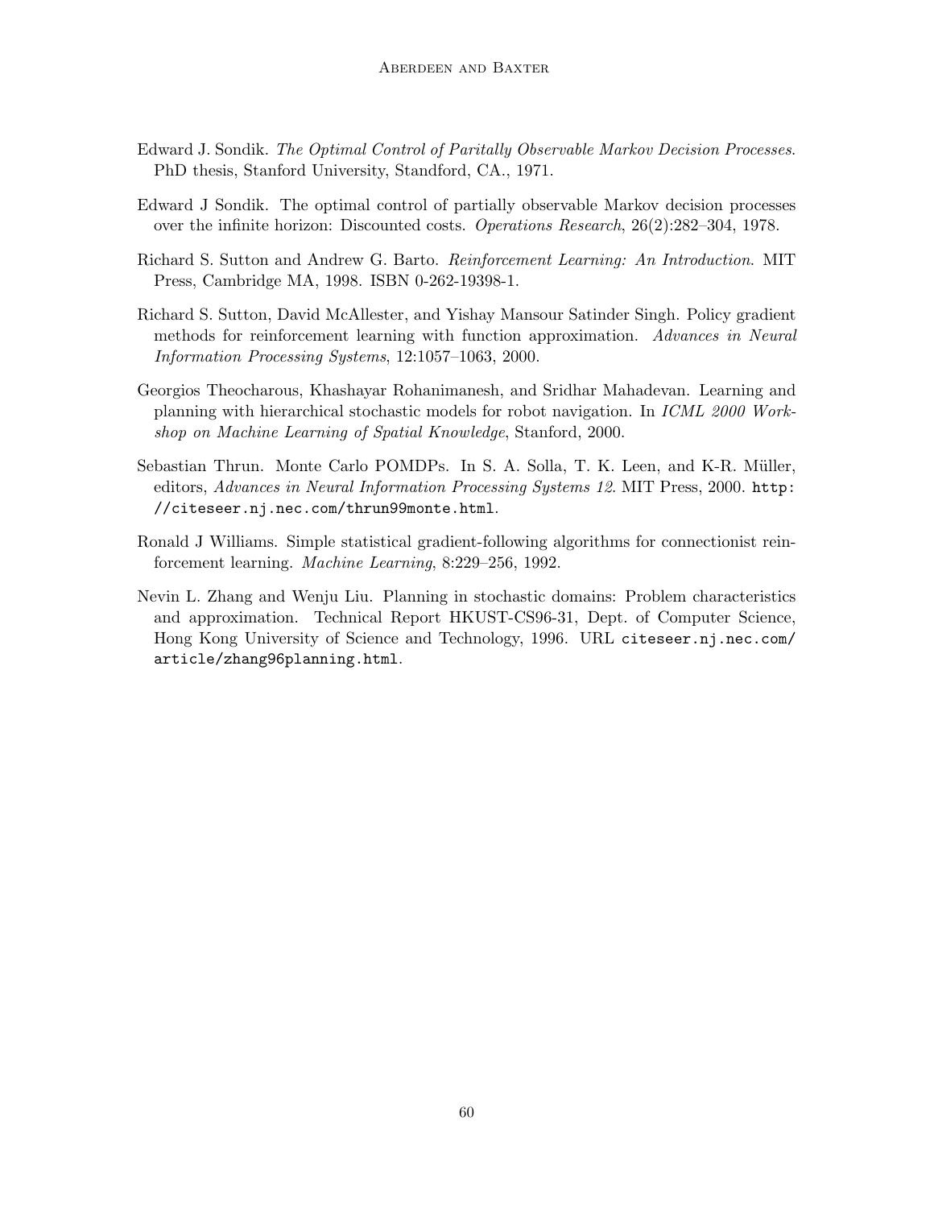Edward J. Sondik. *The Optimal Control of Paritally Observable Markov Decision Processes*. PhD thesis, Stanford University, Standford, CA., 1971.

Edward J Sondik. The optimal control of partially observable Markov decision processes over the infinite horizon: Discounted costs. *Operations Research*, 26(2):282–304, 1978.

Richard S. Sutton and Andrew G. Barto. *Reinforcement Learning: An Introduction*. MIT Press, Cambridge MA, 1998. ISBN 0-262-19398-1.

Richard S. Sutton, David McAllester, and Yishay Mansour Satinder Singh. Policy gradient methods for reinforcement learning with function approximation. *Advances in Neural Information Processing Systems*, 12:1057–1063, 2000.

Georgios Theocharous, Khashayar Rohanimanesh, and Sridhar Mahadevan. Learning and planning with hierarchical stochastic models for robot navigation. In *ICML 2000 Workshop on Machine Learning of Spatial Knowledge*, Stanford, 2000.

Sebastian Thrun. Monte Carlo POMDPs. In S. A. Solla, T. K. Leen, and K-R. Müller, editors, *Advances in Neural Information Processing Systems 12*. MIT Press, 2000. `http://citeseer.nj.nec.com/thrun99monte.html`.

Ronald J Williams. Simple statistical gradient-following algorithms for connectionist reinforcement learning. *Machine Learning*, 8:229–256, 1992.

Nevin L. Zhang and Wenju Liu. Planning in stochastic domains: Problem characteristics and approximation. Technical Report HKUST-CS96-31, Dept. of Computer Science, Hong Kong University of Science and Technology, 1996. URL `citeseer.nj.nec.com/article/zhang96planning.html`.